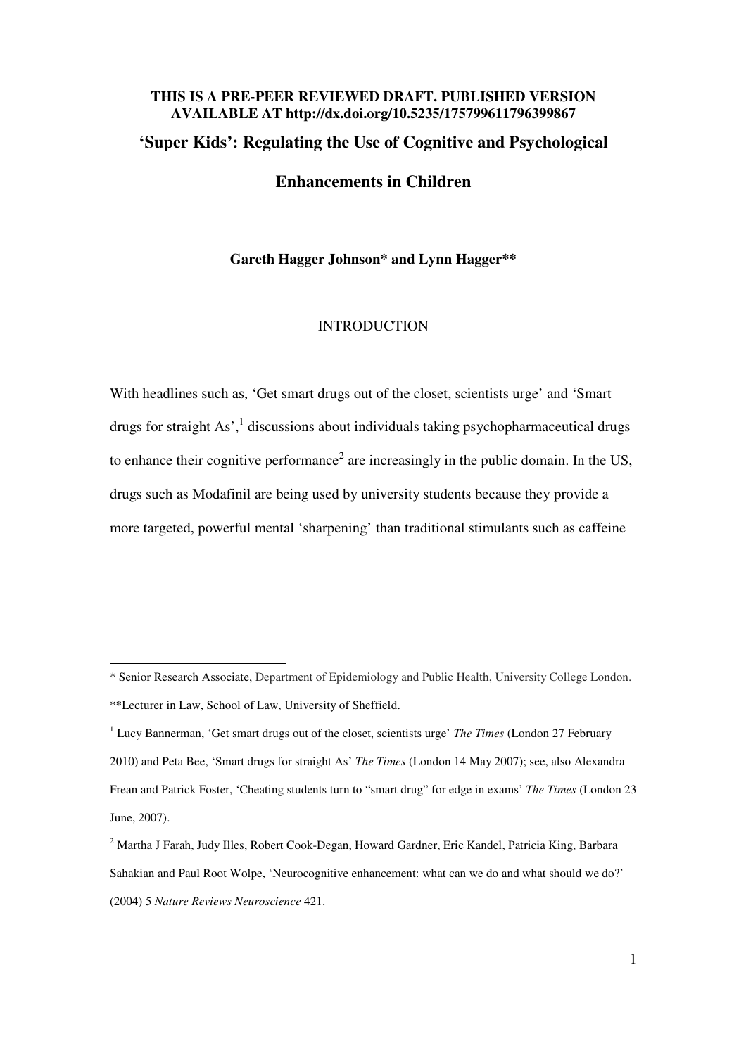**THIS IS A PRE-PEER REVIEWED DRAFT. PUBLISHED VERSION AVAILABLE AT http://dx.doi.org/10.5235/175799611796399867**

# 'Super Kids': Regulating the Use of Cognitive and Psychological Enhancements in Children

**Gareth Hagger Johnson* and Lynn Hagger****

## INTRODUCTION

With headlines such as, 'Get smart drugs out of the closet, scientists urge' and 'Smart drugs for straight As',[1] discussions about individuals taking psychopharmaceutical drugs to enhance their cognitive performance[2] are increasingly in the public domain. In the US, drugs such as Modafinil are being used by university students because they provide a more targeted, powerful mental 'sharpening' than traditional stimulants such as caffeine

---

* Senior Research Associate, Department of Epidemiology and Public Health, University College London.

**Lecturer in Law, School of Law, University of Sheffield.

[1] Lucy Bannerman, 'Get smart drugs out of the closet, scientists urge' *The Times* (London 27 February 2010) and Peta Bee, 'Smart drugs for straight As' *The Times* (London 14 May 2007); see, also Alexandra Frean and Patrick Foster, 'Cheating students turn to "smart drug" for edge in exams' *The Times* (London 23 June, 2007).

[2] Martha J Farah, Judy Illes, Robert Cook-Degan, Howard Gardner, Eric Kandel, Patricia King, Barbara Sahakian and Paul Root Wolpe, 'Neurocognitive enhancement: what can we do and what should we do?' (2004) 5 *Nature Reviews Neuroscience* 421.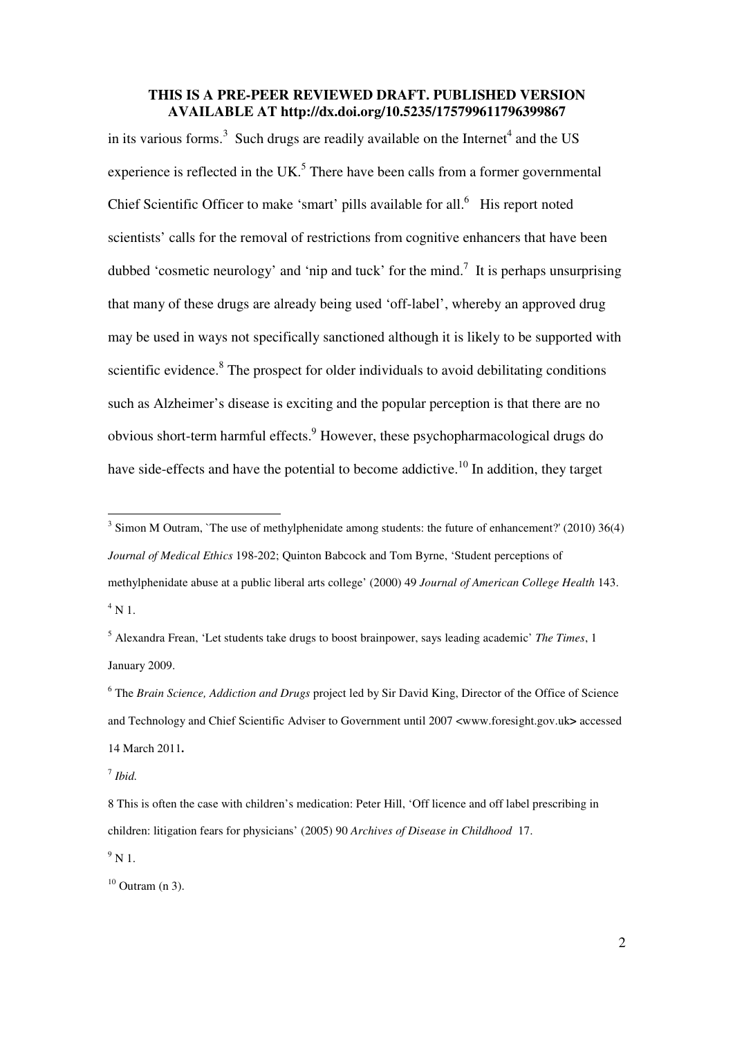in its various forms.[3] Such drugs are readily available on the Internet[4] and the US experience is reflected in the UK.[5] There have been calls from a former governmental Chief Scientific Officer to make 'smart' pills available for all.[6] His report noted scientists' calls for the removal of restrictions from cognitive enhancers that have been dubbed 'cosmetic neurology' and 'nip and tuck' for the mind.[7] It is perhaps unsurprising that many of these drugs are already being used 'off-label', whereby an approved drug may be used in ways not specifically sanctioned although it is likely to be supported with scientific evidence.[8] The prospect for older individuals to avoid debilitating conditions such as Alzheimer's disease is exciting and the popular perception is that there are no obvious short-term harmful effects.[9] However, these psychopharmacological drugs do have side-effects and have the potential to become addictive.[10] In addition, they target

---

[3] Simon M Outram, `The use of methylphenidate among students: the future of enhancement?' (2010) 36(4) *Journal of Medical Ethics* 198-202; Quinton Babcock and Tom Byrne, 'Student perceptions of methylphenidate abuse at a public liberal arts college' (2000) 49 *Journal of American College Health* 143.

[4] N 1.

[5] Alexandra Frean, 'Let students take drugs to boost brainpower, says leading academic' *The Times*, 1 January 2009.

[6] The *Brain Science, Addiction and Drugs* project led by Sir David King, Director of the Office of Science and Technology and Chief Scientific Adviser to Government until 2007 <www.foresight.gov.uk> accessed 14 March 2011**.**

[7] *Ibid.*

8 This is often the case with children's medication: Peter Hill, 'Off licence and off label prescribing in children: litigation fears for physicians' (2005) 90 *Archives of Disease in Childhood* 17.

[9] N 1.

[10] Outram (n 3).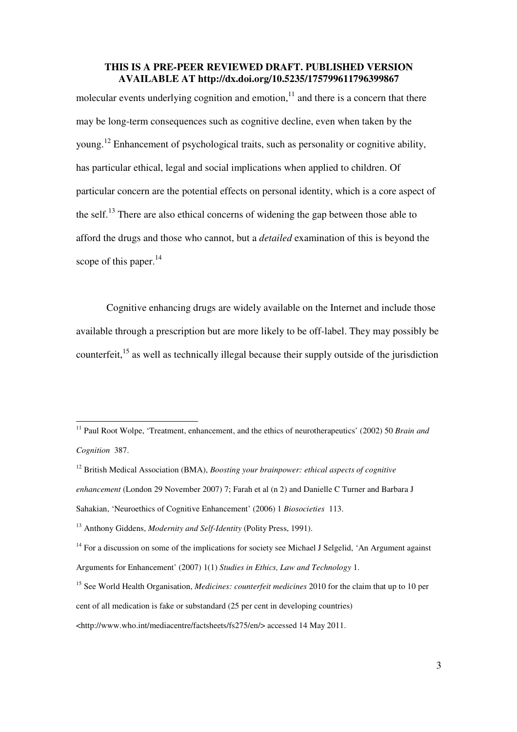**THIS IS A PRE-PEER REVIEWED DRAFT. PUBLISHED VERSION AVAILABLE AT http://dx.doi.org/10.5235/175799611796399867**

molecular events underlying cognition and emotion,[11] and there is a concern that there may be long-term consequences such as cognitive decline, even when taken by the young.[12] Enhancement of psychological traits, such as personality or cognitive ability, has particular ethical, legal and social implications when applied to children. Of particular concern are the potential effects on personal identity, which is a core aspect of the self.[13] There are also ethical concerns of widening the gap between those able to afford the drugs and those who cannot, but a *detailed* examination of this is beyond the scope of this paper.[14]

Cognitive enhancing drugs are widely available on the Internet and include those available through a prescription but are more likely to be off-label. They may possibly be counterfeit,[15] as well as technically illegal because their supply outside of the jurisdiction

---

[11] Paul Root Wolpe, 'Treatment, enhancement, and the ethics of neurotherapeutics' (2002) 50 *Brain and Cognition* 387.

[12] British Medical Association (BMA), *Boosting your brainpower: ethical aspects of cognitive enhancement* (London 29 November 2007) 7; Farah et al (n 2) and Danielle C Turner and Barbara J Sahakian, 'Neuroethics of Cognitive Enhancement' (2006) 1 *Biosocieties* 113.

[13] Anthony Giddens, *Modernity and Self-Identity* (Polity Press, 1991).

[14] For a discussion on some of the implications for society see Michael J Selgelid, 'An Argument against Arguments for Enhancement' (2007) 1(1) *Studies in Ethics, Law and Technology* 1.

[15] See World Health Organisation, *Medicines: counterfeit medicines* 2010 for the claim that up to 10 per cent of all medication is fake or substandard (25 per cent in developing countries) <http://www.who.int/mediacentre/factsheets/fs275/en/> accessed 14 May 2011.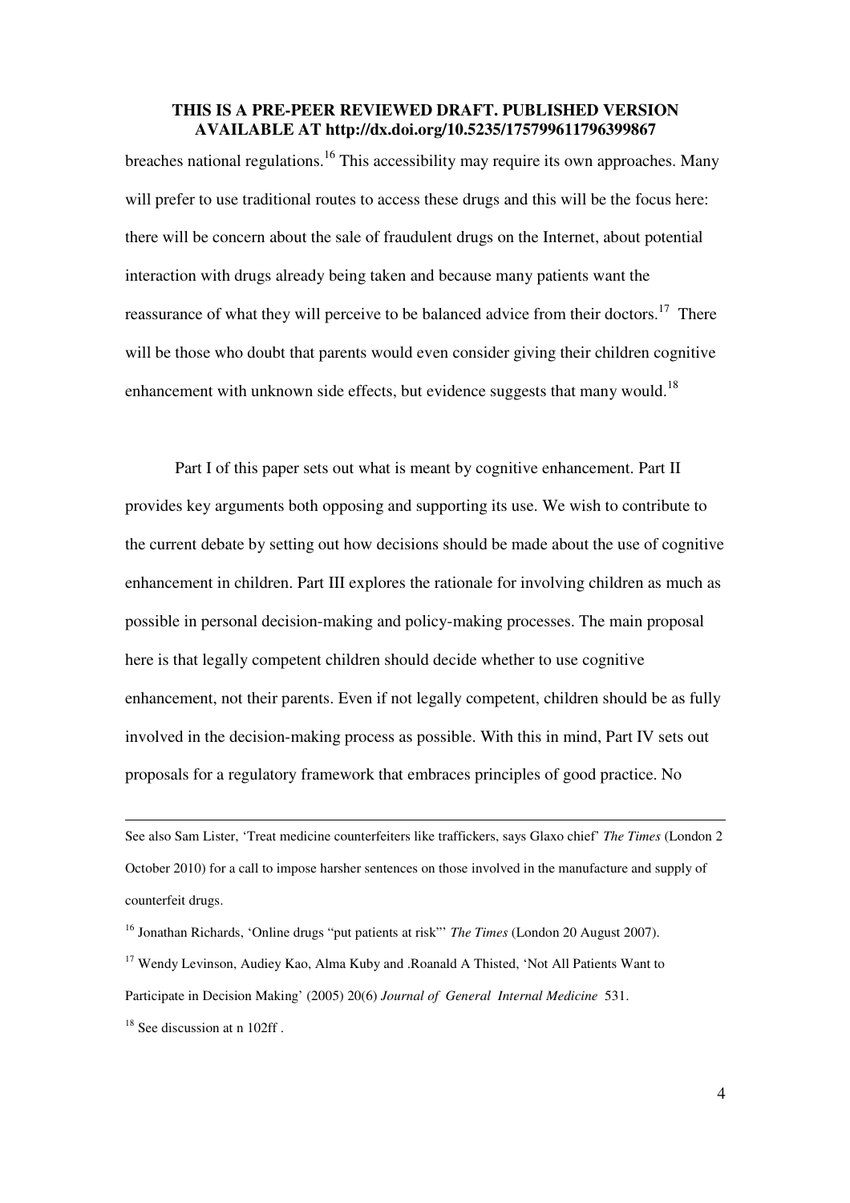breaches national regulations.[16] This accessibility may require its own approaches. Many will prefer to use traditional routes to access these drugs and this will be the focus here: there will be concern about the sale of fraudulent drugs on the Internet, about potential interaction with drugs already being taken and because many patients want the reassurance of what they will perceive to be balanced advice from their doctors.[17] There will be those who doubt that parents would even consider giving their children cognitive enhancement with unknown side effects, but evidence suggests that many would.[18]

Part I of this paper sets out what is meant by cognitive enhancement. Part II provides key arguments both opposing and supporting its use. We wish to contribute to the current debate by setting out how decisions should be made about the use of cognitive enhancement in children. Part III explores the rationale for involving children as much as possible in personal decision-making and policy-making processes. The main proposal here is that legally competent children should decide whether to use cognitive enhancement, not their parents. Even if not legally competent, children should be as fully involved in the decision-making process as possible. With this in mind, Part IV sets out proposals for a regulatory framework that embraces principles of good practice. No

---

See also Sam Lister, 'Treat medicine counterfeiters like traffickers, says Glaxo chief' *The Times* (London 2 October 2010) for a call to impose harsher sentences on those involved in the manufacture and supply of counterfeit drugs.

[16] Jonathan Richards, 'Online drugs "put patients at risk"' *The Times* (London 20 August 2007).

[17] Wendy Levinson, Audiey Kao, Alma Kuby and .Roanald A Thisted, 'Not All Patients Want to Participate in Decision Making' (2005) 20(6) *Journal of General Internal Medicine* 531.

[18] See discussion at n 102ff .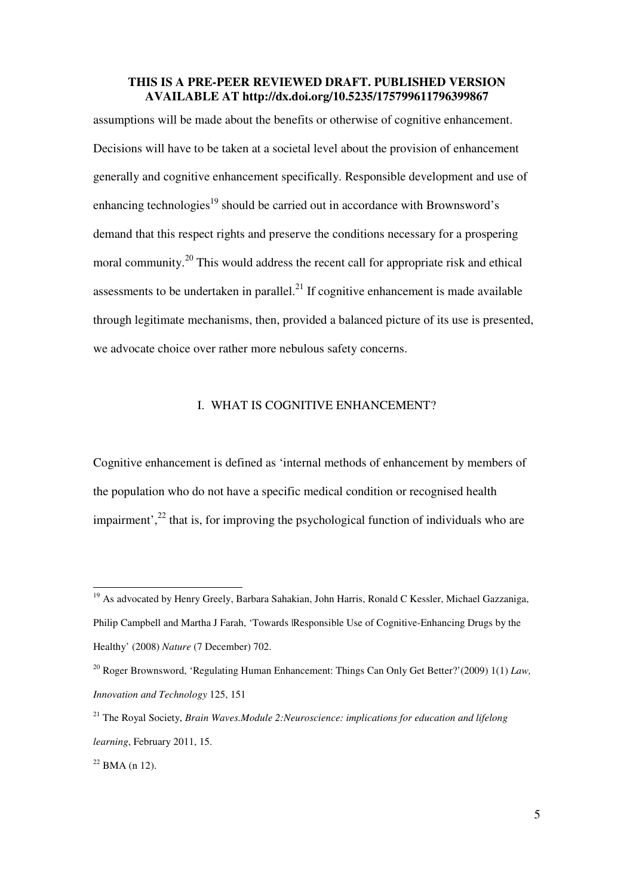assumptions will be made about the benefits or otherwise of cognitive enhancement. Decisions will have to be taken at a societal level about the provision of enhancement generally and cognitive enhancement specifically. Responsible development and use of enhancing technologies[19] should be carried out in accordance with Brownsword's demand that this respect rights and preserve the conditions necessary for a prospering moral community.[20] This would address the recent call for appropriate risk and ethical assessments to be undertaken in parallel.[21] If cognitive enhancement is made available through legitimate mechanisms, then, provided a balanced picture of its use is presented, we advocate choice over rather more nebulous safety concerns.

## I. WHAT IS COGNITIVE ENHANCEMENT?

Cognitive enhancement is defined as 'internal methods of enhancement by members of the population who do not have a specific medical condition or recognised health impairment',[22] that is, for improving the psychological function of individuals who are

---

[19] As advocated by Henry Greely, Barbara Sahakian, John Harris, Ronald C Kessler, Michael Gazzaniga, Philip Campbell and Martha J Farah, 'Towards |Responsible Use of Cognitive-Enhancing Drugs by the Healthy' (2008) *Nature* (7 December) 702.

[20] Roger Brownsword, 'Regulating Human Enhancement: Things Can Only Get Better?'(2009) 1(1) *Law, Innovation and Technology* 125, 151

[21] The Royal Society, *Brain Waves.Module 2:Neuroscience: implications for education and lifelong learning*, February 2011, 15.

[22] BMA (n 12).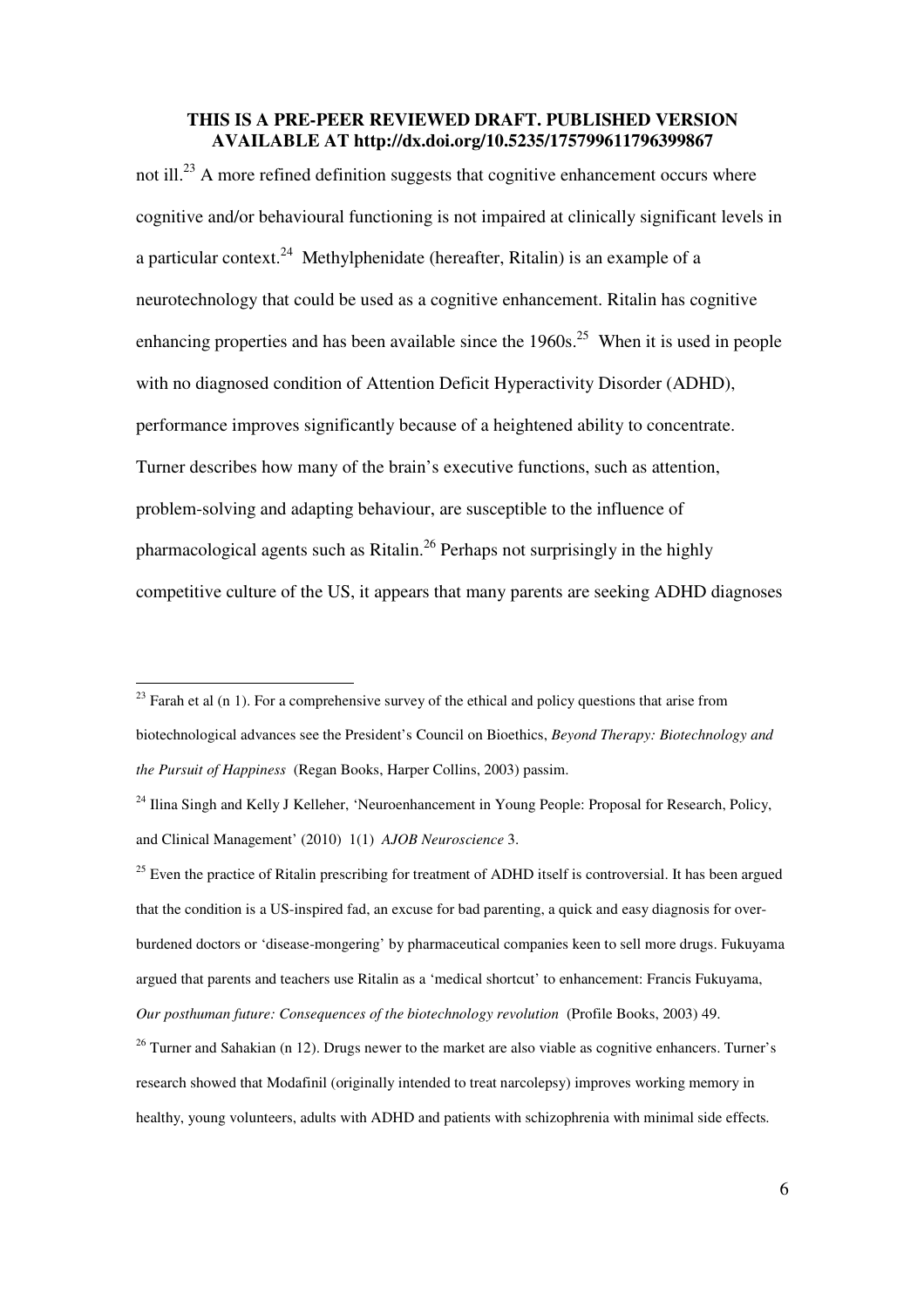not ill.[23] A more refined definition suggests that cognitive enhancement occurs where cognitive and/or behavioural functioning is not impaired at clinically significant levels in a particular context.[24] Methylphenidate (hereafter, Ritalin) is an example of a neurotechnology that could be used as a cognitive enhancement. Ritalin has cognitive enhancing properties and has been available since the 1960s.[25] When it is used in people with no diagnosed condition of Attention Deficit Hyperactivity Disorder (ADHD), performance improves significantly because of a heightened ability to concentrate. Turner describes how many of the brain's executive functions, such as attention, problem-solving and adapting behaviour, are susceptible to the influence of pharmacological agents such as Ritalin.[26] Perhaps not surprisingly in the highly competitive culture of the US, it appears that many parents are seeking ADHD diagnoses

---

[23] Farah et al (n 1). For a comprehensive survey of the ethical and policy questions that arise from biotechnological advances see the President's Council on Bioethics, *Beyond Therapy: Biotechnology and the Pursuit of Happiness* (Regan Books, Harper Collins, 2003) passim.

[24] Ilina Singh and Kelly J Kelleher, 'Neuroenhancement in Young People: Proposal for Research, Policy, and Clinical Management' (2010) 1(1) *AJOB Neuroscience* 3.

[25] Even the practice of Ritalin prescribing for treatment of ADHD itself is controversial. It has been argued that the condition is a US-inspired fad, an excuse for bad parenting, a quick and easy diagnosis for over-burdened doctors or 'disease-mongering' by pharmaceutical companies keen to sell more drugs. Fukuyama argued that parents and teachers use Ritalin as a 'medical shortcut' to enhancement: Francis Fukuyama, *Our posthuman future: Consequences of the biotechnology revolution* (Profile Books, 2003) 49.

[26] Turner and Sahakian (n 12). Drugs newer to the market are also viable as cognitive enhancers. Turner's research showed that Modafinil (originally intended to treat narcolepsy) improves working memory in healthy, young volunteers, adults with ADHD and patients with schizophrenia with minimal side effects.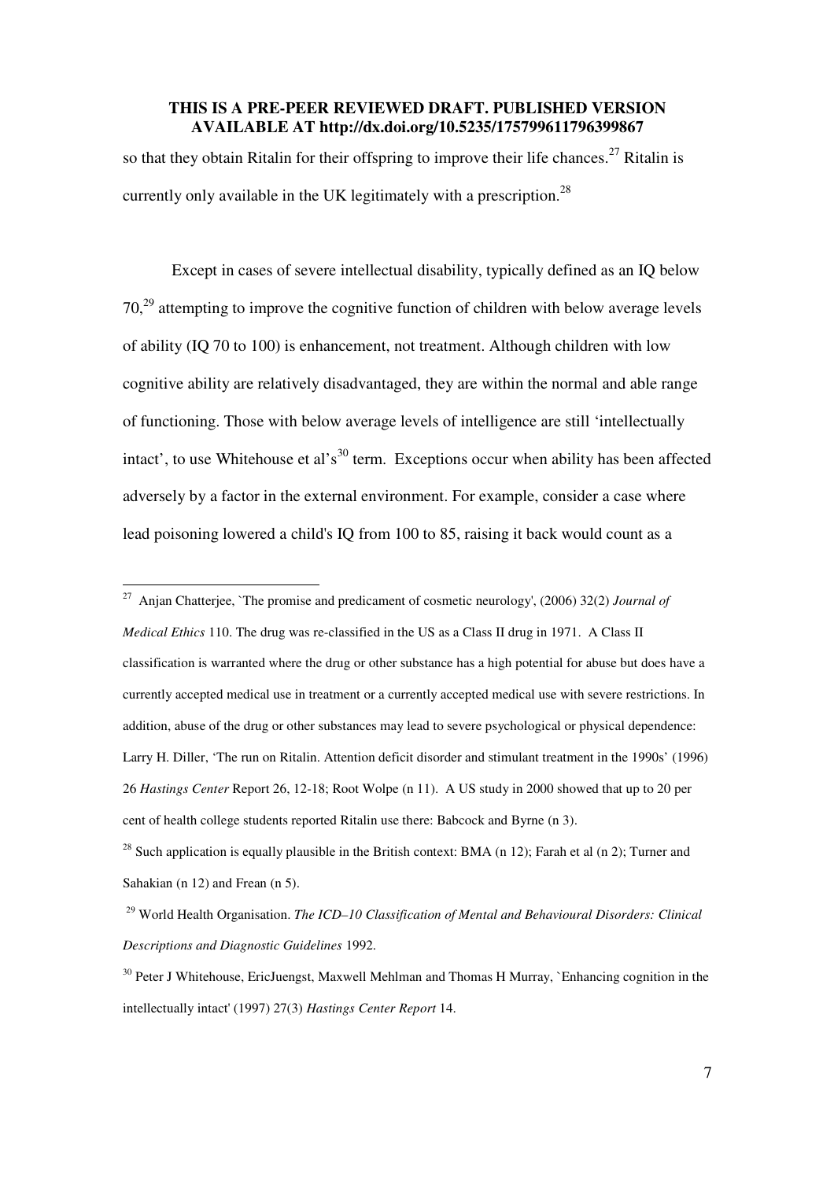so that they obtain Ritalin for their offspring to improve their life chances.[27] Ritalin is currently only available in the UK legitimately with a prescription.[28]

Except in cases of severe intellectual disability, typically defined as an IQ below 70,[29] attempting to improve the cognitive function of children with below average levels of ability (IQ 70 to 100) is enhancement, not treatment. Although children with low cognitive ability are relatively disadvantaged, they are within the normal and able range of functioning. Those with below average levels of intelligence are still 'intellectually intact', to use Whitehouse et al's[30] term. Exceptions occur when ability has been affected adversely by a factor in the external environment. For example, consider a case where lead poisoning lowered a child's IQ from 100 to 85, raising it back would count as a

---

[27] Anjan Chatterjee, `The promise and predicament of cosmetic neurology', (2006) 32(2) *Journal of Medical Ethics* 110. The drug was re-classified in the US as a Class II drug in 1971. A Class II classification is warranted where the drug or other substance has a high potential for abuse but does have a currently accepted medical use in treatment or a currently accepted medical use with severe restrictions. In addition, abuse of the drug or other substances may lead to severe psychological or physical dependence: Larry H. Diller, 'The run on Ritalin. Attention deficit disorder and stimulant treatment in the 1990s' (1996) 26 *Hastings Center* Report 26, 12-18; Root Wolpe (n 11). A US study in 2000 showed that up to 20 per cent of health college students reported Ritalin use there: Babcock and Byrne (n 3).

[28] Such application is equally plausible in the British context: BMA (n 12); Farah et al (n 2); Turner and Sahakian (n 12) and Frean (n 5).

[29] World Health Organisation. *The ICD–10 Classification of Mental and Behavioural Disorders: Clinical Descriptions and Diagnostic Guidelines* 1992.

[30] Peter J Whitehouse, EricJuengst, Maxwell Mehlman and Thomas H Murray, `Enhancing cognition in the intellectually intact' (1997) 27(3) *Hastings Center Report* 14.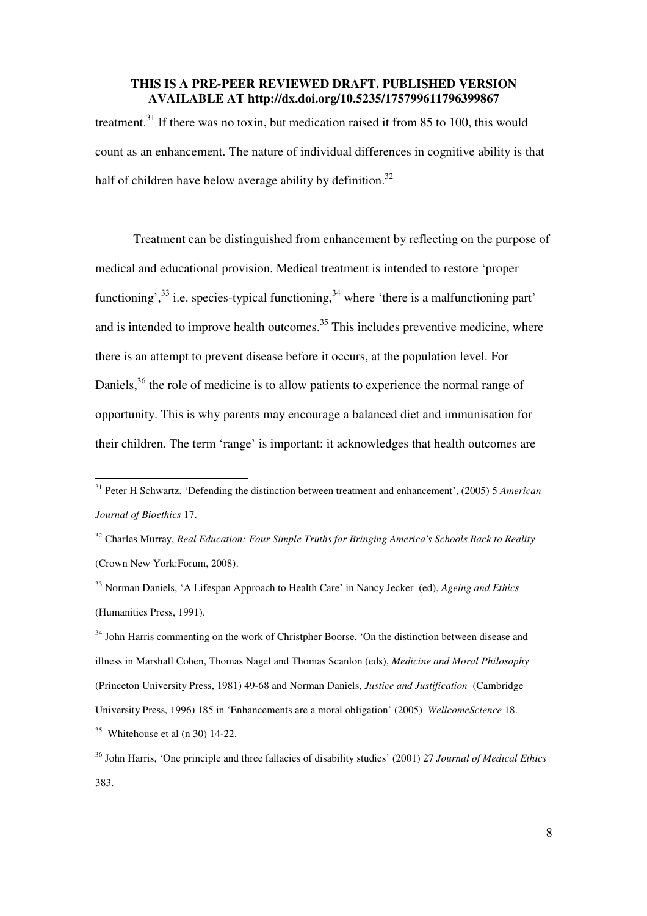treatment.[31] If there was no toxin, but medication raised it from 85 to 100, this would count as an enhancement. The nature of individual differences in cognitive ability is that half of children have below average ability by definition.[32]

Treatment can be distinguished from enhancement by reflecting on the purpose of medical and educational provision. Medical treatment is intended to restore 'proper functioning',[33] i.e. species-typical functioning,[34] where 'there is a malfunctioning part' and is intended to improve health outcomes.[35] This includes preventive medicine, where there is an attempt to prevent disease before it occurs, at the population level. For Daniels,[36] the role of medicine is to allow patients to experience the normal range of opportunity. This is why parents may encourage a balanced diet and immunisation for their children. The term 'range' is important: it acknowledges that health outcomes are

---

[31] Peter H Schwartz, 'Defending the distinction between treatment and enhancement', (2005) 5 *American Journal of Bioethics* 17.

[32] Charles Murray, *Real Education: Four Simple Truths for Bringing America's Schools Back to Reality* (Crown New York:Forum, 2008).

[33] Norman Daniels, 'A Lifespan Approach to Health Care' in Nancy Jecker (ed), *Ageing and Ethics* (Humanities Press, 1991).

[34] John Harris commenting on the work of Christpher Boorse, 'On the distinction between disease and illness in Marshall Cohen, Thomas Nagel and Thomas Scanlon (eds), *Medicine and Moral Philosophy* (Princeton University Press, 1981) 49-68 and Norman Daniels, *Justice and Justification* (Cambridge University Press, 1996) 185 in 'Enhancements are a moral obligation' (2005) *WellcomeScience* 18.

[35] Whitehouse et al (n 30) 14-22.

[36] John Harris, 'One principle and three fallacies of disability studies' (2001) 27 *Journal of Medical Ethics* 383.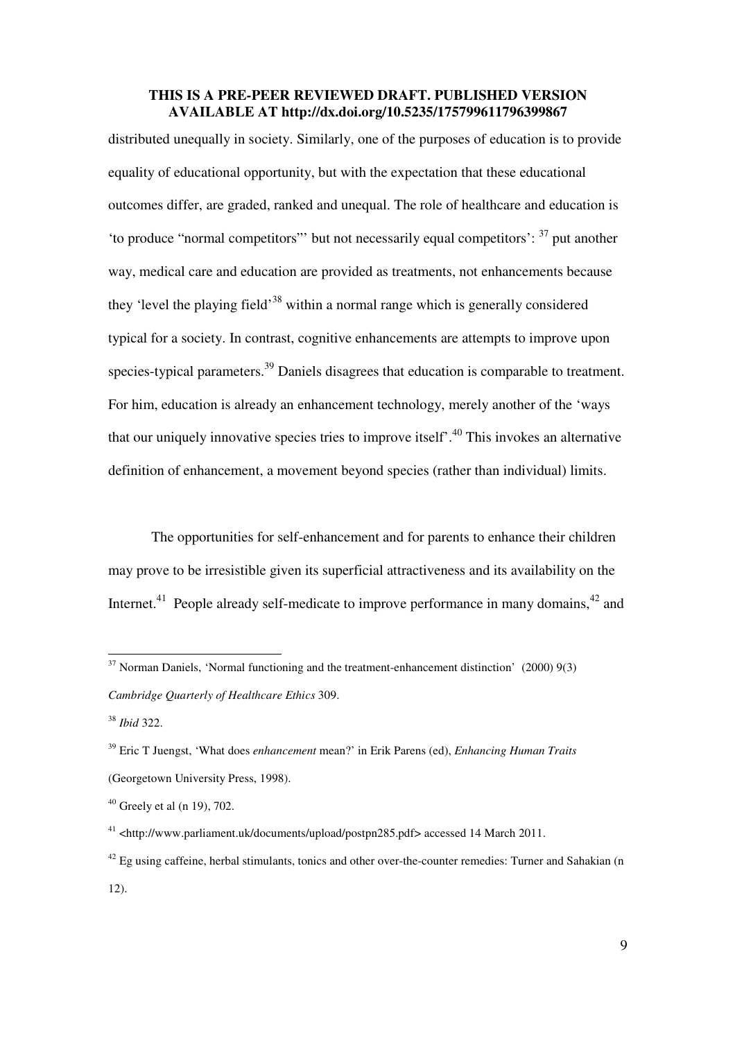distributed unequally in society. Similarly, one of the purposes of education is to provide equality of educational opportunity, but with the expectation that these educational outcomes differ, are graded, ranked and unequal. The role of healthcare and education is 'to produce "normal competitors"' but not necessarily equal competitors': [37] put another way, medical care and education are provided as treatments, not enhancements because they 'level the playing field'[38] within a normal range which is generally considered typical for a society. In contrast, cognitive enhancements are attempts to improve upon species-typical parameters.[39] Daniels disagrees that education is comparable to treatment. For him, education is already an enhancement technology, merely another of the 'ways that our uniquely innovative species tries to improve itself'.[40] This invokes an alternative definition of enhancement, a movement beyond species (rather than individual) limits.

The opportunities for self-enhancement and for parents to enhance their children may prove to be irresistible given its superficial attractiveness and its availability on the Internet.[41] People already self-medicate to improve performance in many domains,[42] and

---

[37] Norman Daniels, 'Normal functioning and the treatment-enhancement distinction' (2000) 9(3) *Cambridge Quarterly of Healthcare Ethics* 309.

[38] *Ibid* 322.

[39] Eric T Juengst, 'What does *enhancement* mean?' in Erik Parens (ed), *Enhancing Human Traits* (Georgetown University Press, 1998).

[40] Greely et al (n 19), 702.

[41] <http://www.parliament.uk/documents/upload/postpn285.pdf> accessed 14 March 2011.

[42] Eg using caffeine, herbal stimulants, tonics and other over-the-counter remedies: Turner and Sahakian (n 12).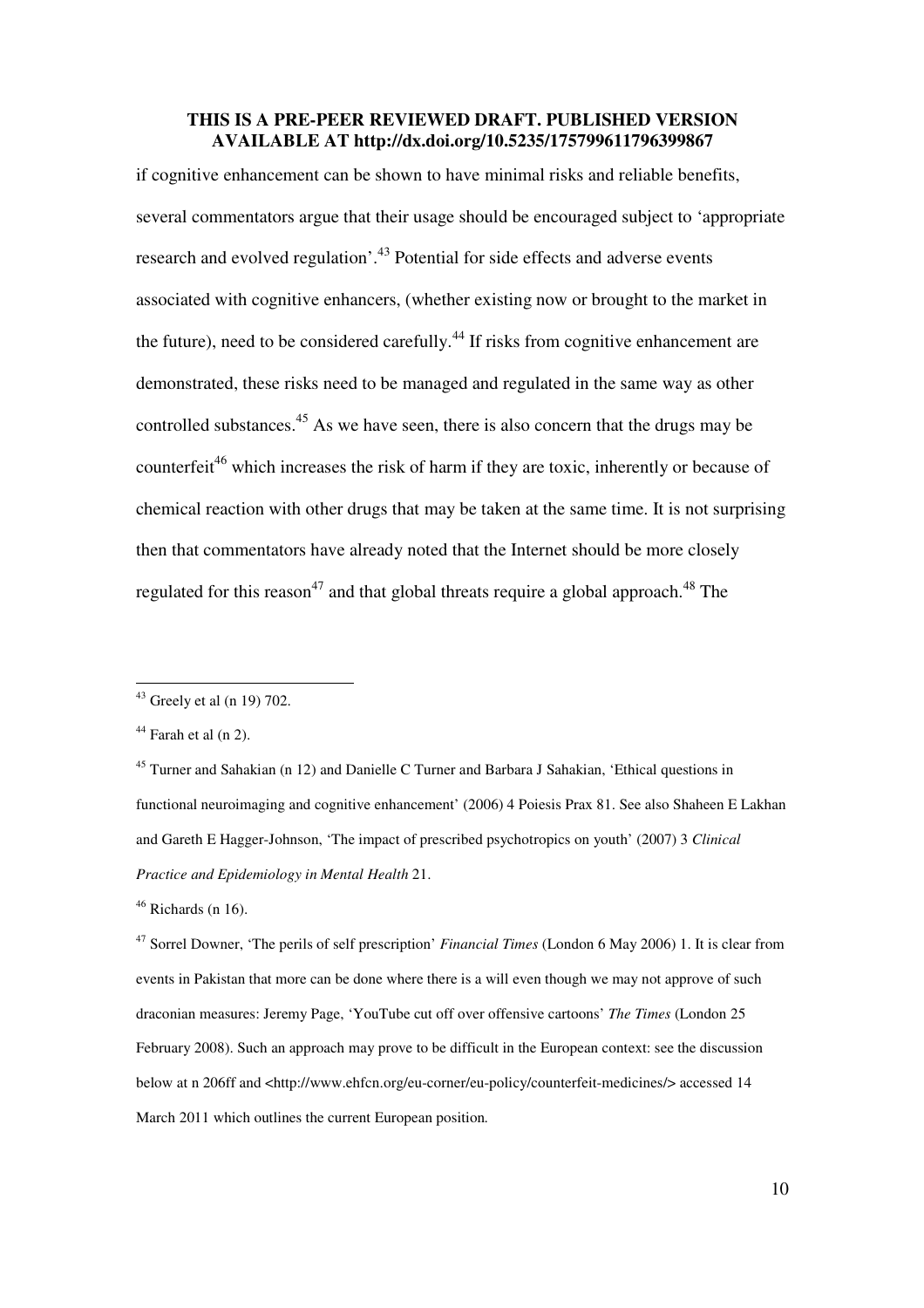if cognitive enhancement can be shown to have minimal risks and reliable benefits, several commentators argue that their usage should be encouraged subject to 'appropriate research and evolved regulation'.[43] Potential for side effects and adverse events associated with cognitive enhancers, (whether existing now or brought to the market in the future), need to be considered carefully.[44] If risks from cognitive enhancement are demonstrated, these risks need to be managed and regulated in the same way as other controlled substances.[45] As we have seen, there is also concern that the drugs may be counterfeit[46] which increases the risk of harm if they are toxic, inherently or because of chemical reaction with other drugs that may be taken at the same time. It is not surprising then that commentators have already noted that the Internet should be more closely regulated for this reason[47] and that global threats require a global approach.[48] The

---

[43] Greely et al (n 19) 702.

[44] Farah et al (n 2).

[45] Turner and Sahakian (n 12) and Danielle C Turner and Barbara J Sahakian, 'Ethical questions in functional neuroimaging and cognitive enhancement' (2006) 4 Poiesis Prax 81. See also Shaheen E Lakhan and Gareth E Hagger-Johnson, 'The impact of prescribed psychotropics on youth' (2007) 3 *Clinical Practice and Epidemiology in Mental Health* 21.

[46] Richards (n 16).

[47] Sorrel Downer, 'The perils of self prescription' *Financial Times* (London 6 May 2006) 1. It is clear from events in Pakistan that more can be done where there is a will even though we may not approve of such draconian measures: Jeremy Page, 'YouTube cut off over offensive cartoons' *The Times* (London 25 February 2008). Such an approach may prove to be difficult in the European context: see the discussion below at n 206ff and <http://www.ehfcn.org/eu-corner/eu-policy/counterfeit-medicines/> accessed 14 March 2011 which outlines the current European position.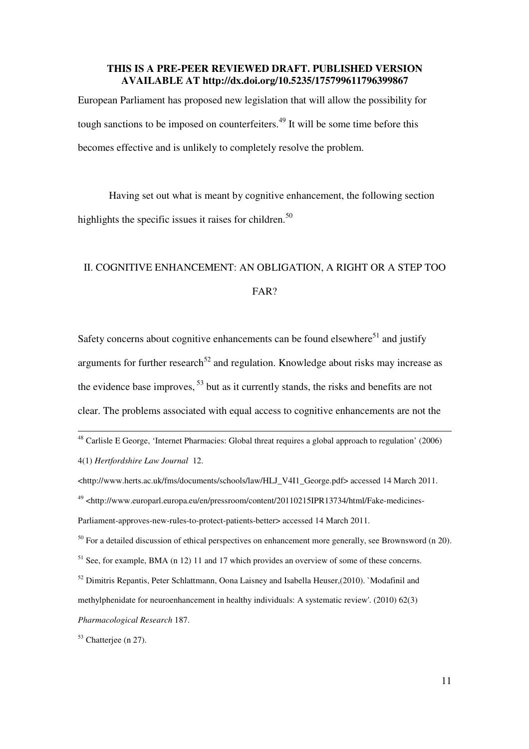European Parliament has proposed new legislation that will allow the possibility for tough sanctions to be imposed on counterfeiters.[49] It will be some time before this becomes effective and is unlikely to completely resolve the problem.

Having set out what is meant by cognitive enhancement, the following section highlights the specific issues it raises for children.[50]

## II. COGNITIVE ENHANCEMENT: AN OBLIGATION, A RIGHT OR A STEP TOO FAR?

Safety concerns about cognitive enhancements can be found elsewhere[51] and justify arguments for further research[52] and regulation. Knowledge about risks may increase as the evidence base improves, [53] but as it currently stands, the risks and benefits are not clear. The problems associated with equal access to cognitive enhancements are not the

---

[48] Carlisle E George, 'Internet Pharmacies: Global threat requires a global approach to regulation' (2006) 4(1) *Hertfordshire Law Journal* 12. <http://www.herts.ac.uk/fms/documents/schools/law/HLJ_V4I1_George.pdf> accessed 14 March 2011.

[49] <http://www.europarl.europa.eu/en/pressroom/content/20110215IPR13734/html/Fake-medicines-Parliament-approves-new-rules-to-protect-patients-better> accessed 14 March 2011.

[50] For a detailed discussion of ethical perspectives on enhancement more generally, see Brownsword (n 20).

[51] See, for example, BMA (n 12) 11 and 17 which provides an overview of some of these concerns.

[52] Dimitris Repantis, Peter Schlattmann, Oona Laisney and Isabella Heuser,(2010). `Modafinil and methylphenidate for neuroenhancement in healthy individuals: A systematic review'. (2010) 62(3) *Pharmacological Research* 187.

[53] Chatterjee (n 27).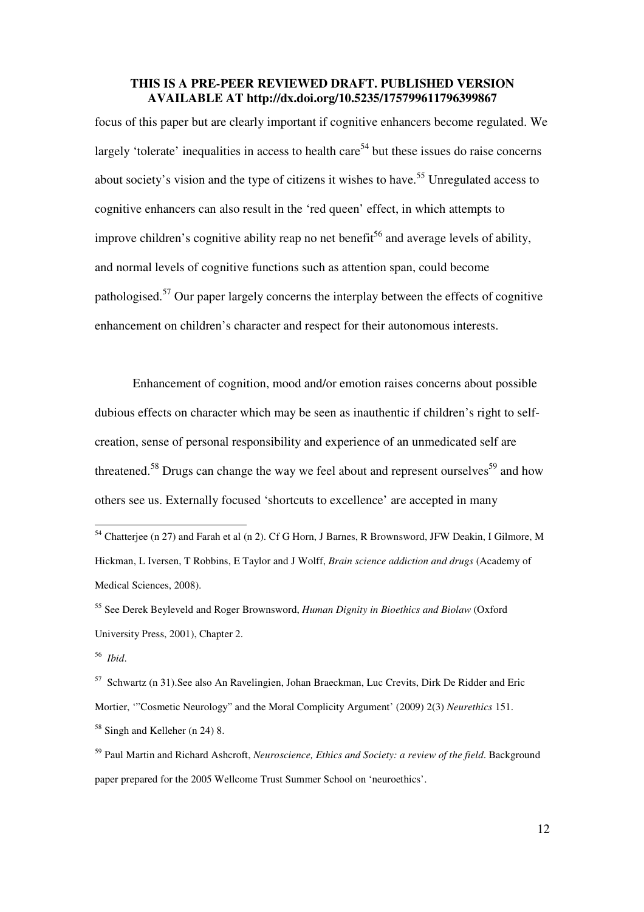focus of this paper but are clearly important if cognitive enhancers become regulated. We largely 'tolerate' inequalities in access to health care[54] but these issues do raise concerns about society's vision and the type of citizens it wishes to have.[55] Unregulated access to cognitive enhancers can also result in the 'red queen' effect, in which attempts to improve children's cognitive ability reap no net benefit[56] and average levels of ability, and normal levels of cognitive functions such as attention span, could become pathologised.[57] Our paper largely concerns the interplay between the effects of cognitive enhancement on children's character and respect for their autonomous interests.

Enhancement of cognition, mood and/or emotion raises concerns about possible dubious effects on character which may be seen as inauthentic if children's right to self-creation, sense of personal responsibility and experience of an unmedicated self are threatened.[58] Drugs can change the way we feel about and represent ourselves[59] and how others see us. Externally focused 'shortcuts to excellence' are accepted in many

---

[54] Chatterjee (n 27) and Farah et al (n 2). Cf G Horn, J Barnes, R Brownsword, JFW Deakin, I Gilmore, M Hickman, L Iversen, T Robbins, E Taylor and J Wolff, *Brain science addiction and drugs* (Academy of Medical Sciences, 2008).

[55] See Derek Beyleveld and Roger Brownsword, *Human Dignity in Bioethics and Biolaw* (Oxford University Press, 2001), Chapter 2.

[56] *Ibid*.

[57] Schwartz (n 31).See also An Ravelingien, Johan Braeckman, Luc Crevits, Dirk De Ridder and Eric Mortier, '"Cosmetic Neurology" and the Moral Complicity Argument' (2009) 2(3) *Neurethics* 151.

[58] Singh and Kelleher (n 24) 8.

[59] Paul Martin and Richard Ashcroft, *Neuroscience, Ethics and Society: a review of the field*. Background paper prepared for the 2005 Wellcome Trust Summer School on 'neuroethics'.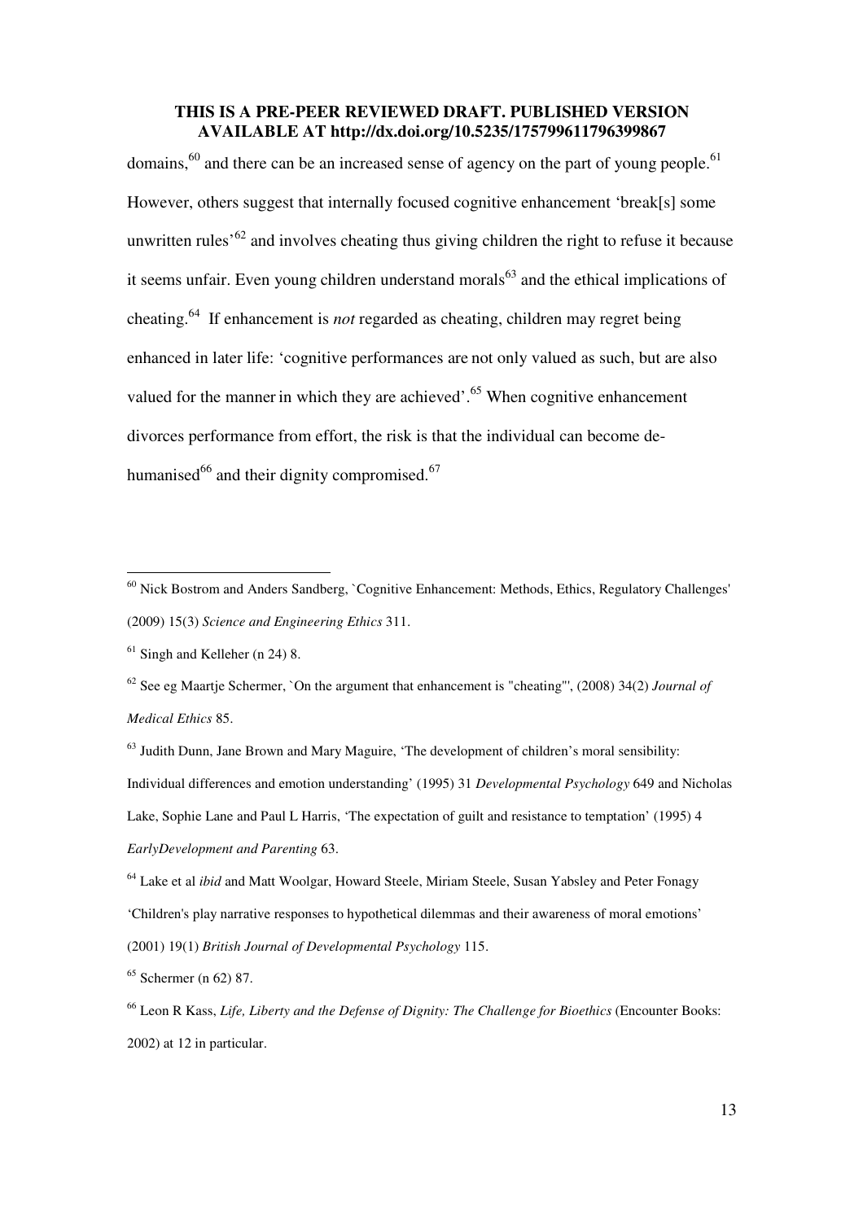domains,[60] and there can be an increased sense of agency on the part of young people.[61] However, others suggest that internally focused cognitive enhancement 'break[s] some unwritten rules'[62] and involves cheating thus giving children the right to refuse it because it seems unfair. Even young children understand morals[63] and the ethical implications of cheating.[64] If enhancement is *not* regarded as cheating, children may regret being enhanced in later life: 'cognitive performances are not only valued as such, but are also valued for the manner in which they are achieved'.[65] When cognitive enhancement divorces performance from effort, the risk is that the individual can become de-humanised[66] and their dignity compromised.[67]

---

[60] Nick Bostrom and Anders Sandberg, `Cognitive Enhancement: Methods, Ethics, Regulatory Challenges' (2009) 15(3) *Science and Engineering Ethics* 311.

[61] Singh and Kelleher (n 24) 8.

[62] See eg Maartje Schermer, `On the argument that enhancement is "cheating"', (2008) 34(2) *Journal of Medical Ethics* 85.

[63] Judith Dunn, Jane Brown and Mary Maguire, 'The development of children's moral sensibility: Individual differences and emotion understanding' (1995) 31 *Developmental Psychology* 649 and Nicholas Lake, Sophie Lane and Paul L Harris, 'The expectation of guilt and resistance to temptation' (1995) 4 *EarlyDevelopment and Parenting* 63.

[64] Lake et al *ibid* and Matt Woolgar, Howard Steele, Miriam Steele, Susan Yabsley and Peter Fonagy 'Children's play narrative responses to hypothetical dilemmas and their awareness of moral emotions' (2001) 19(1) *British Journal of Developmental Psychology* 115.

[65] Schermer (n 62) 87.

[66] Leon R Kass, *Life, Liberty and the Defense of Dignity: The Challenge for Bioethics* (Encounter Books: 2002) at 12 in particular.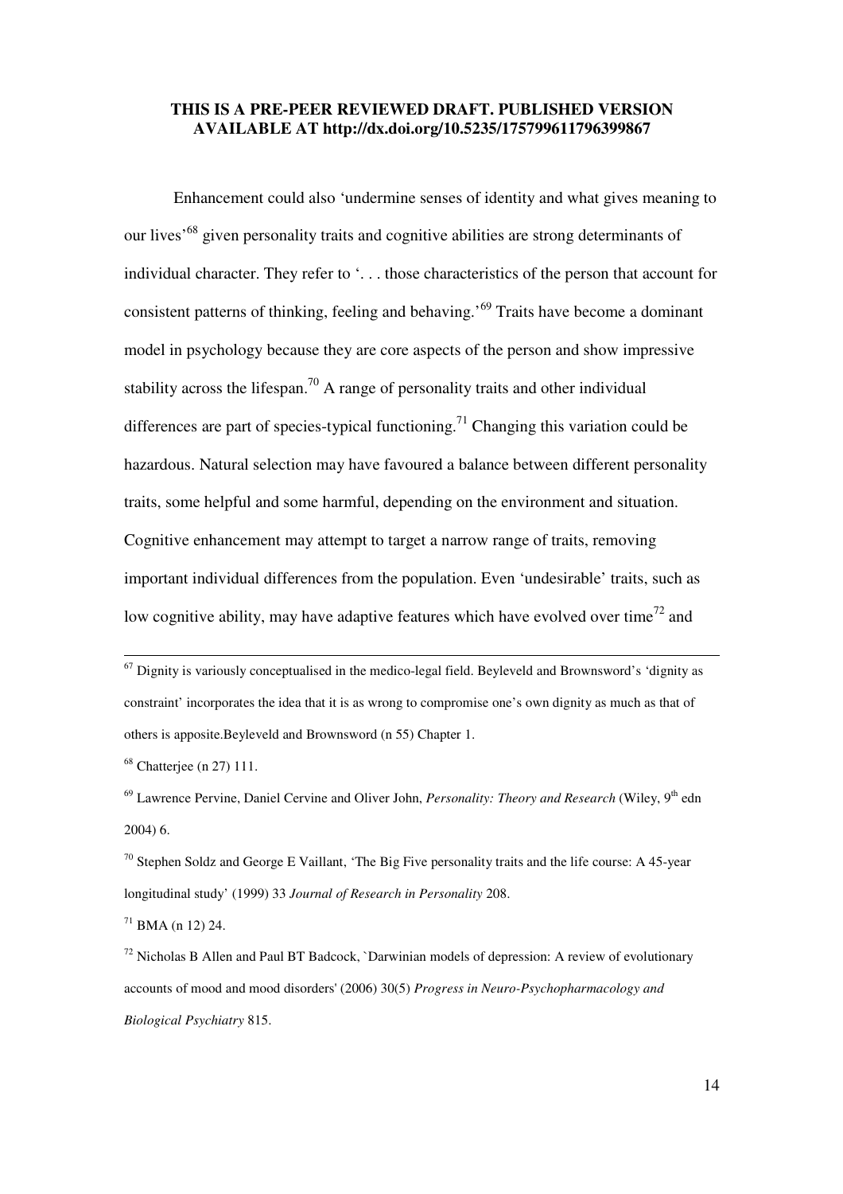**THIS IS A PRE-PEER REVIEWED DRAFT. PUBLISHED VERSION AVAILABLE AT http://dx.doi.org/10.5235/175799611796399867**

Enhancement could also 'undermine senses of identity and what gives meaning to our lives'[68] given personality traits and cognitive abilities are strong determinants of individual character. They refer to '. . . those characteristics of the person that account for consistent patterns of thinking, feeling and behaving.'[69] Traits have become a dominant model in psychology because they are core aspects of the person and show impressive stability across the lifespan.[70] A range of personality traits and other individual differences are part of species-typical functioning.[71] Changing this variation could be hazardous. Natural selection may have favoured a balance between different personality traits, some helpful and some harmful, depending on the environment and situation. Cognitive enhancement may attempt to target a narrow range of traits, removing important individual differences from the population. Even 'undesirable' traits, such as low cognitive ability, may have adaptive features which have evolved over time[72] and

---

[67] Dignity is variously conceptualised in the medico-legal field. Beyleveld and Brownsword's 'dignity as constraint' incorporates the idea that it is as wrong to compromise one's own dignity as much as that of others is apposite.Beyleveld and Brownsword (n 55) Chapter 1.

[68] Chatterjee (n 27) 111.

[69] Lawrence Pervine, Daniel Cervine and Oliver John, *Personality: Theory and Research* (Wiley, 9th edn 2004) 6.

[70] Stephen Soldz and George E Vaillant, 'The Big Five personality traits and the life course: A 45-year longitudinal study' (1999) 33 *Journal of Research in Personality* 208.

[71] BMA (n 12) 24.

[72] Nicholas B Allen and Paul BT Badcock, `Darwinian models of depression: A review of evolutionary accounts of mood and mood disorders' (2006) 30(5) *Progress in Neuro-Psychopharmacology and Biological Psychiatry* 815.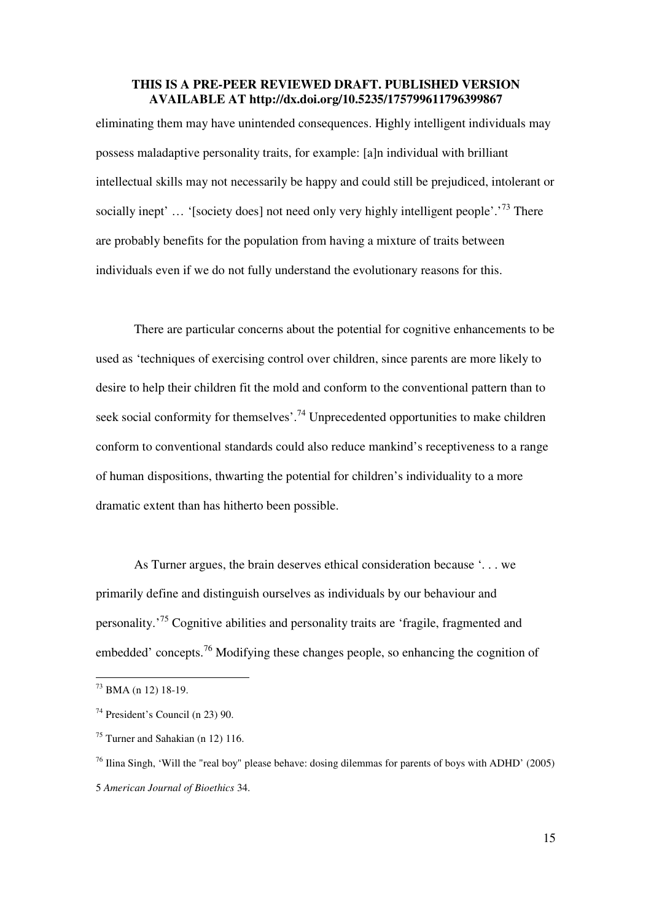eliminating them may have unintended consequences. Highly intelligent individuals may possess maladaptive personality traits, for example: [a]n individual with brilliant intellectual skills may not necessarily be happy and could still be prejudiced, intolerant or socially inept' … '[society does] not need only very highly intelligent people'.'[73] There are probably benefits for the population from having a mixture of traits between individuals even if we do not fully understand the evolutionary reasons for this.

There are particular concerns about the potential for cognitive enhancements to be used as 'techniques of exercising control over children, since parents are more likely to desire to help their children fit the mold and conform to the conventional pattern than to seek social conformity for themselves'.[74] Unprecedented opportunities to make children conform to conventional standards could also reduce mankind's receptiveness to a range of human dispositions, thwarting the potential for children's individuality to a more dramatic extent than has hitherto been possible.

As Turner argues, the brain deserves ethical consideration because '. . . we primarily define and distinguish ourselves as individuals by our behaviour and personality.'[75] Cognitive abilities and personality traits are 'fragile, fragmented and embedded' concepts.[76] Modifying these changes people, so enhancing the cognition of

---

[73] BMA (n 12) 18-19.

[74] President's Council (n 23) 90.

[75] Turner and Sahakian (n 12) 116.

[76] Ilina Singh, 'Will the "real boy" please behave: dosing dilemmas for parents of boys with ADHD' (2005) 5 *American Journal of Bioethics* 34.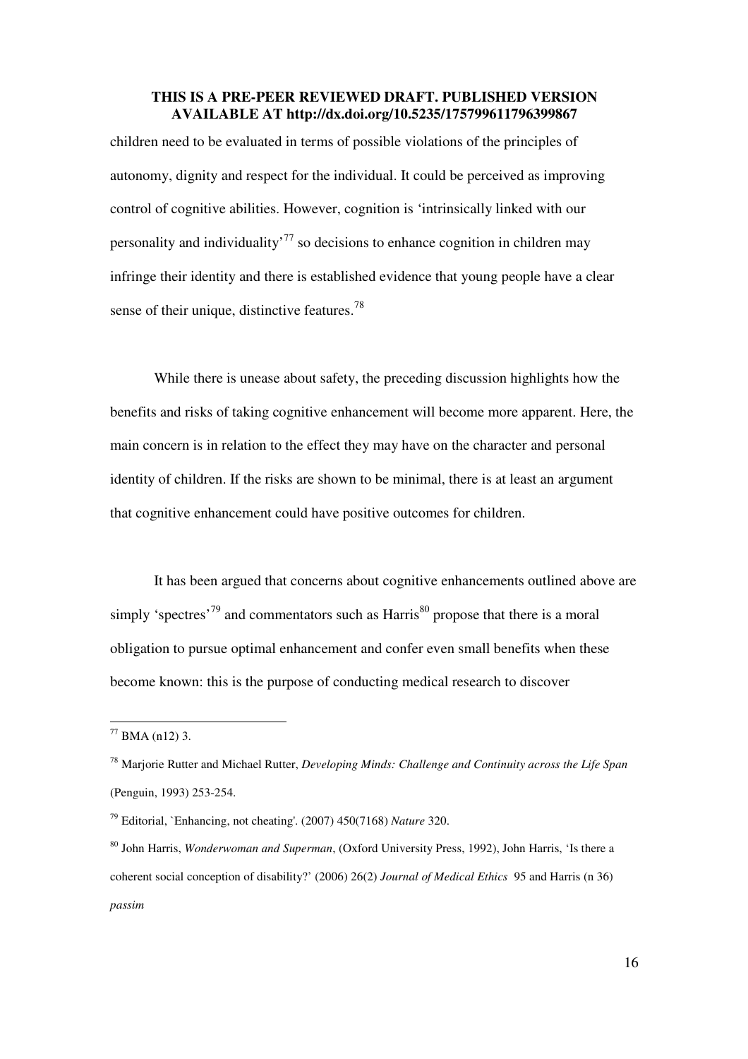children need to be evaluated in terms of possible violations of the principles of autonomy, dignity and respect for the individual. It could be perceived as improving control of cognitive abilities. However, cognition is 'intrinsically linked with our personality and individuality'[77] so decisions to enhance cognition in children may infringe their identity and there is established evidence that young people have a clear sense of their unique, distinctive features.[78]

While there is unease about safety, the preceding discussion highlights how the benefits and risks of taking cognitive enhancement will become more apparent. Here, the main concern is in relation to the effect they may have on the character and personal identity of children. If the risks are shown to be minimal, there is at least an argument that cognitive enhancement could have positive outcomes for children.

It has been argued that concerns about cognitive enhancements outlined above are simply 'spectres'[79] and commentators such as Harris[80] propose that there is a moral obligation to pursue optimal enhancement and confer even small benefits when these become known: this is the purpose of conducting medical research to discover

---

[77] BMA (n12) 3.

[78] Marjorie Rutter and Michael Rutter, *Developing Minds: Challenge and Continuity across the Life Span* (Penguin, 1993) 253-254.

[79] Editorial, `Enhancing, not cheating'. (2007) 450(7168) *Nature* 320.

[80] John Harris, *Wonderwoman and Superman*, (Oxford University Press, 1992), John Harris, 'Is there a coherent social conception of disability?' (2006) 26(2) *Journal of Medical Ethics* 95 and Harris (n 36) *passim*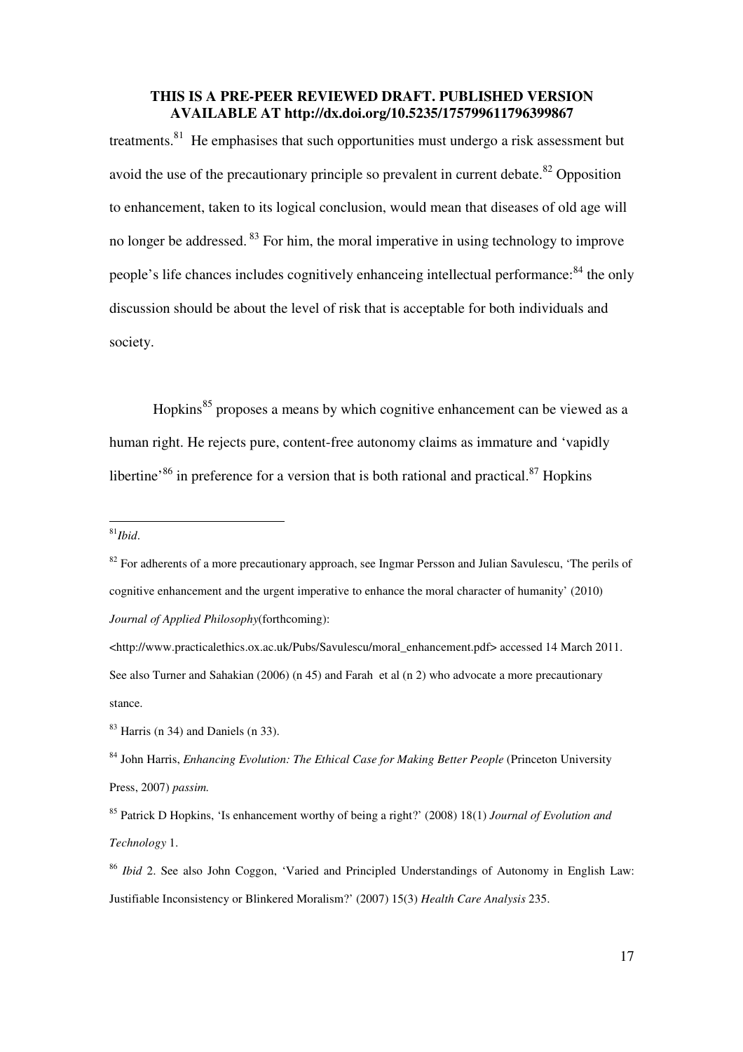treatments.[81] He emphasises that such opportunities must undergo a risk assessment but avoid the use of the precautionary principle so prevalent in current debate.[82] Opposition to enhancement, taken to its logical conclusion, would mean that diseases of old age will no longer be addressed.[83] For him, the moral imperative in using technology to improve people's life chances includes cognitively enhanceing intellectual performance:[84] the only discussion should be about the level of risk that is acceptable for both individuals and society.

Hopkins[85] proposes a means by which cognitive enhancement can be viewed as a human right. He rejects pure, content-free autonomy claims as immature and 'vapidly libertine'[86] in preference for a version that is both rational and practical.[87] Hopkins

---

[81] *Ibid*.

[82] For adherents of a more precautionary approach, see Ingmar Persson and Julian Savulescu, 'The perils of cognitive enhancement and the urgent imperative to enhance the moral character of humanity' (2010) *Journal of Applied Philosophy*(forthcoming): <http://www.practicalethics.ox.ac.uk/Pubs/Savulescu/moral_enhancement.pdf> accessed 14 March 2011. See also Turner and Sahakian (2006) (n 45) and Farah et al (n 2) who advocate a more precautionary stance.

[83] Harris (n 34) and Daniels (n 33).

[84] John Harris, *Enhancing Evolution: The Ethical Case for Making Better People* (Princeton University Press, 2007) *passim.*

[85] Patrick D Hopkins, 'Is enhancement worthy of being a right?' (2008) 18(1) *Journal of Evolution and Technology* 1.

[86] *Ibid* 2. See also John Coggon, 'Varied and Principled Understandings of Autonomy in English Law: Justifiable Inconsistency or Blinkered Moralism?' (2007) 15(3) *Health Care Analysis* 235.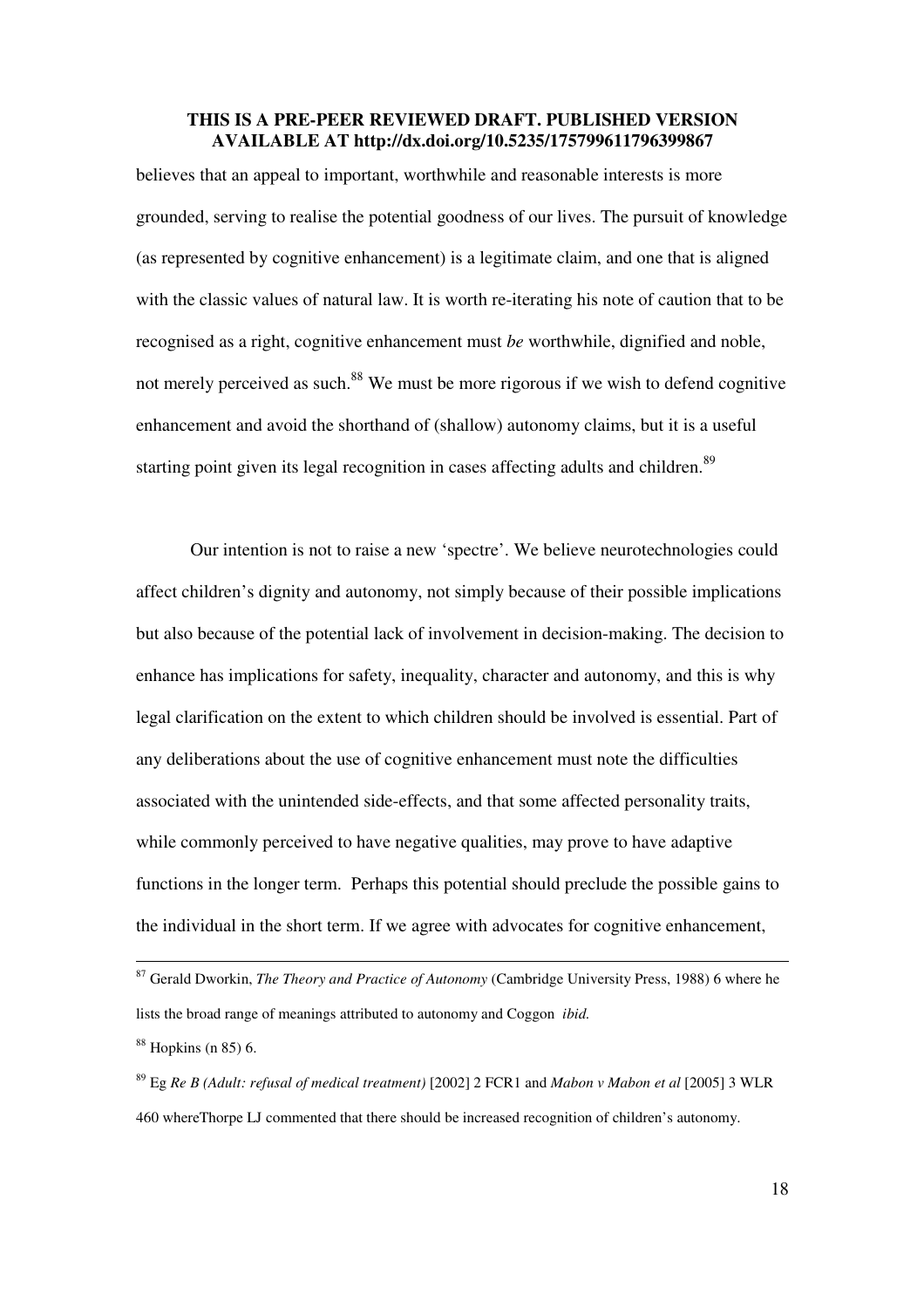believes that an appeal to important, worthwhile and reasonable interests is more grounded, serving to realise the potential goodness of our lives. The pursuit of knowledge (as represented by cognitive enhancement) is a legitimate claim, and one that is aligned with the classic values of natural law. It is worth re-iterating his note of caution that to be recognised as a right, cognitive enhancement must *be* worthwhile, dignified and noble, not merely perceived as such.[88] We must be more rigorous if we wish to defend cognitive enhancement and avoid the shorthand of (shallow) autonomy claims, but it is a useful starting point given its legal recognition in cases affecting adults and children.[89]

Our intention is not to raise a new 'spectre'. We believe neurotechnologies could affect children's dignity and autonomy, not simply because of their possible implications but also because of the potential lack of involvement in decision-making. The decision to enhance has implications for safety, inequality, character and autonomy, and this is why legal clarification on the extent to which children should be involved is essential. Part of any deliberations about the use of cognitive enhancement must note the difficulties associated with the unintended side-effects, and that some affected personality traits, while commonly perceived to have negative qualities, may prove to have adaptive functions in the longer term. Perhaps this potential should preclude the possible gains to the individual in the short term. If we agree with advocates for cognitive enhancement,

---

[87] Gerald Dworkin, *The Theory and Practice of Autonomy* (Cambridge University Press, 1988) 6 where he lists the broad range of meanings attributed to autonomy and Coggon *ibid.*

[88] Hopkins (n 85) 6.

[89] Eg *Re B (Adult: refusal of medical treatment)* [2002] 2 FCR1 and *Mabon v Mabon et al* [2005] 3 WLR 460 whereThorpe LJ commented that there should be increased recognition of children's autonomy.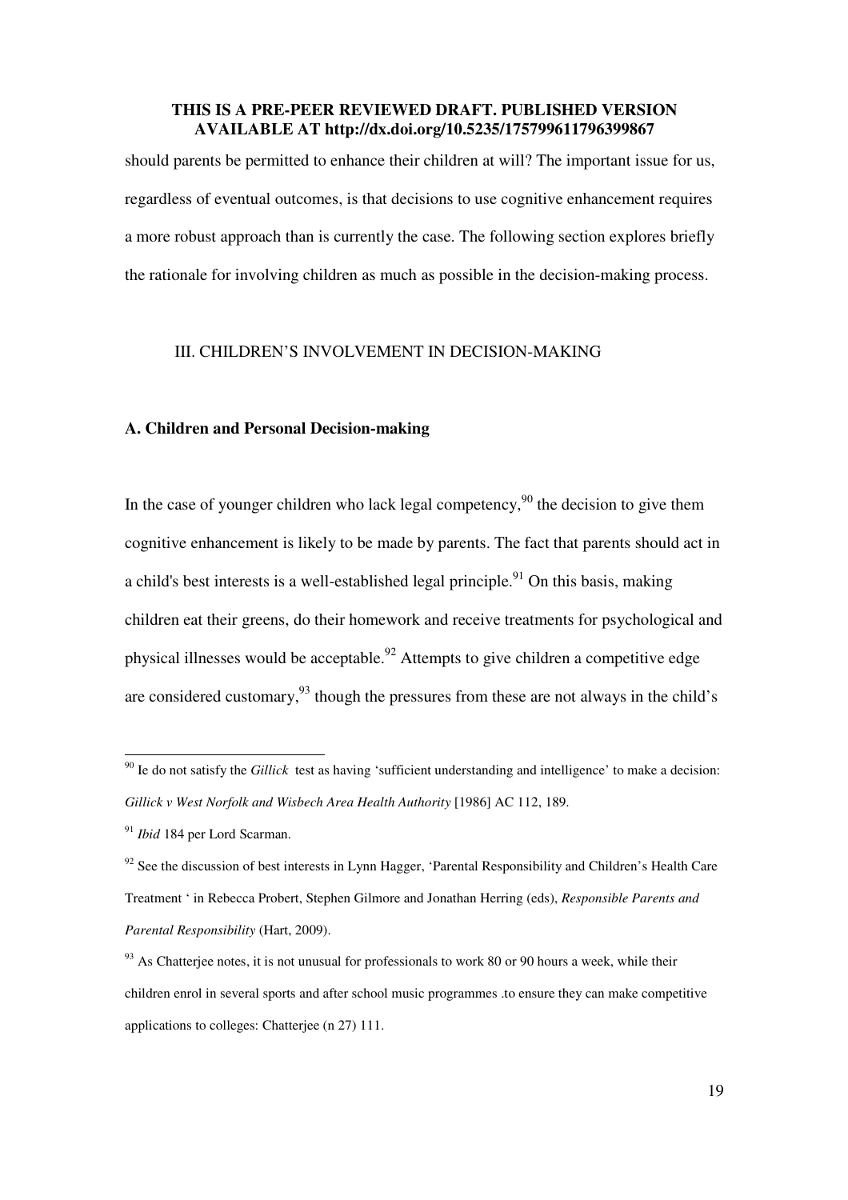should parents be permitted to enhance their children at will? The important issue for us, regardless of eventual outcomes, is that decisions to use cognitive enhancement requires a more robust approach than is currently the case. The following section explores briefly the rationale for involving children as much as possible in the decision-making process.

## III. CHILDREN'S INVOLVEMENT IN DECISION-MAKING

### A. Children and Personal Decision-making

In the case of younger children who lack legal competency,[90] the decision to give them cognitive enhancement is likely to be made by parents. The fact that parents should act in a child's best interests is a well-established legal principle.[91] On this basis, making children eat their greens, do their homework and receive treatments for psychological and physical illnesses would be acceptable.[92] Attempts to give children a competitive edge are considered customary,[93] though the pressures from these are not always in the child's

---

[90] Ie do not satisfy the *Gillick* test as having 'sufficient understanding and intelligence' to make a decision: *Gillick v West Norfolk and Wisbech Area Health Authority* [1986] AC 112, 189.

[91] *Ibid* 184 per Lord Scarman.

[92] See the discussion of best interests in Lynn Hagger, 'Parental Responsibility and Children's Health Care Treatment ' in Rebecca Probert, Stephen Gilmore and Jonathan Herring (eds), *Responsible Parents and Parental Responsibility* (Hart, 2009).

[93] As Chatterjee notes, it is not unusual for professionals to work 80 or 90 hours a week, while their children enrol in several sports and after school music programmes .to ensure they can make competitive applications to colleges: Chatterjee (n 27) 111.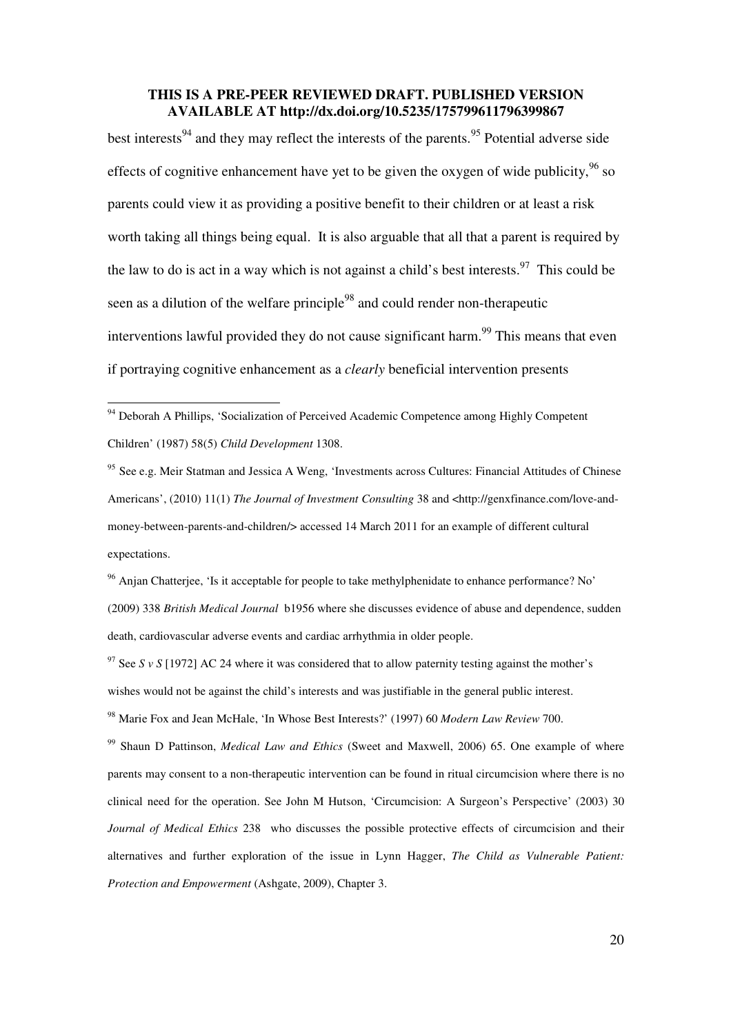best interests[94] and they may reflect the interests of the parents.[95] Potential adverse side effects of cognitive enhancement have yet to be given the oxygen of wide publicity,[96] so parents could view it as providing a positive benefit to their children or at least a risk worth taking all things being equal. It is also arguable that all that a parent is required by the law to do is act in a way which is not against a child's best interests.[97] This could be seen as a dilution of the welfare principle[98] and could render non-therapeutic interventions lawful provided they do not cause significant harm.[99] This means that even if portraying cognitive enhancement as a *clearly* beneficial intervention presents

---

[94] Deborah A Phillips, 'Socialization of Perceived Academic Competence among Highly Competent Children' (1987) 58(5) *Child Development* 1308.

[95] See e.g. Meir Statman and Jessica A Weng, 'Investments across Cultures: Financial Attitudes of Chinese Americans', (2010) 11(1) *The Journal of Investment Consulting* 38 and <http://genxfinance.com/love-and-money-between-parents-and-children/> accessed 14 March 2011 for an example of different cultural expectations.

[96] Anjan Chatterjee, 'Is it acceptable for people to take methylphenidate to enhance performance? No' (2009) 338 *British Medical Journal* b1956 where she discusses evidence of abuse and dependence, sudden death, cardiovascular adverse events and cardiac arrhythmia in older people.

[97] See *S v S* [1972] AC 24 where it was considered that to allow paternity testing against the mother's wishes would not be against the child's interests and was justifiable in the general public interest.

[98] Marie Fox and Jean McHale, 'In Whose Best Interests?' (1997) 60 *Modern Law Review* 700.

[99] Shaun D Pattinson, *Medical Law and Ethics* (Sweet and Maxwell, 2006) 65. One example of where parents may consent to a non-therapeutic intervention can be found in ritual circumcision where there is no clinical need for the operation. See John M Hutson, 'Circumcision: A Surgeon's Perspective' (2003) 30 *Journal of Medical Ethics* 238 who discusses the possible protective effects of circumcision and their alternatives and further exploration of the issue in Lynn Hagger, *The Child as Vulnerable Patient: Protection and Empowerment* (Ashgate, 2009), Chapter 3.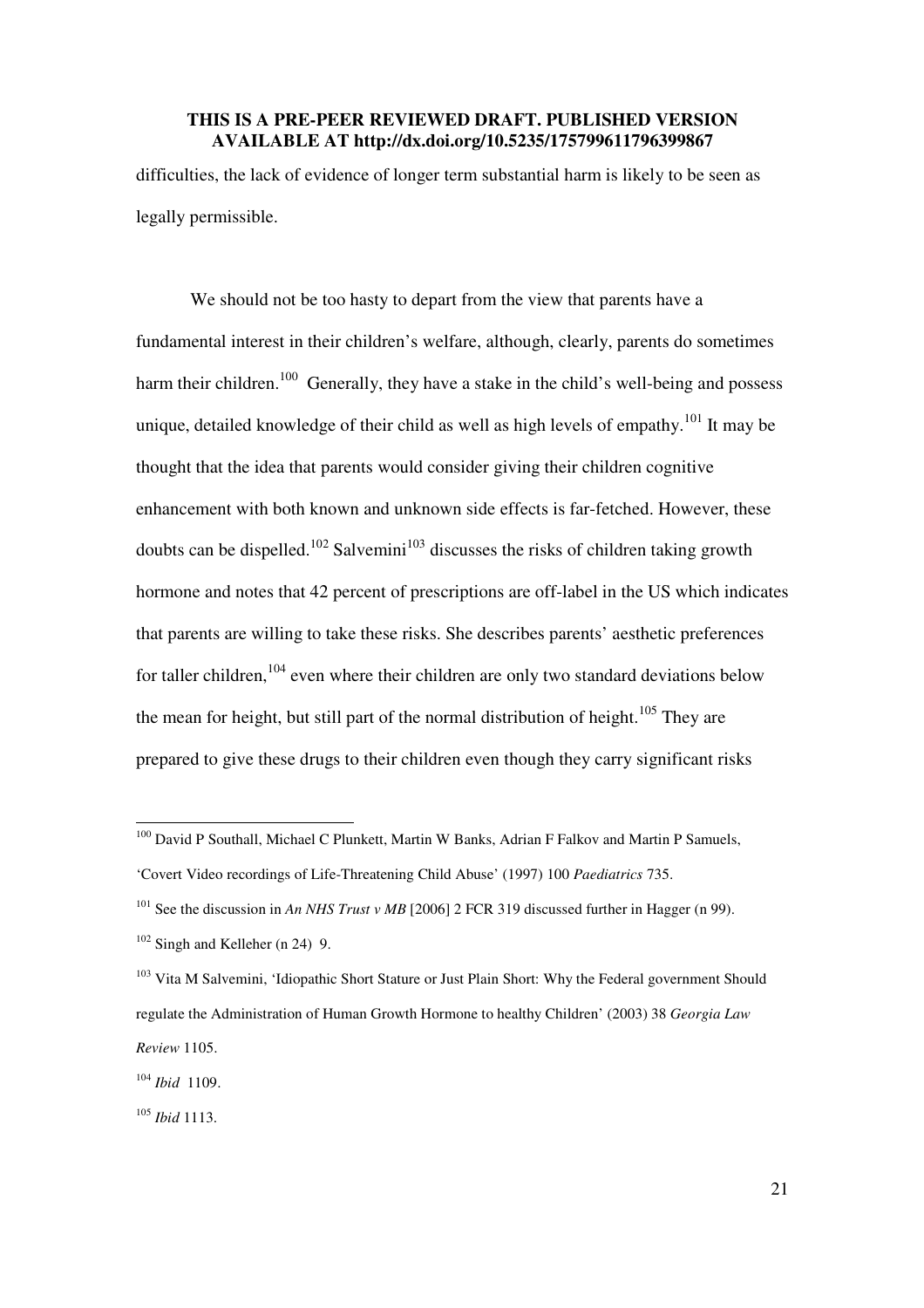**THIS IS A PRE-PEER REVIEWED DRAFT. PUBLISHED VERSION AVAILABLE AT http://dx.doi.org/10.5235/175799611796399867**

difficulties, the lack of evidence of longer term substantial harm is likely to be seen as legally permissible.

We should not be too hasty to depart from the view that parents have a fundamental interest in their children's welfare, although, clearly, parents do sometimes harm their children.[100] Generally, they have a stake in the child's well-being and possess unique, detailed knowledge of their child as well as high levels of empathy.[101] It may be thought that the idea that parents would consider giving their children cognitive enhancement with both known and unknown side effects is far-fetched. However, these doubts can be dispelled.[102] Salvemini[103] discusses the risks of children taking growth hormone and notes that 42 percent of prescriptions are off-label in the US which indicates that parents are willing to take these risks. She describes parents' aesthetic preferences for taller children,[104] even where their children are only two standard deviations below the mean for height, but still part of the normal distribution of height.[105] They are prepared to give these drugs to their children even though they carry significant risks

---

[100] David P Southall, Michael C Plunkett, Martin W Banks, Adrian F Falkov and Martin P Samuels, 'Covert Video recordings of Life-Threatening Child Abuse' (1997) 100 *Paediatrics* 735.

[101] See the discussion in *An NHS Trust v MB* [2006] 2 FCR 319 discussed further in Hagger (n 99).

[102] Singh and Kelleher (n 24) 9.

[103] Vita M Salvemini, 'Idiopathic Short Stature or Just Plain Short: Why the Federal government Should regulate the Administration of Human Growth Hormone to healthy Children' (2003) 38 *Georgia Law Review* 1105.

[104] *Ibid* 1109.

[105] *Ibid* 1113.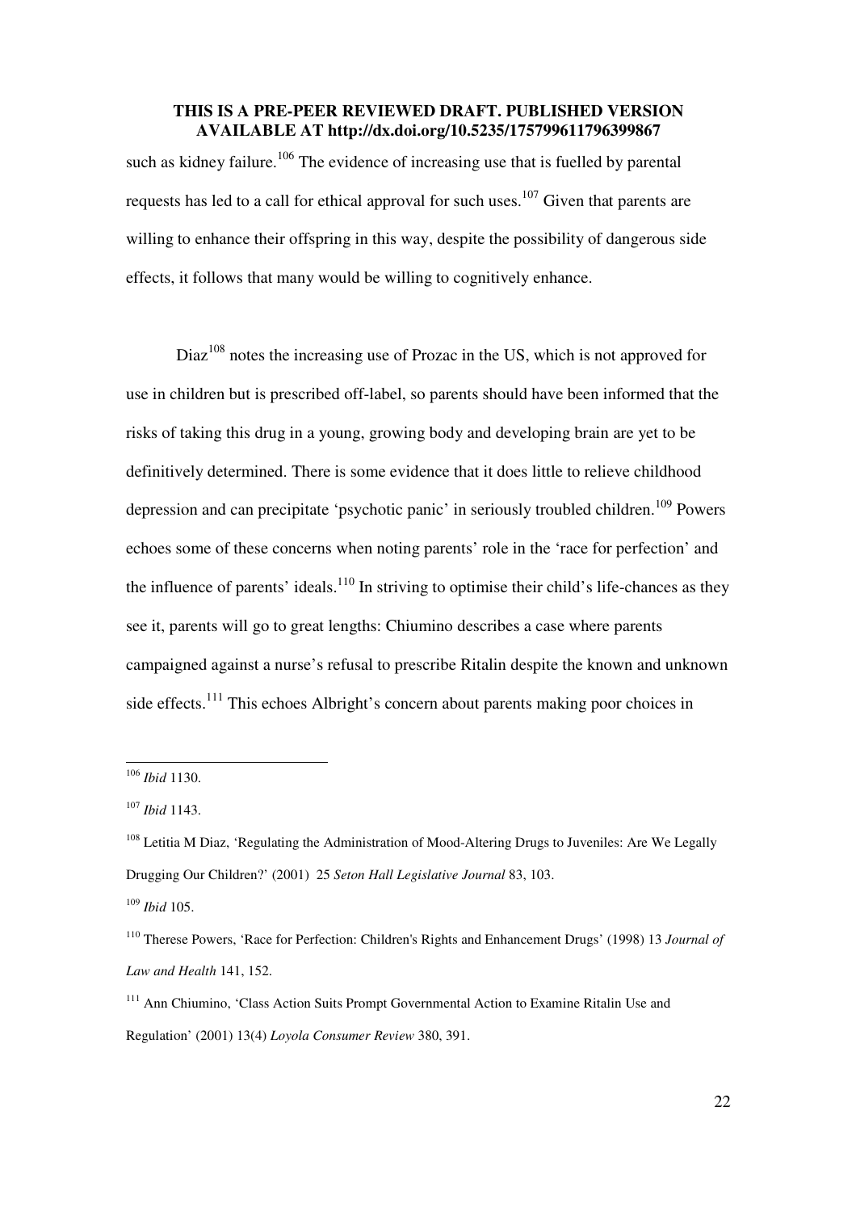such as kidney failure.[106] The evidence of increasing use that is fuelled by parental requests has led to a call for ethical approval for such uses.[107] Given that parents are willing to enhance their offspring in this way, despite the possibility of dangerous side effects, it follows that many would be willing to cognitively enhance.

Diaz[108] notes the increasing use of Prozac in the US, which is not approved for use in children but is prescribed off-label, so parents should have been informed that the risks of taking this drug in a young, growing body and developing brain are yet to be definitively determined. There is some evidence that it does little to relieve childhood depression and can precipitate 'psychotic panic' in seriously troubled children.[109] Powers echoes some of these concerns when noting parents' role in the 'race for perfection' and the influence of parents' ideals.[110] In striving to optimise their child's life-chances as they see it, parents will go to great lengths: Chiumino describes a case where parents campaigned against a nurse's refusal to prescribe Ritalin despite the known and unknown side effects.[111] This echoes Albright's concern about parents making poor choices in

---

[106] *Ibid* 1130.

[107] *Ibid* 1143.

[108] Letitia M Diaz, 'Regulating the Administration of Mood-Altering Drugs to Juveniles: Are We Legally Drugging Our Children?' (2001) 25 *Seton Hall Legislative Journal* 83, 103.

[109] *Ibid* 105.

[110] Therese Powers, 'Race for Perfection: Children's Rights and Enhancement Drugs' (1998) 13 *Journal of Law and Health* 141, 152.

[111] Ann Chiumino, 'Class Action Suits Prompt Governmental Action to Examine Ritalin Use and Regulation' (2001) 13(4) *Loyola Consumer Review* 380, 391.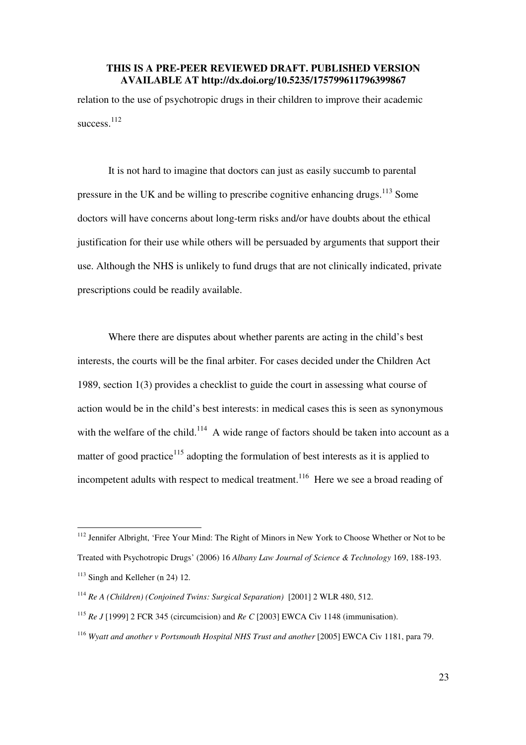relation to the use of psychotropic drugs in their children to improve their academic success.[112]

It is not hard to imagine that doctors can just as easily succumb to parental pressure in the UK and be willing to prescribe cognitive enhancing drugs.[113] Some doctors will have concerns about long-term risks and/or have doubts about the ethical justification for their use while others will be persuaded by arguments that support their use. Although the NHS is unlikely to fund drugs that are not clinically indicated, private prescriptions could be readily available.

Where there are disputes about whether parents are acting in the child's best interests, the courts will be the final arbiter. For cases decided under the Children Act 1989, section 1(3) provides a checklist to guide the court in assessing what course of action would be in the child's best interests: in medical cases this is seen as synonymous with the welfare of the child.[114] A wide range of factors should be taken into account as a matter of good practice[115] adopting the formulation of best interests as it is applied to incompetent adults with respect to medical treatment.[116] Here we see a broad reading of

---

[112] Jennifer Albright, 'Free Your Mind: The Right of Minors in New York to Choose Whether or Not to be Treated with Psychotropic Drugs' (2006) 16 *Albany Law Journal of Science & Technology* 169, 188-193.

[113] Singh and Kelleher (n 24) 12.

[114] *Re A (Children) (Conjoined Twins: Surgical Separation)* [2001] 2 WLR 480, 512.

[115] *Re J* [1999] 2 FCR 345 (circumcision) and *Re C* [2003] EWCA Civ 1148 (immunisation).

[116] *Wyatt and another v Portsmouth Hospital NHS Trust and another* [2005] EWCA Civ 1181, para 79.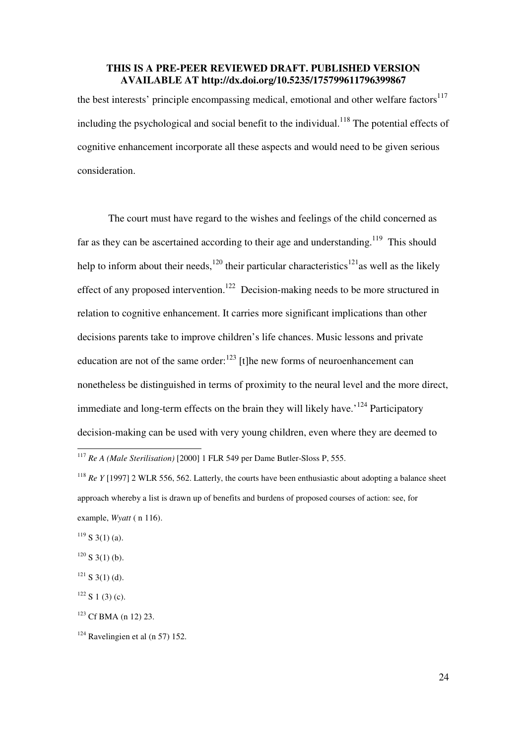the best interests' principle encompassing medical, emotional and other welfare factors[117] including the psychological and social benefit to the individual.[118] The potential effects of cognitive enhancement incorporate all these aspects and would need to be given serious consideration.

The court must have regard to the wishes and feelings of the child concerned as far as they can be ascertained according to their age and understanding.[119] This should help to inform about their needs,[120] their particular characteristics[121] as well as the likely effect of any proposed intervention.[122] Decision-making needs to be more structured in relation to cognitive enhancement. It carries more significant implications than other decisions parents take to improve children's life chances. Music lessons and private education are not of the same order:[123] [t]he new forms of neuroenhancement can nonetheless be distinguished in terms of proximity to the neural level and the more direct, immediate and long-term effects on the brain they will likely have.'[124] Participatory decision-making can be used with very young children, even where they are deemed to

---

[117] *Re A (Male Sterilisation)* [2000] 1 FLR 549 per Dame Butler-Sloss P, 555.

[118] *Re Y* [1997] 2 WLR 556, 562. Latterly, the courts have been enthusiastic about adopting a balance sheet approach whereby a list is drawn up of benefits and burdens of proposed courses of action: see, for example, *Wyatt* ( n 116).

[119] S 3(1) (a).

[120] S 3(1) (b).

[121] S 3(1) (d).

[122] S 1 (3) (c).

[123] Cf BMA (n 12) 23.

[124] Ravelingien et al (n 57) 152.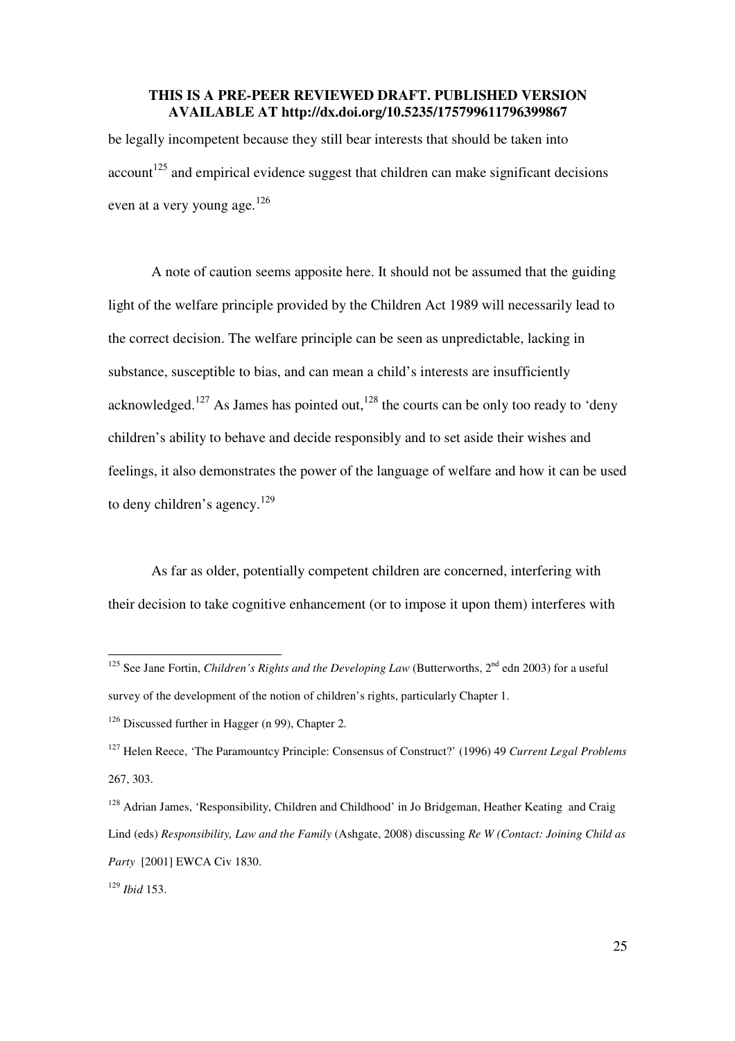be legally incompetent because they still bear interests that should be taken into account[125] and empirical evidence suggest that children can make significant decisions even at a very young age.[126]

A note of caution seems apposite here. It should not be assumed that the guiding light of the welfare principle provided by the Children Act 1989 will necessarily lead to the correct decision. The welfare principle can be seen as unpredictable, lacking in substance, susceptible to bias, and can mean a child's interests are insufficiently acknowledged.[127] As James has pointed out,[128] the courts can be only too ready to 'deny children's ability to behave and decide responsibly and to set aside their wishes and feelings, it also demonstrates the power of the language of welfare and how it can be used to deny children's agency.[129]

As far as older, potentially competent children are concerned, interfering with their decision to take cognitive enhancement (or to impose it upon them) interferes with

---

[125] See Jane Fortin, *Children's Rights and the Developing Law* (Butterworths, 2nd edn 2003) for a useful survey of the development of the notion of children's rights, particularly Chapter 1.

[126] Discussed further in Hagger (n 99), Chapter 2.

[127] Helen Reece, 'The Paramountcy Principle: Consensus of Construct?' (1996) 49 *Current Legal Problems* 267, 303.

[128] Adrian James, 'Responsibility, Children and Childhood' in Jo Bridgeman, Heather Keating and Craig Lind (eds) *Responsibility, Law and the Family* (Ashgate, 2008) discussing *Re W (Contact: Joining Child as Party* [2001] EWCA Civ 1830.

[129] *Ibid* 153.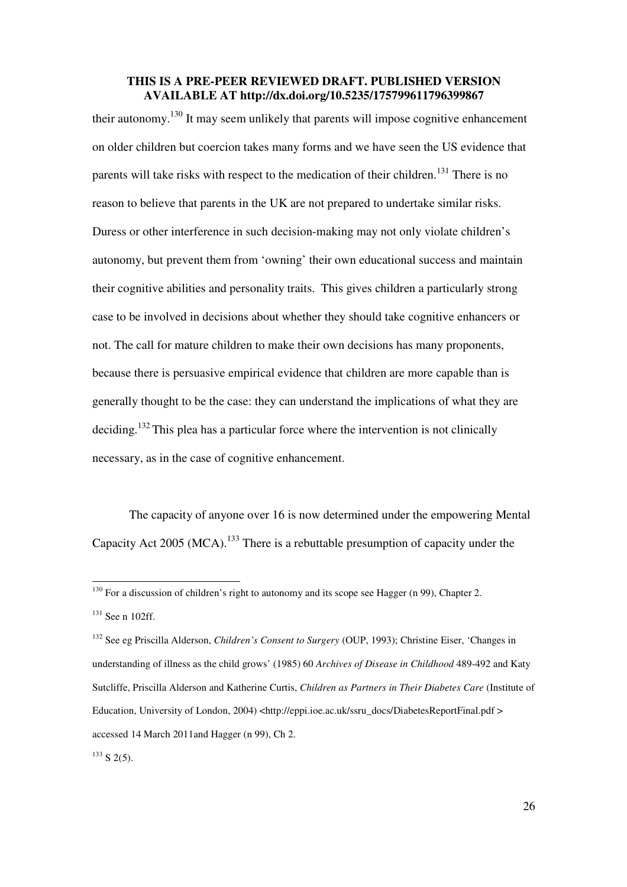their autonomy.[130] It may seem unlikely that parents will impose cognitive enhancement on older children but coercion takes many forms and we have seen the US evidence that parents will take risks with respect to the medication of their children.[131] There is no reason to believe that parents in the UK are not prepared to undertake similar risks. Duress or other interference in such decision-making may not only violate children's autonomy, but prevent them from 'owning' their own educational success and maintain their cognitive abilities and personality traits. This gives children a particularly strong case to be involved in decisions about whether they should take cognitive enhancers or not. The call for mature children to make their own decisions has many proponents, because there is persuasive empirical evidence that children are more capable than is generally thought to be the case: they can understand the implications of what they are deciding.[132] This plea has a particular force where the intervention is not clinically necessary, as in the case of cognitive enhancement.

The capacity of anyone over 16 is now determined under the empowering Mental Capacity Act 2005 (MCA).[133] There is a rebuttable presumption of capacity under the

---

[130] For a discussion of children's right to autonomy and its scope see Hagger (n 99), Chapter 2.

[131] See n 102ff.

[132] See eg Priscilla Alderson, *Children's Consent to Surgery* (OUP, 1993); Christine Eiser, 'Changes in understanding of illness as the child grows' (1985) 60 *Archives of Disease in Childhood* 489-492 and Katy Sutcliffe, Priscilla Alderson and Katherine Curtis, *Children as Partners in Their Diabetes Care* (Institute of Education, University of London, 2004) <http://eppi.ioe.ac.uk/ssru_docs/DiabetesReportFinal.pdf > accessed 14 March 2011and Hagger (n 99), Ch 2.

[133] S 2(5).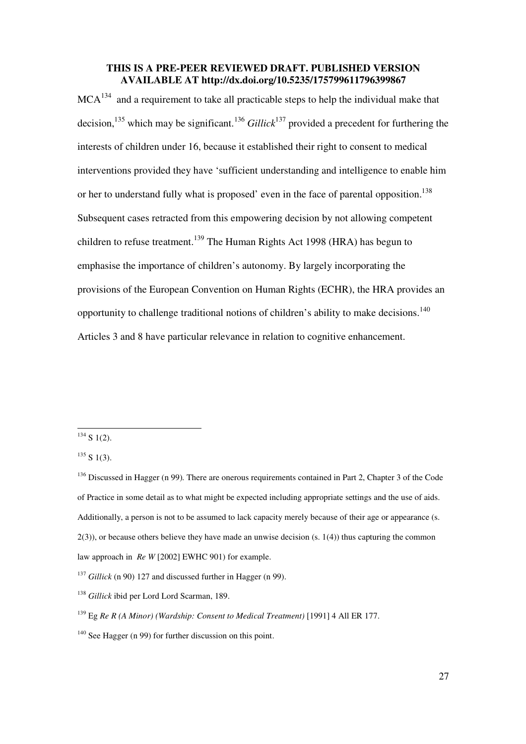MCA[134] and a requirement to take all practicable steps to help the individual make that decision,[135] which may be significant.[136] *Gillick*[137] provided a precedent for furthering the interests of children under 16, because it established their right to consent to medical interventions provided they have 'sufficient understanding and intelligence to enable him or her to understand fully what is proposed' even in the face of parental opposition.[138] Subsequent cases retracted from this empowering decision by not allowing competent children to refuse treatment.[139] The Human Rights Act 1998 (HRA) has begun to emphasise the importance of children's autonomy. By largely incorporating the provisions of the European Convention on Human Rights (ECHR), the HRA provides an opportunity to challenge traditional notions of children's ability to make decisions.[140] Articles 3 and 8 have particular relevance in relation to cognitive enhancement.

---

[134] S 1(2).

[135] S 1(3).

[136] Discussed in Hagger (n 99). There are onerous requirements contained in Part 2, Chapter 3 of the Code of Practice in some detail as to what might be expected including appropriate settings and the use of aids. Additionally, a person is not to be assumed to lack capacity merely because of their age or appearance (s. 2(3)), or because others believe they have made an unwise decision (s. 1(4)) thus capturing the common law approach in *Re W* [2002] EWHC 901) for example.

[137] *Gillick* (n 90) 127 and discussed further in Hagger (n 99).

[138] *Gillick* ibid per Lord Lord Scarman, 189.

[139] Eg *Re R (A Minor) (Wardship: Consent to Medical Treatment)* [1991] 4 All ER 177.

[140] See Hagger (n 99) for further discussion on this point.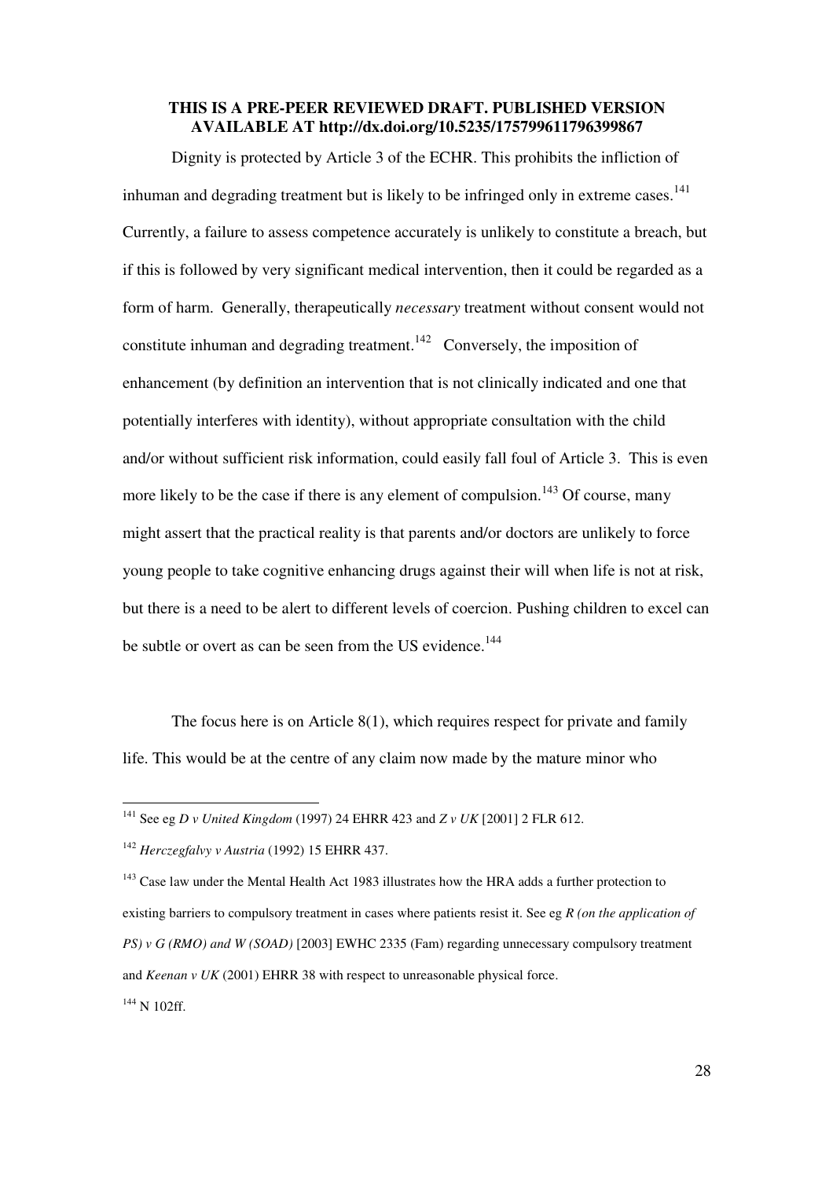**THIS IS A PRE-PEER REVIEWED DRAFT. PUBLISHED VERSION AVAILABLE AT http://dx.doi.org/10.5235/175799611796399867**

Dignity is protected by Article 3 of the ECHR. This prohibits the infliction of inhuman and degrading treatment but is likely to be infringed only in extreme cases.[141] Currently, a failure to assess competence accurately is unlikely to constitute a breach, but if this is followed by very significant medical intervention, then it could be regarded as a form of harm. Generally, therapeutically *necessary* treatment without consent would not constitute inhuman and degrading treatment.[142] Conversely, the imposition of enhancement (by definition an intervention that is not clinically indicated and one that potentially interferes with identity), without appropriate consultation with the child and/or without sufficient risk information, could easily fall foul of Article 3. This is even more likely to be the case if there is any element of compulsion.[143] Of course, many might assert that the practical reality is that parents and/or doctors are unlikely to force young people to take cognitive enhancing drugs against their will when life is not at risk, but there is a need to be alert to different levels of coercion. Pushing children to excel can be subtle or overt as can be seen from the US evidence.[144]

The focus here is on Article 8(1), which requires respect for private and family life. This would be at the centre of any claim now made by the mature minor who

---

[141] See eg *D v United Kingdom* (1997) 24 EHRR 423 and *Z v UK* [2001] 2 FLR 612.

[142] *Herczegfalvy v Austria* (1992) 15 EHRR 437.

[143] Case law under the Mental Health Act 1983 illustrates how the HRA adds a further protection to existing barriers to compulsory treatment in cases where patients resist it. See eg *R (on the application of PS) v G (RMO) and W (SOAD)* [2003] EWHC 2335 (Fam) regarding unnecessary compulsory treatment and *Keenan v UK* (2001) EHRR 38 with respect to unreasonable physical force.

[144] N 102ff.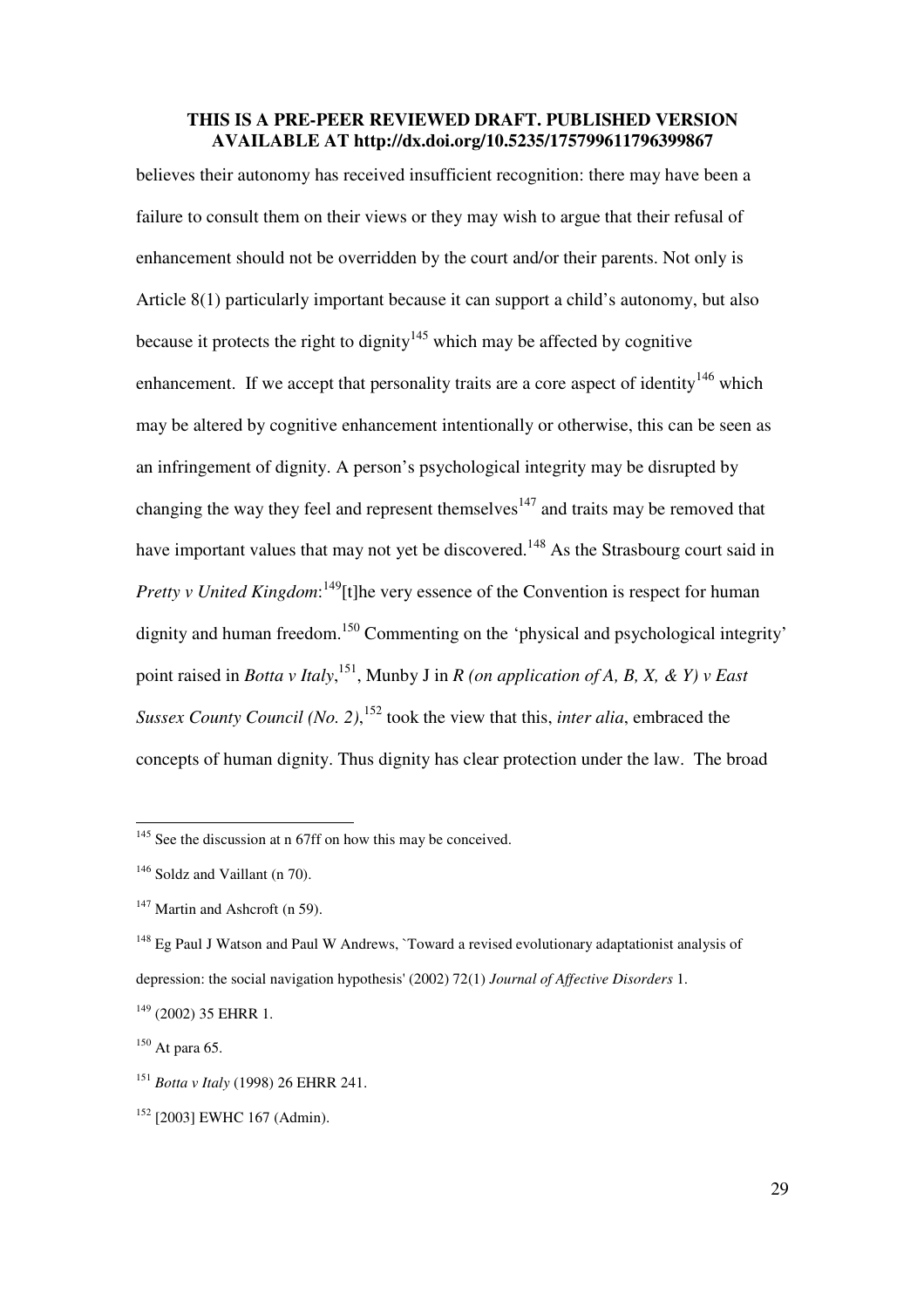believes their autonomy has received insufficient recognition: there may have been a failure to consult them on their views or they may wish to argue that their refusal of enhancement should not be overridden by the court and/or their parents. Not only is Article 8(1) particularly important because it can support a child's autonomy, but also because it protects the right to dignity[145] which may be affected by cognitive enhancement. If we accept that personality traits are a core aspect of identity[146] which may be altered by cognitive enhancement intentionally or otherwise, this can be seen as an infringement of dignity. A person's psychological integrity may be disrupted by changing the way they feel and represent themselves[147] and traits may be removed that have important values that may not yet be discovered.[148] As the Strasbourg court said in *Pretty v United Kingdom*:[149][t]he very essence of the Convention is respect for human dignity and human freedom.[150] Commenting on the 'physical and psychological integrity' point raised in *Botta v Italy*,[151], Munby J in *R (on application of A, B, X, & Y) v East Sussex County Council (No. 2)*,[152] took the view that this, *inter alia*, embraced the concepts of human dignity. Thus dignity has clear protection under the law. The broad

---

[145] See the discussion at n 67ff on how this may be conceived.

[146] Soldz and Vaillant (n 70).

[147] Martin and Ashcroft (n 59).

[148] Eg Paul J Watson and Paul W Andrews, `Toward a revised evolutionary adaptationist analysis of depression: the social navigation hypothesis' (2002) 72(1) *Journal of Affective Disorders* 1.

[149] (2002) 35 EHRR 1.

[150] At para 65.

[151] *Botta v Italy* (1998) 26 EHRR 241.

[152] [2003] EWHC 167 (Admin).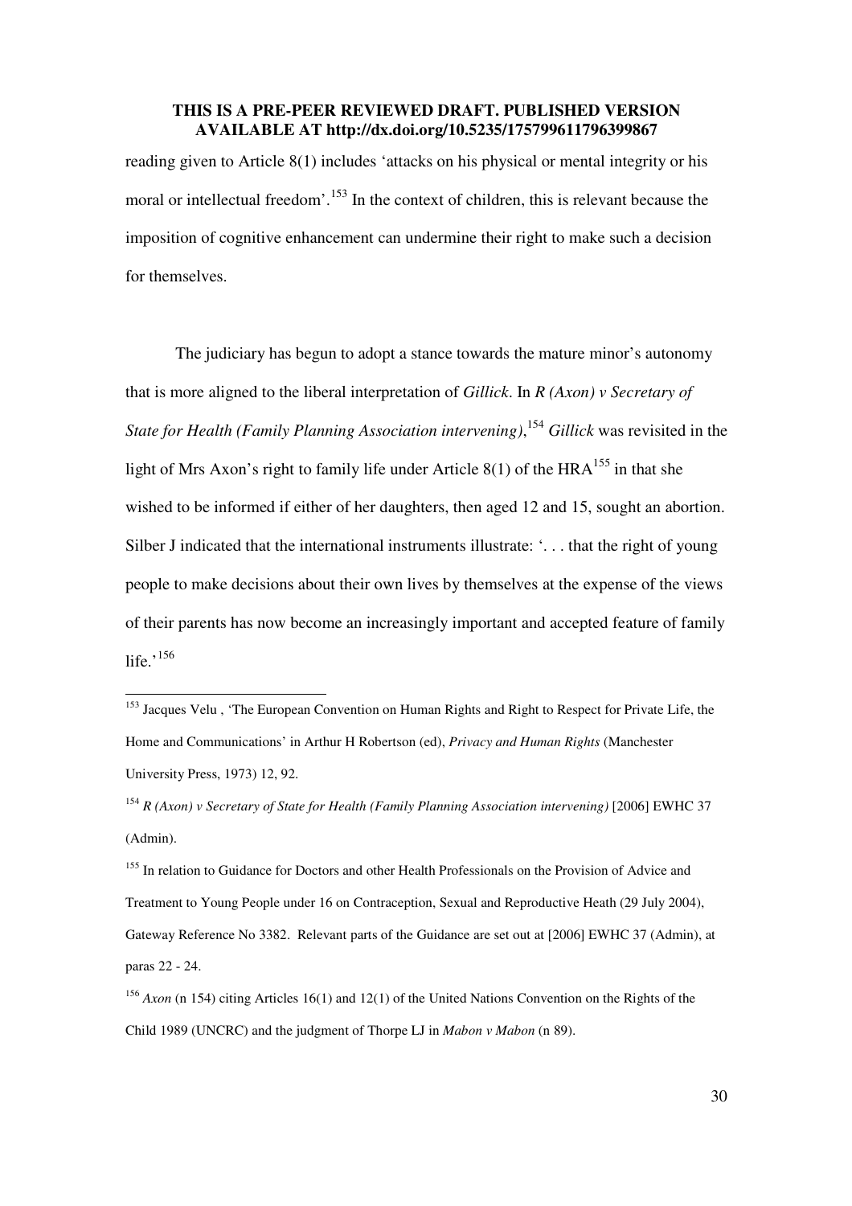reading given to Article 8(1) includes 'attacks on his physical or mental integrity or his moral or intellectual freedom'.[153] In the context of children, this is relevant because the imposition of cognitive enhancement can undermine their right to make such a decision for themselves.

The judiciary has begun to adopt a stance towards the mature minor's autonomy that is more aligned to the liberal interpretation of *Gillick*. In *R (Axon) v Secretary of State for Health (Family Planning Association intervening)*,[154] *Gillick* was revisited in the light of Mrs Axon's right to family life under Article 8(1) of the HRA[155] in that she wished to be informed if either of her daughters, then aged 12 and 15, sought an abortion. Silber J indicated that the international instruments illustrate: '. . . that the right of young people to make decisions about their own lives by themselves at the expense of the views of their parents has now become an increasingly important and accepted feature of family life.'[156]

---

[153] Jacques Velu , 'The European Convention on Human Rights and Right to Respect for Private Life, the Home and Communications' in Arthur H Robertson (ed), *Privacy and Human Rights* (Manchester University Press, 1973) 12, 92.

[154] *R (Axon) v Secretary of State for Health (Family Planning Association intervening)* [2006] EWHC 37 (Admin).

[155] In relation to Guidance for Doctors and other Health Professionals on the Provision of Advice and Treatment to Young People under 16 on Contraception, Sexual and Reproductive Heath (29 July 2004), Gateway Reference No 3382. Relevant parts of the Guidance are set out at [2006] EWHC 37 (Admin), at paras 22 - 24.

[156] *Axon* (n 154) citing Articles 16(1) and 12(1) of the United Nations Convention on the Rights of the Child 1989 (UNCRC) and the judgment of Thorpe LJ in *Mabon v Mabon* (n 89).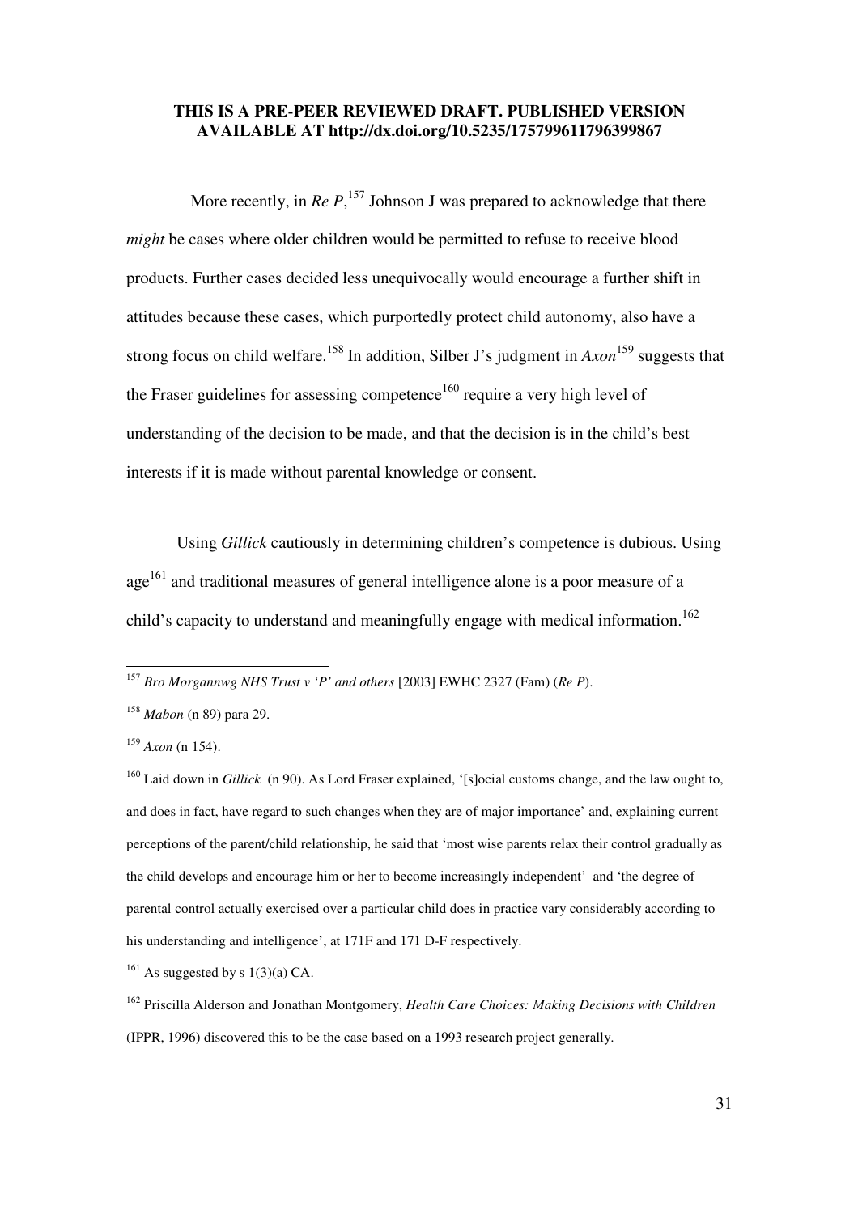**THIS IS A PRE-PEER REVIEWED DRAFT. PUBLISHED VERSION AVAILABLE AT http://dx.doi.org/10.5235/175799611796399867**

More recently, in *Re P*,[157] Johnson J was prepared to acknowledge that there *might* be cases where older children would be permitted to refuse to receive blood products. Further cases decided less unequivocally would encourage a further shift in attitudes because these cases, which purportedly protect child autonomy, also have a strong focus on child welfare.[158] In addition, Silber J's judgment in *Axon*[159] suggests that the Fraser guidelines for assessing competence[160] require a very high level of understanding of the decision to be made, and that the decision is in the child's best interests if it is made without parental knowledge or consent.

Using *Gillick* cautiously in determining children's competence is dubious. Using age[161] and traditional measures of general intelligence alone is a poor measure of a child's capacity to understand and meaningfully engage with medical information.[162]

---

[157] *Bro Morgannwg NHS Trust v 'P' and others* [2003] EWHC 2327 (Fam) (*Re P*).

[158] *Mabon* (n 89) para 29.

[159] *Axon* (n 154).

[160] Laid down in *Gillick* (n 90). As Lord Fraser explained, '[s]ocial customs change, and the law ought to, and does in fact, have regard to such changes when they are of major importance' and, explaining current perceptions of the parent/child relationship, he said that 'most wise parents relax their control gradually as the child develops and encourage him or her to become increasingly independent' and 'the degree of parental control actually exercised over a particular child does in practice vary considerably according to his understanding and intelligence', at 171F and 171 D-F respectively.

[161] As suggested by s 1(3)(a) CA.

[162] Priscilla Alderson and Jonathan Montgomery, *Health Care Choices: Making Decisions with Children* (IPPR, 1996) discovered this to be the case based on a 1993 research project generally.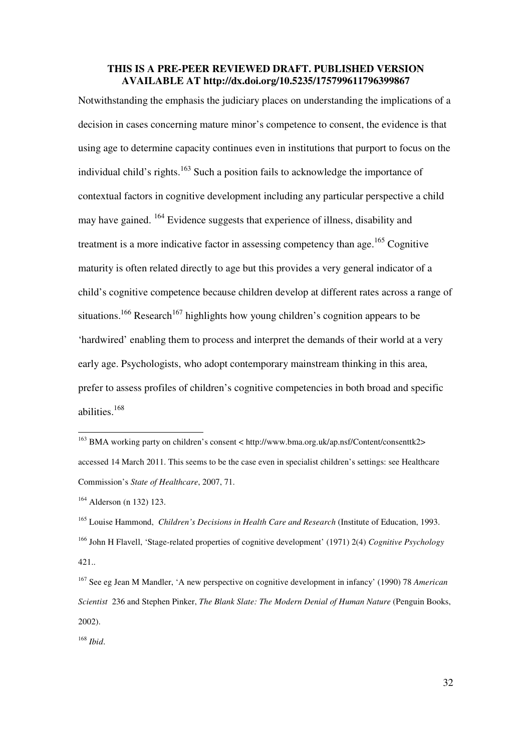**THIS IS A PRE-PEER REVIEWED DRAFT. PUBLISHED VERSION AVAILABLE AT http://dx.doi.org/10.5235/175799611796399867**

Notwithstanding the emphasis the judiciary places on understanding the implications of a decision in cases concerning mature minor's competence to consent, the evidence is that using age to determine capacity continues even in institutions that purport to focus on the individual child's rights.[163] Such a position fails to acknowledge the importance of contextual factors in cognitive development including any particular perspective a child may have gained. [164] Evidence suggests that experience of illness, disability and treatment is a more indicative factor in assessing competency than age.[165] Cognitive maturity is often related directly to age but this provides a very general indicator of a child's cognitive competence because children develop at different rates across a range of situations.[166] Research[167] highlights how young children's cognition appears to be 'hardwired' enabling them to process and interpret the demands of their world at a very early age. Psychologists, who adopt contemporary mainstream thinking in this area, prefer to assess profiles of children's cognitive competencies in both broad and specific abilities.[168]

---

[163] BMA working party on children's consent < http://www.bma.org.uk/ap.nsf/Content/consenttk2> accessed 14 March 2011. This seems to be the case even in specialist children's settings: see Healthcare Commission's *State of Healthcare*, 2007, 71.

[164] Alderson (n 132) 123.

[165] Louise Hammond, *Children's Decisions in Health Care and Research* (Institute of Education, 1993.

[166] John H Flavell, 'Stage-related properties of cognitive development' (1971) 2(4) *Cognitive Psychology* 421..

[167] See eg Jean M Mandler, 'A new perspective on cognitive development in infancy' (1990) 78 *American Scientist* 236 and Stephen Pinker, *The Blank Slate: The Modern Denial of Human Nature* (Penguin Books, 2002).

[168] *Ibid*.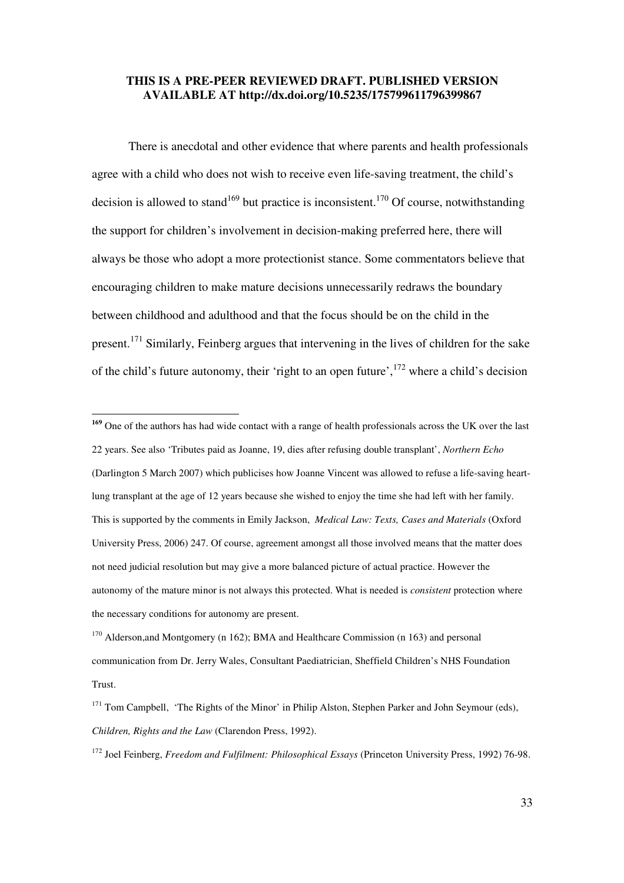**THIS IS A PRE-PEER REVIEWED DRAFT. PUBLISHED VERSION AVAILABLE AT http://dx.doi.org/10.5235/175799611796399867**

There is anecdotal and other evidence that where parents and health professionals agree with a child who does not wish to receive even life-saving treatment, the child's decision is allowed to stand[169] but practice is inconsistent.[170] Of course, notwithstanding the support for children's involvement in decision-making preferred here, there will always be those who adopt a more protectionist stance. Some commentators believe that encouraging children to make mature decisions unnecessarily redraws the boundary between childhood and adulthood and that the focus should be on the child in the present.[171] Similarly, Feinberg argues that intervening in the lives of children for the sake of the child's future autonomy, their 'right to an open future',[172] where a child's decision

---

[169] One of the authors has had wide contact with a range of health professionals across the UK over the last 22 years. See also 'Tributes paid as Joanne, 19, dies after refusing double transplant', *Northern Echo* (Darlington 5 March 2007) which publicises how Joanne Vincent was allowed to refuse a life-saving heart-lung transplant at the age of 12 years because she wished to enjoy the time she had left with her family. This is supported by the comments in Emily Jackson, *Medical Law: Texts, Cases and Materials* (Oxford University Press, 2006) 247. Of course, agreement amongst all those involved means that the matter does not need judicial resolution but may give a more balanced picture of actual practice. However the autonomy of the mature minor is not always this protected. What is needed is *consistent* protection where the necessary conditions for autonomy are present.

[170] Alderson,and Montgomery (n 162); BMA and Healthcare Commission (n 163) and personal communication from Dr. Jerry Wales, Consultant Paediatrician, Sheffield Children's NHS Foundation Trust.

[171] Tom Campbell, 'The Rights of the Minor' in Philip Alston, Stephen Parker and John Seymour (eds), *Children, Rights and the Law* (Clarendon Press, 1992).

[172] Joel Feinberg, *Freedom and Fulfilment: Philosophical Essays* (Princeton University Press, 1992) 76-98.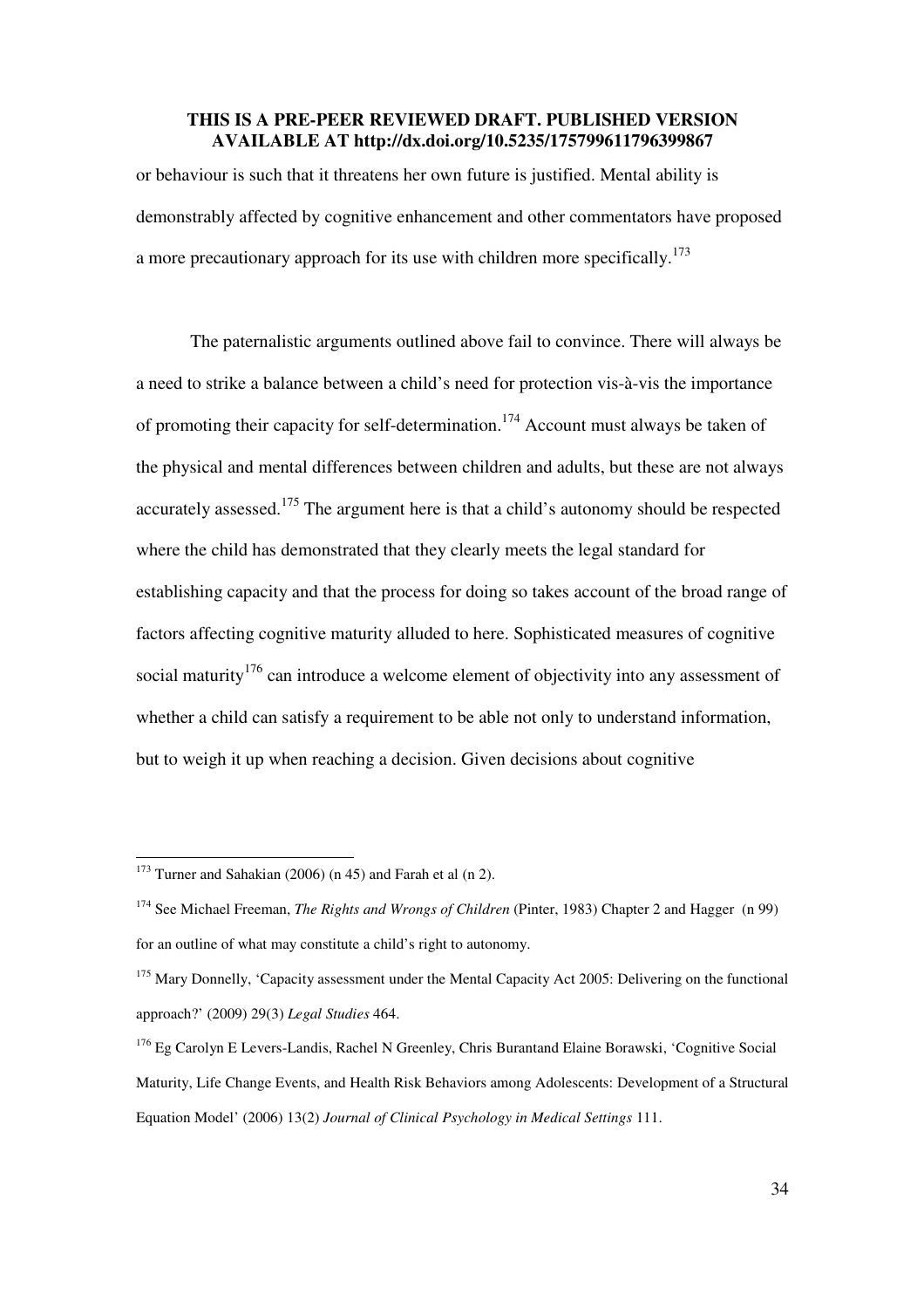or behaviour is such that it threatens her own future is justified. Mental ability is demonstrably affected by cognitive enhancement and other commentators have proposed a more precautionary approach for its use with children more specifically.[173]

The paternalistic arguments outlined above fail to convince. There will always be a need to strike a balance between a child's need for protection vis-à-vis the importance of promoting their capacity for self-determination.[174] Account must always be taken of the physical and mental differences between children and adults, but these are not always accurately assessed.[175] The argument here is that a child's autonomy should be respected where the child has demonstrated that they clearly meets the legal standard for establishing capacity and that the process for doing so takes account of the broad range of factors affecting cognitive maturity alluded to here. Sophisticated measures of cognitive social maturity[176] can introduce a welcome element of objectivity into any assessment of whether a child can satisfy a requirement to be able not only to understand information, but to weigh it up when reaching a decision. Given decisions about cognitive

---

[173] Turner and Sahakian (2006) (n 45) and Farah et al (n 2).

[174] See Michael Freeman, *The Rights and Wrongs of Children* (Pinter, 1983) Chapter 2 and Hagger (n 99) for an outline of what may constitute a child's right to autonomy.

[175] Mary Donnelly, 'Capacity assessment under the Mental Capacity Act 2005: Delivering on the functional approach?' (2009) 29(3) *Legal Studies* 464.

[176] Eg Carolyn E Levers-Landis, Rachel N Greenley, Chris Burantand Elaine Borawski, 'Cognitive Social Maturity, Life Change Events, and Health Risk Behaviors among Adolescents: Development of a Structural Equation Model' (2006) 13(2) *Journal of Clinical Psychology in Medical Settings* 111.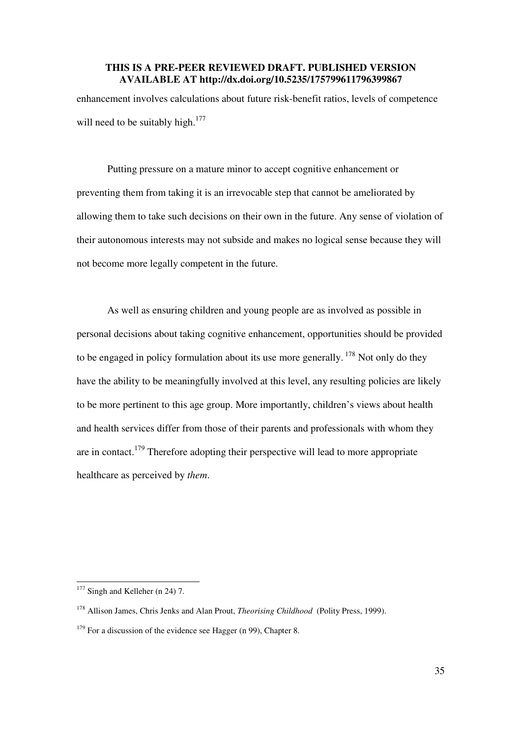enhancement involves calculations about future risk-benefit ratios, levels of competence will need to be suitably high.[177]

Putting pressure on a mature minor to accept cognitive enhancement or preventing them from taking it is an irrevocable step that cannot be ameliorated by allowing them to take such decisions on their own in the future. Any sense of violation of their autonomous interests may not subside and makes no logical sense because they will not become more legally competent in the future.

As well as ensuring children and young people are as involved as possible in personal decisions about taking cognitive enhancement, opportunities should be provided to be engaged in policy formulation about its use more generally. [178] Not only do they have the ability to be meaningfully involved at this level, any resulting policies are likely to be more pertinent to this age group. More importantly, children's views about health and health services differ from those of their parents and professionals with whom they are in contact.[179] Therefore adopting their perspective will lead to more appropriate healthcare as perceived by *them*.

---

[177] Singh and Kelleher (n 24) 7.

[178] Allison James, Chris Jenks and Alan Prout, *Theorising Childhood* (Polity Press, 1999).

[179] For a discussion of the evidence see Hagger (n 99), Chapter 8.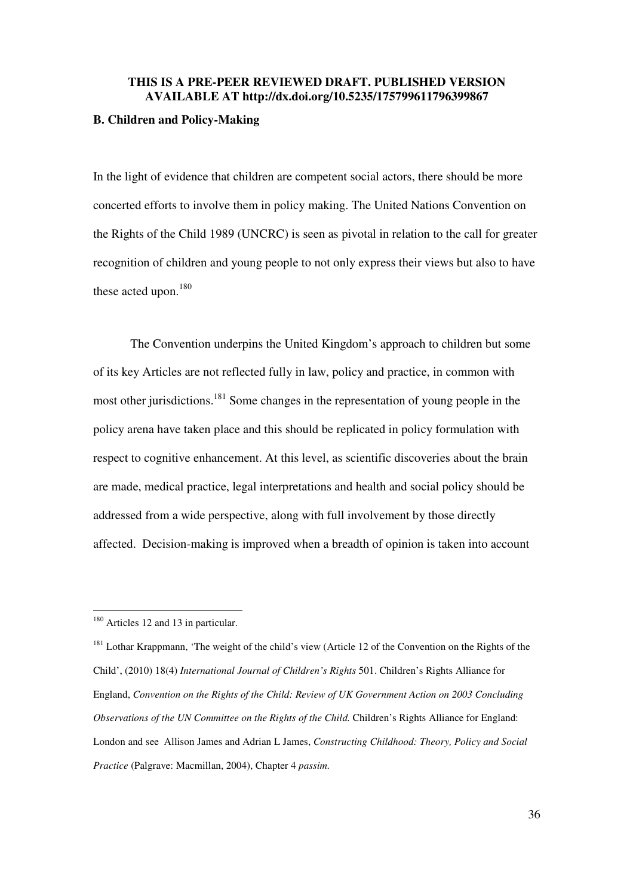**THIS IS A PRE-PEER REVIEWED DRAFT. PUBLISHED VERSION AVAILABLE AT http://dx.doi.org/10.5235/175799611796399867**

### B. Children and Policy-Making

In the light of evidence that children are competent social actors, there should be more concerted efforts to involve them in policy making. The United Nations Convention on the Rights of the Child 1989 (UNCRC) is seen as pivotal in relation to the call for greater recognition of children and young people to not only express their views but also to have these acted upon.[180]

The Convention underpins the United Kingdom's approach to children but some of its key Articles are not reflected fully in law, policy and practice, in common with most other jurisdictions.[181] Some changes in the representation of young people in the policy arena have taken place and this should be replicated in policy formulation with respect to cognitive enhancement. At this level, as scientific discoveries about the brain are made, medical practice, legal interpretations and health and social policy should be addressed from a wide perspective, along with full involvement by those directly affected. Decision-making is improved when a breadth of opinion is taken into account

---

[180] Articles 12 and 13 in particular.

[181] Lothar Krappmann, 'The weight of the child's view (Article 12 of the Convention on the Rights of the Child', (2010) 18(4) *International Journal of Children's Rights* 501. Children's Rights Alliance for England, *Convention on the Rights of the Child: Review of UK Government Action on 2003 Concluding Observations of the UN Committee on the Rights of the Child.* Children's Rights Alliance for England: London and see Allison James and Adrian L James, *Constructing Childhood: Theory, Policy and Social Practice* (Palgrave: Macmillan, 2004), Chapter 4 *passim.*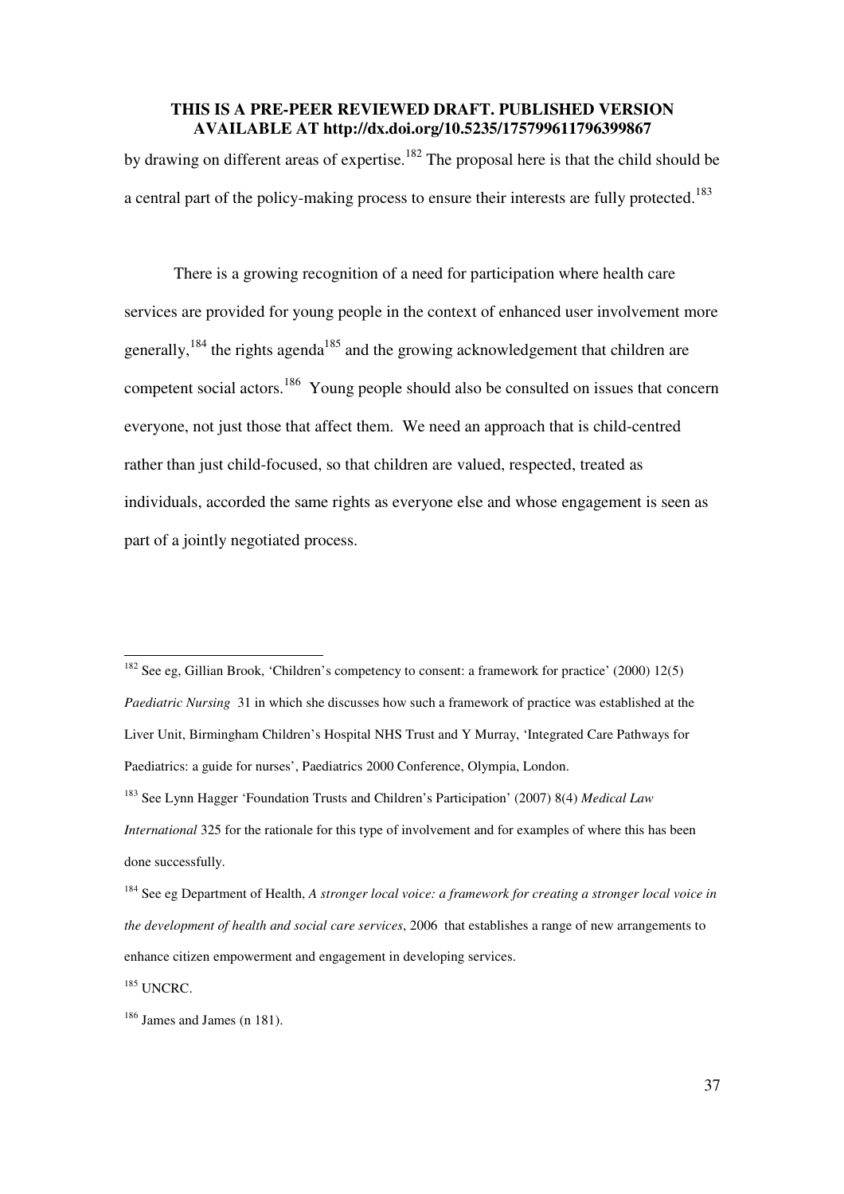by drawing on different areas of expertise.[182] The proposal here is that the child should be a central part of the policy-making process to ensure their interests are fully protected.[183]

There is a growing recognition of a need for participation where health care services are provided for young people in the context of enhanced user involvement more generally,[184] the rights agenda[185] and the growing acknowledgement that children are competent social actors.[186] Young people should also be consulted on issues that concern everyone, not just those that affect them. We need an approach that is child-centred rather than just child-focused, so that children are valued, respected, treated as individuals, accorded the same rights as everyone else and whose engagement is seen as part of a jointly negotiated process.

---

[182] See eg, Gillian Brook, 'Children's competency to consent: a framework for practice' (2000) 12(5) *Paediatric Nursing* 31 in which she discusses how such a framework of practice was established at the Liver Unit, Birmingham Children's Hospital NHS Trust and Y Murray, 'Integrated Care Pathways for Paediatrics: a guide for nurses', Paediatrics 2000 Conference, Olympia, London.

[183] See Lynn Hagger 'Foundation Trusts and Children's Participation' (2007) 8(4) *Medical Law International* 325 for the rationale for this type of involvement and for examples of where this has been done successfully.

[184] See eg Department of Health, *A stronger local voice: a framework for creating a stronger local voice in the development of health and social care services*, 2006 that establishes a range of new arrangements to enhance citizen empowerment and engagement in developing services.

[185] UNCRC.

[186] James and James (n 181).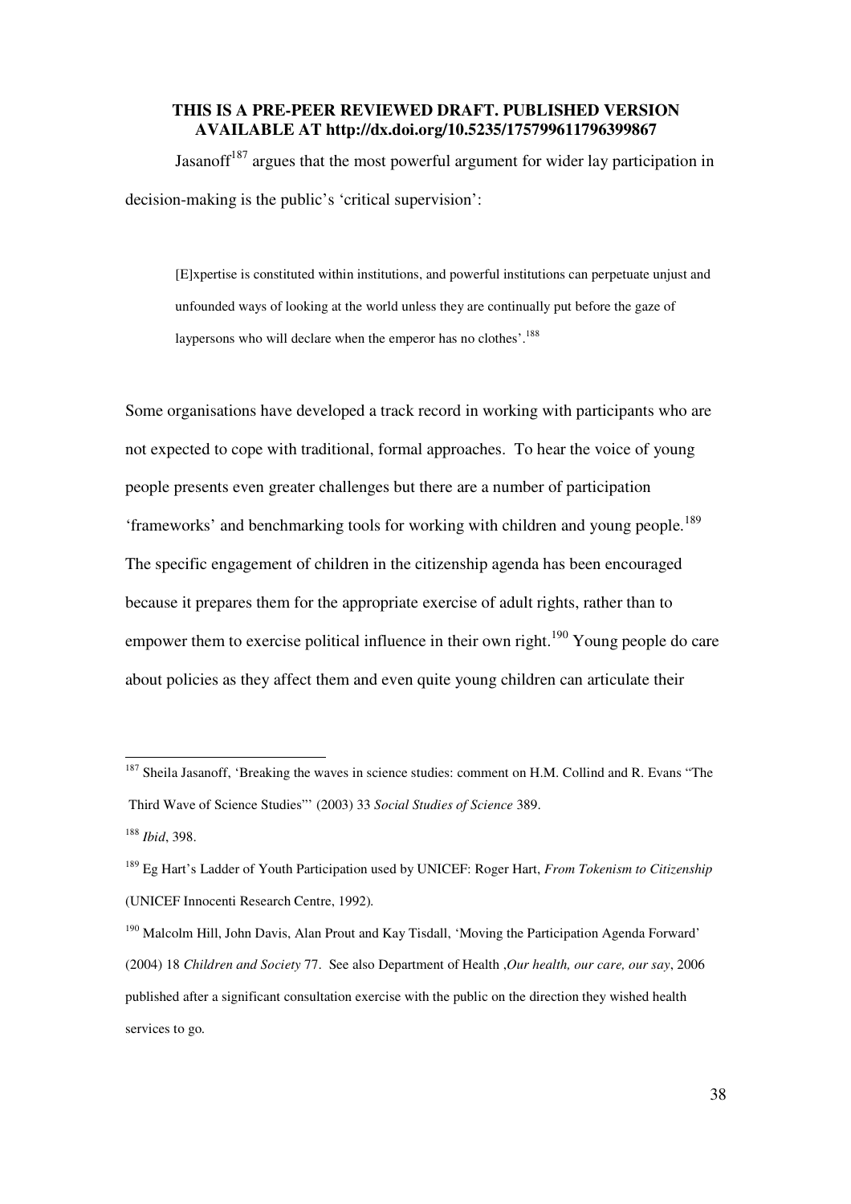**THIS IS A PRE-PEER REVIEWED DRAFT. PUBLISHED VERSION AVAILABLE AT http://dx.doi.org/10.5235/175799611796399867**

Jasanoff[187] argues that the most powerful argument for wider lay participation in decision-making is the public's 'critical supervision':

> [E]xpertise is constituted within institutions, and powerful institutions can perpetuate unjust and unfounded ways of looking at the world unless they are continually put before the gaze of laypersons who will declare when the emperor has no clothes'.[188]

Some organisations have developed a track record in working with participants who are not expected to cope with traditional, formal approaches. To hear the voice of young people presents even greater challenges but there are a number of participation 'frameworks' and benchmarking tools for working with children and young people.[189] The specific engagement of children in the citizenship agenda has been encouraged because it prepares them for the appropriate exercise of adult rights, rather than to empower them to exercise political influence in their own right.[190] Young people do care about policies as they affect them and even quite young children can articulate their

---

[187] Sheila Jasanoff, 'Breaking the waves in science studies: comment on H.M. Collind and R. Evans "The Third Wave of Science Studies"' (2003) 33 *Social Studies of Science* 389.

[188] *Ibid*, 398.

[189] Eg Hart's Ladder of Youth Participation used by UNICEF: Roger Hart, *From Tokenism to Citizenship* (UNICEF Innocenti Research Centre, 1992).

[190] Malcolm Hill, John Davis, Alan Prout and Kay Tisdall, 'Moving the Participation Agenda Forward' (2004) 18 *Children and Society* 77. See also Department of Health ,*Our health, our care, our say*, 2006 published after a significant consultation exercise with the public on the direction they wished health services to go.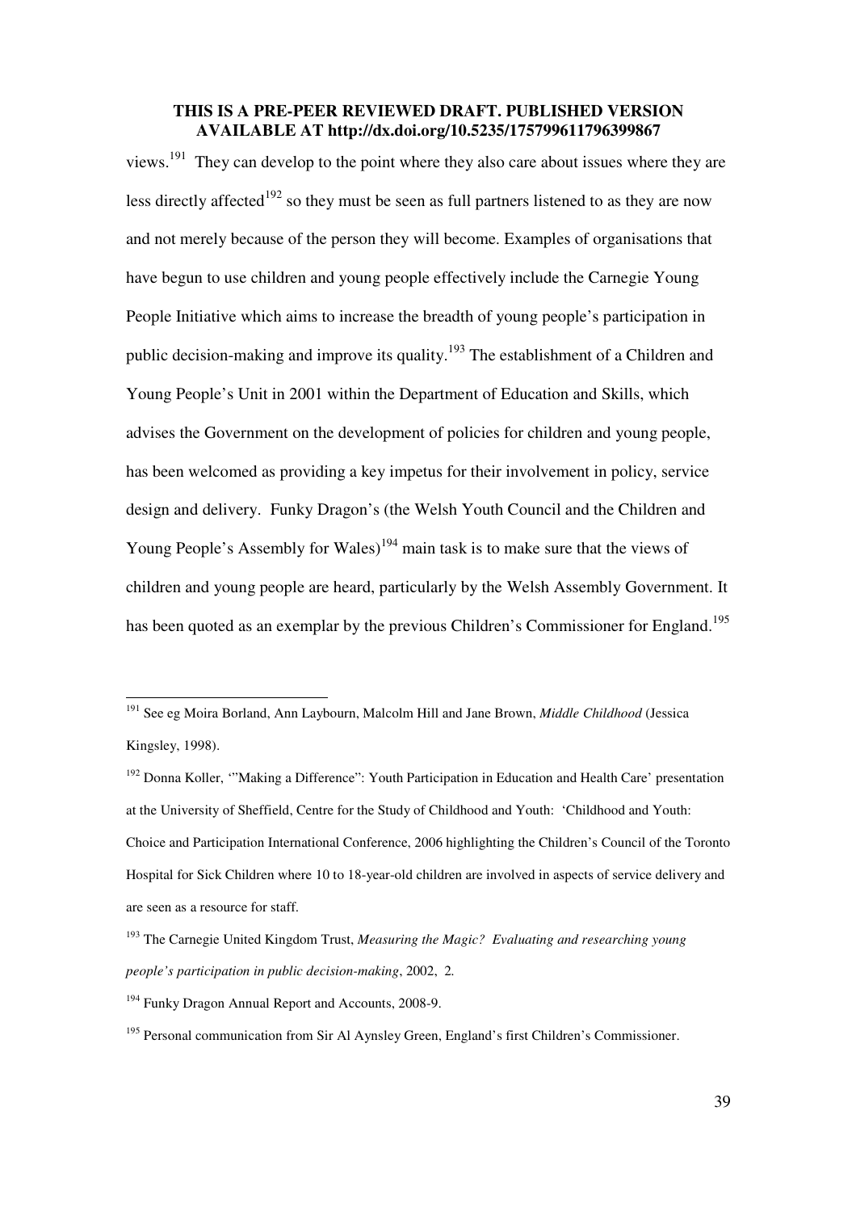**THIS IS A PRE-PEER REVIEWED DRAFT. PUBLISHED VERSION AVAILABLE AT http://dx.doi.org/10.5235/175799611796399867**

views.[191] They can develop to the point where they also care about issues where they are less directly affected[192] so they must be seen as full partners listened to as they are now and not merely because of the person they will become. Examples of organisations that have begun to use children and young people effectively include the Carnegie Young People Initiative which aims to increase the breadth of young people's participation in public decision-making and improve its quality.[193] The establishment of a Children and Young People's Unit in 2001 within the Department of Education and Skills, which advises the Government on the development of policies for children and young people, has been welcomed as providing a key impetus for their involvement in policy, service design and delivery. Funky Dragon's (the Welsh Youth Council and the Children and Young People's Assembly for Wales)[194] main task is to make sure that the views of children and young people are heard, particularly by the Welsh Assembly Government. It has been quoted as an exemplar by the previous Children's Commissioner for England.[195]

---

[191] See eg Moira Borland, Ann Laybourn, Malcolm Hill and Jane Brown, *Middle Childhood* (Jessica Kingsley, 1998).

[192] Donna Koller, '"Making a Difference": Youth Participation in Education and Health Care' presentation at the University of Sheffield, Centre for the Study of Childhood and Youth: 'Childhood and Youth: Choice and Participation International Conference, 2006 highlighting the Children's Council of the Toronto Hospital for Sick Children where 10 to 18-year-old children are involved in aspects of service delivery and are seen as a resource for staff.

[193] The Carnegie United Kingdom Trust, *Measuring the Magic? Evaluating and researching young people's participation in public decision-making*, 2002, 2.

[194] Funky Dragon Annual Report and Accounts, 2008-9.

[195] Personal communication from Sir Al Aynsley Green, England's first Children's Commissioner.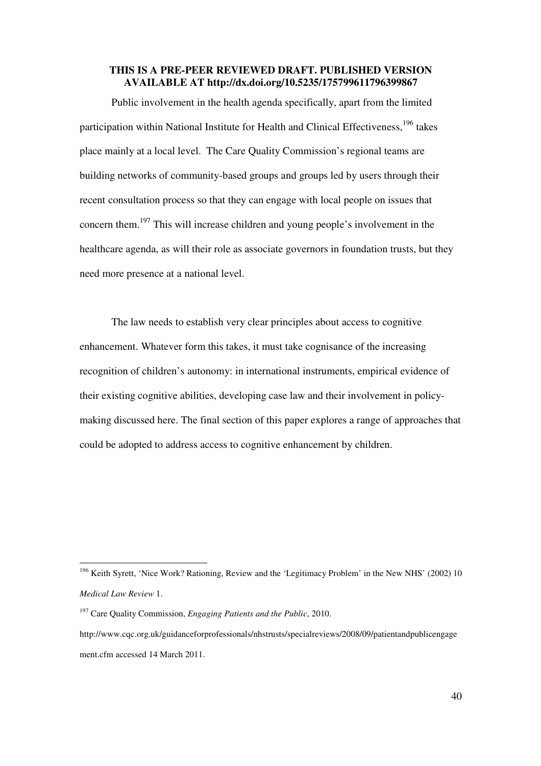**THIS IS A PRE-PEER REVIEWED DRAFT. PUBLISHED VERSION AVAILABLE AT http://dx.doi.org/10.5235/175799611796399867**

Public involvement in the health agenda specifically, apart from the limited participation within National Institute for Health and Clinical Effectiveness,[196] takes place mainly at a local level. The Care Quality Commission's regional teams are building networks of community-based groups and groups led by users through their recent consultation process so that they can engage with local people on issues that concern them.[197] This will increase children and young people's involvement in the healthcare agenda, as will their role as associate governors in foundation trusts, but they need more presence at a national level.

The law needs to establish very clear principles about access to cognitive enhancement. Whatever form this takes, it must take cognisance of the increasing recognition of children's autonomy: in international instruments, empirical evidence of their existing cognitive abilities, developing case law and their involvement in policy-making discussed here. The final section of this paper explores a range of approaches that could be adopted to address access to cognitive enhancement by children.

---

[196] Keith Syrett, 'Nice Work? Rationing, Review and the 'Legitimacy Problem' in the New NHS' (2002) 10 *Medical Law Review* 1.

[197] Care Quality Commission, *Engaging Patients and the Public*, 2010. http://www.cqc.org.uk/guidanceforprofessionals/nhstrusts/specialreviews/2008/09/patientandpublicengagement.cfm accessed 14 March 2011.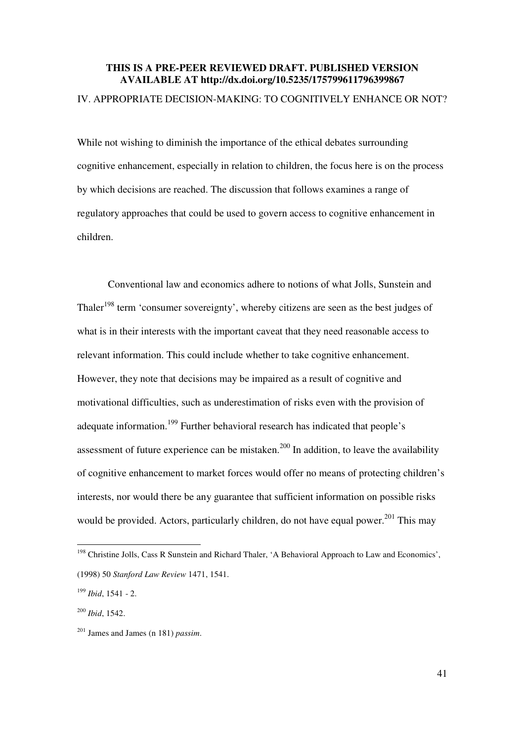**THIS IS A PRE-PEER REVIEWED DRAFT. PUBLISHED VERSION AVAILABLE AT http://dx.doi.org/10.5235/175799611796399867**

## IV. APPROPRIATE DECISION-MAKING: TO COGNITIVELY ENHANCE OR NOT?

While not wishing to diminish the importance of the ethical debates surrounding cognitive enhancement, especially in relation to children, the focus here is on the process by which decisions are reached. The discussion that follows examines a range of regulatory approaches that could be used to govern access to cognitive enhancement in children.

Conventional law and economics adhere to notions of what Jolls, Sunstein and Thaler[198] term 'consumer sovereignty', whereby citizens are seen as the best judges of what is in their interests with the important caveat that they need reasonable access to relevant information. This could include whether to take cognitive enhancement. However, they note that decisions may be impaired as a result of cognitive and motivational difficulties, such as underestimation of risks even with the provision of adequate information.[199] Further behavioral research has indicated that people's assessment of future experience can be mistaken.[200] In addition, to leave the availability of cognitive enhancement to market forces would offer no means of protecting children's interests, nor would there be any guarantee that sufficient information on possible risks would be provided. Actors, particularly children, do not have equal power.[201] This may

---

[198] Christine Jolls, Cass R Sunstein and Richard Thaler, 'A Behavioral Approach to Law and Economics', (1998) 50 *Stanford Law Review* 1471, 1541.

[199] *Ibid*, 1541 - 2.

[200] *Ibid*, 1542.

[201] James and James (n 181) *passim*.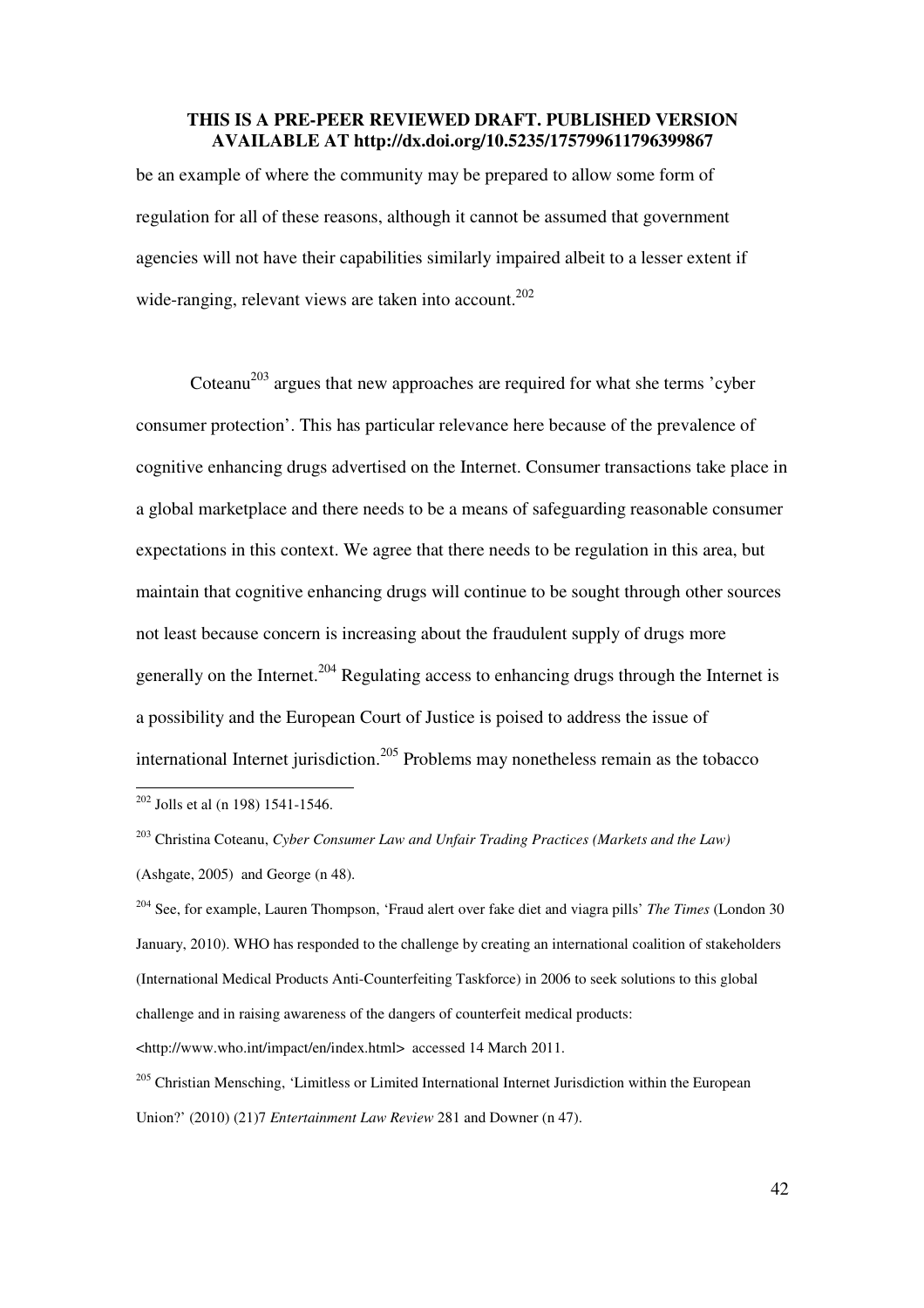be an example of where the community may be prepared to allow some form of regulation for all of these reasons, although it cannot be assumed that government agencies will not have their capabilities similarly impaired albeit to a lesser extent if wide-ranging, relevant views are taken into account.[202]

Coteanu[203] argues that new approaches are required for what she terms 'cyber consumer protection'. This has particular relevance here because of the prevalence of cognitive enhancing drugs advertised on the Internet. Consumer transactions take place in a global marketplace and there needs to be a means of safeguarding reasonable consumer expectations in this context. We agree that there needs to be regulation in this area, but maintain that cognitive enhancing drugs will continue to be sought through other sources not least because concern is increasing about the fraudulent supply of drugs more generally on the Internet.[204] Regulating access to enhancing drugs through the Internet is a possibility and the European Court of Justice is poised to address the issue of international Internet jurisdiction.[205] Problems may nonetheless remain as the tobacco

---

[202] Jolls et al (n 198) 1541-1546.

[203] Christina Coteanu, *Cyber Consumer Law and Unfair Trading Practices (Markets and the Law)* (Ashgate, 2005) and George (n 48).

[204] See, for example, Lauren Thompson, 'Fraud alert over fake diet and viagra pills' *The Times* (London 30 January, 2010). WHO has responded to the challenge by creating an international coalition of stakeholders (International Medical Products Anti-Counterfeiting Taskforce) in 2006 to seek solutions to this global challenge and in raising awareness of the dangers of counterfeit medical products: <http://www.who.int/impact/en/index.html> accessed 14 March 2011.

[205] Christian Mensching, 'Limitless or Limited International Internet Jurisdiction within the European Union?' (2010) (21)7 *Entertainment Law Review* 281 and Downer (n 47).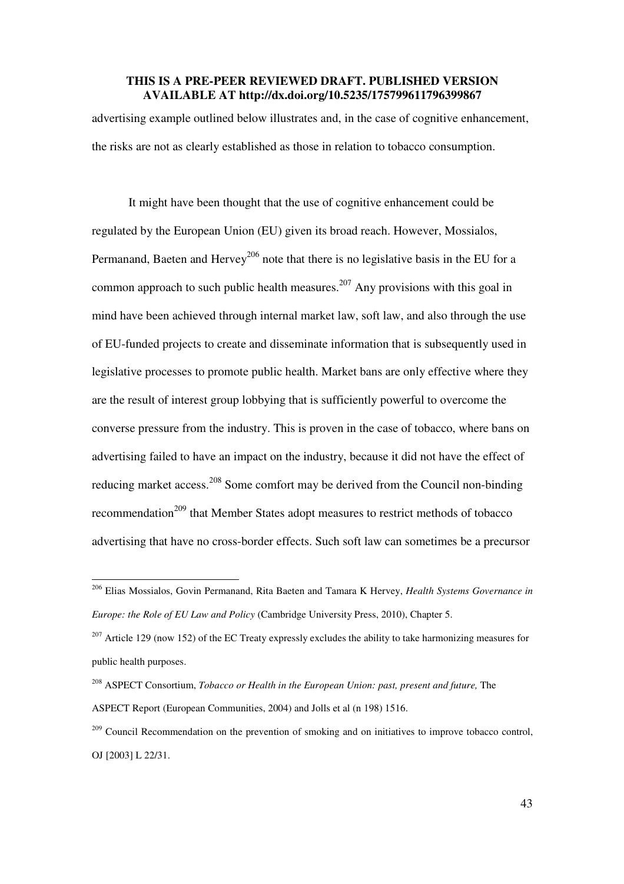advertising example outlined below illustrates and, in the case of cognitive enhancement, the risks are not as clearly established as those in relation to tobacco consumption.

It might have been thought that the use of cognitive enhancement could be regulated by the European Union (EU) given its broad reach. However, Mossialos, Permanand, Baeten and Hervey[206] note that there is no legislative basis in the EU for a common approach to such public health measures.[207] Any provisions with this goal in mind have been achieved through internal market law, soft law, and also through the use of EU-funded projects to create and disseminate information that is subsequently used in legislative processes to promote public health. Market bans are only effective where they are the result of interest group lobbying that is sufficiently powerful to overcome the converse pressure from the industry. This is proven in the case of tobacco, where bans on advertising failed to have an impact on the industry, because it did not have the effect of reducing market access.[208] Some comfort may be derived from the Council non-binding recommendation[209] that Member States adopt measures to restrict methods of tobacco advertising that have no cross-border effects. Such soft law can sometimes be a precursor

---

[206] Elias Mossialos, Govin Permanand, Rita Baeten and Tamara K Hervey, *Health Systems Governance in Europe: the Role of EU Law and Policy* (Cambridge University Press, 2010), Chapter 5.

[207] Article 129 (now 152) of the EC Treaty expressly excludes the ability to take harmonizing measures for public health purposes.

[208] ASPECT Consortium, *Tobacco or Health in the European Union: past, present and future,* The ASPECT Report (European Communities, 2004) and Jolls et al (n 198) 1516.

[209] Council Recommendation on the prevention of smoking and on initiatives to improve tobacco control, OJ [2003] L 22/31.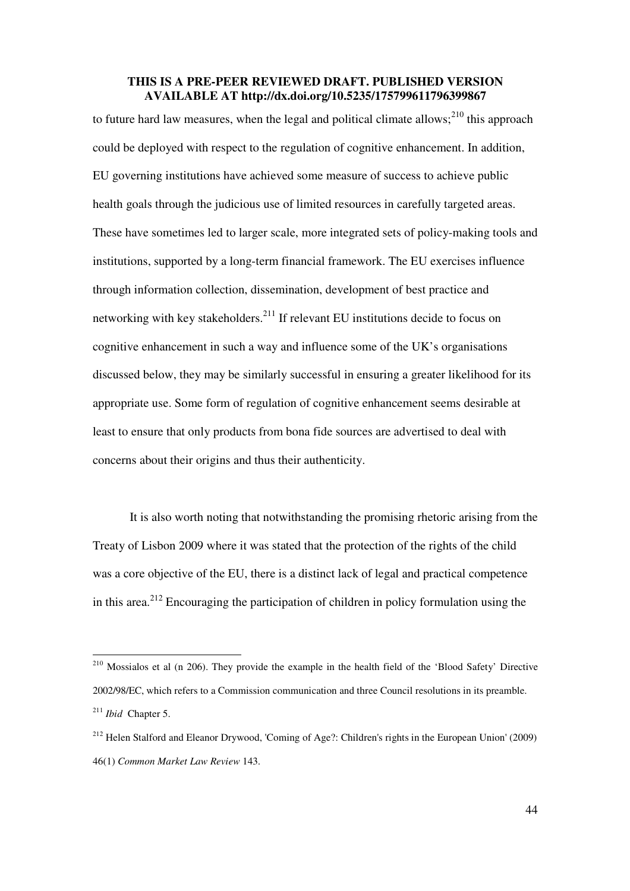to future hard law measures, when the legal and political climate allows;[210] this approach could be deployed with respect to the regulation of cognitive enhancement. In addition, EU governing institutions have achieved some measure of success to achieve public health goals through the judicious use of limited resources in carefully targeted areas. These have sometimes led to larger scale, more integrated sets of policy-making tools and institutions, supported by a long-term financial framework. The EU exercises influence through information collection, dissemination, development of best practice and networking with key stakeholders.[211] If relevant EU institutions decide to focus on cognitive enhancement in such a way and influence some of the UK's organisations discussed below, they may be similarly successful in ensuring a greater likelihood for its appropriate use. Some form of regulation of cognitive enhancement seems desirable at least to ensure that only products from bona fide sources are advertised to deal with concerns about their origins and thus their authenticity.

It is also worth noting that notwithstanding the promising rhetoric arising from the Treaty of Lisbon 2009 where it was stated that the protection of the rights of the child was a core objective of the EU, there is a distinct lack of legal and practical competence in this area.[212] Encouraging the participation of children in policy formulation using the

---

[210] Mossialos et al (n 206). They provide the example in the health field of the 'Blood Safety' Directive 2002/98/EC, which refers to a Commission communication and three Council resolutions in its preamble.

[211] *Ibid* Chapter 5.

[212] Helen Stalford and Eleanor Drywood, 'Coming of Age?: Children's rights in the European Union' (2009) 46(1) *Common Market Law Review* 143.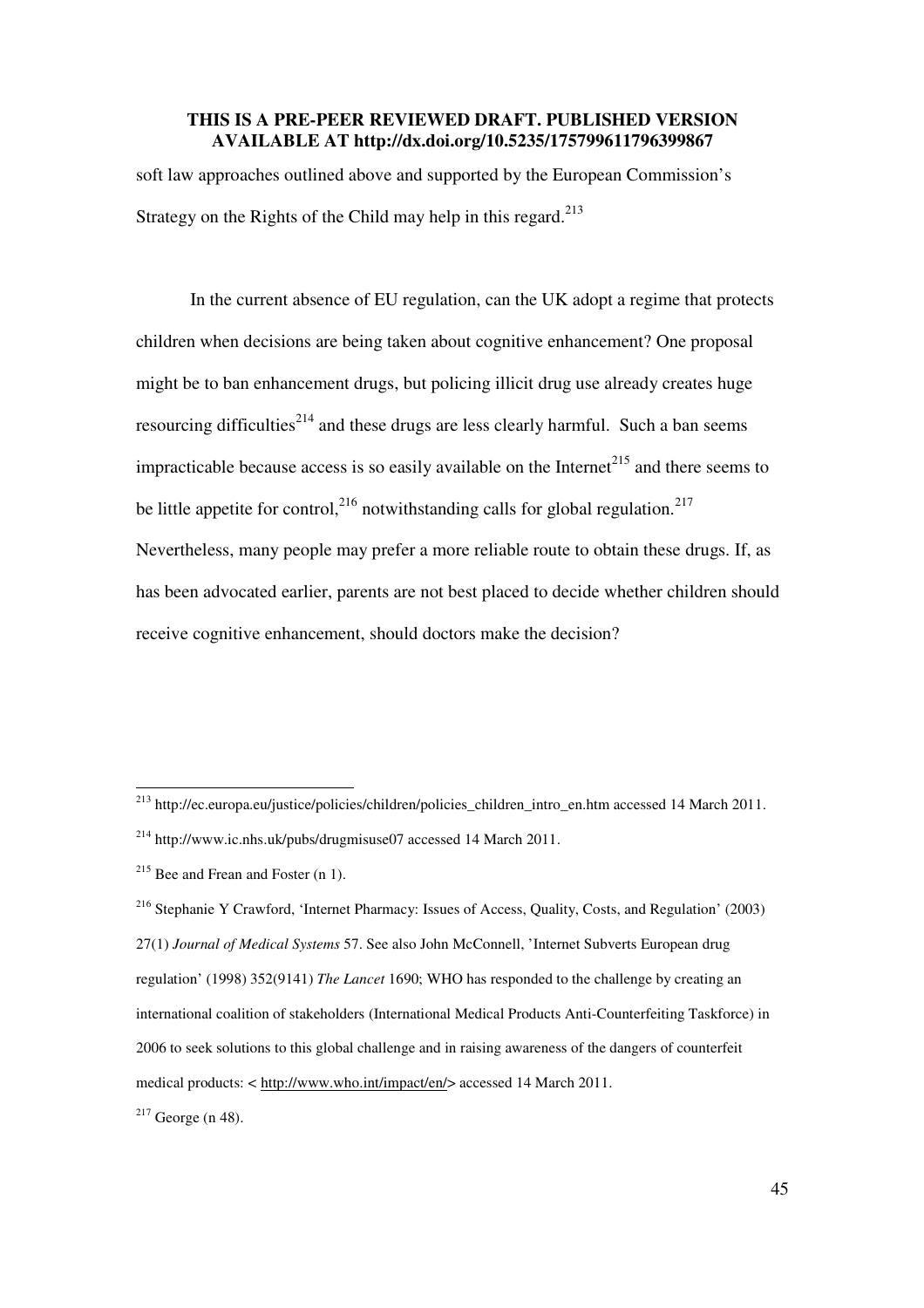soft law approaches outlined above and supported by the European Commission's Strategy on the Rights of the Child may help in this regard.[213]

In the current absence of EU regulation, can the UK adopt a regime that protects children when decisions are being taken about cognitive enhancement? One proposal might be to ban enhancement drugs, but policing illicit drug use already creates huge resourcing difficulties[214] and these drugs are less clearly harmful. Such a ban seems impracticable because access is so easily available on the Internet[215] and there seems to be little appetite for control,[216] notwithstanding calls for global regulation.[217] Nevertheless, many people may prefer a more reliable route to obtain these drugs. If, as has been advocated earlier, parents are not best placed to decide whether children should receive cognitive enhancement, should doctors make the decision?

---

[213] http://ec.europa.eu/justice/policies/children/policies_children_intro_en.htm accessed 14 March 2011.

[214] http://www.ic.nhs.uk/pubs/drugmisuse07 accessed 14 March 2011.

[215] Bee and Frean and Foster (n 1).

[216] Stephanie Y Crawford, 'Internet Pharmacy: Issues of Access, Quality, Costs, and Regulation' (2003) 27(1) *Journal of Medical Systems* 57. See also John McConnell, 'Internet Subverts European drug regulation' (1998) 352(9141) *The Lancet* 1690; WHO has responded to the challenge by creating an international coalition of stakeholders (International Medical Products Anti-Counterfeiting Taskforce) in 2006 to seek solutions to this global challenge and in raising awareness of the dangers of counterfeit medical products: < http://www.who.int/impact/en/> accessed 14 March 2011.

[217] George (n 48).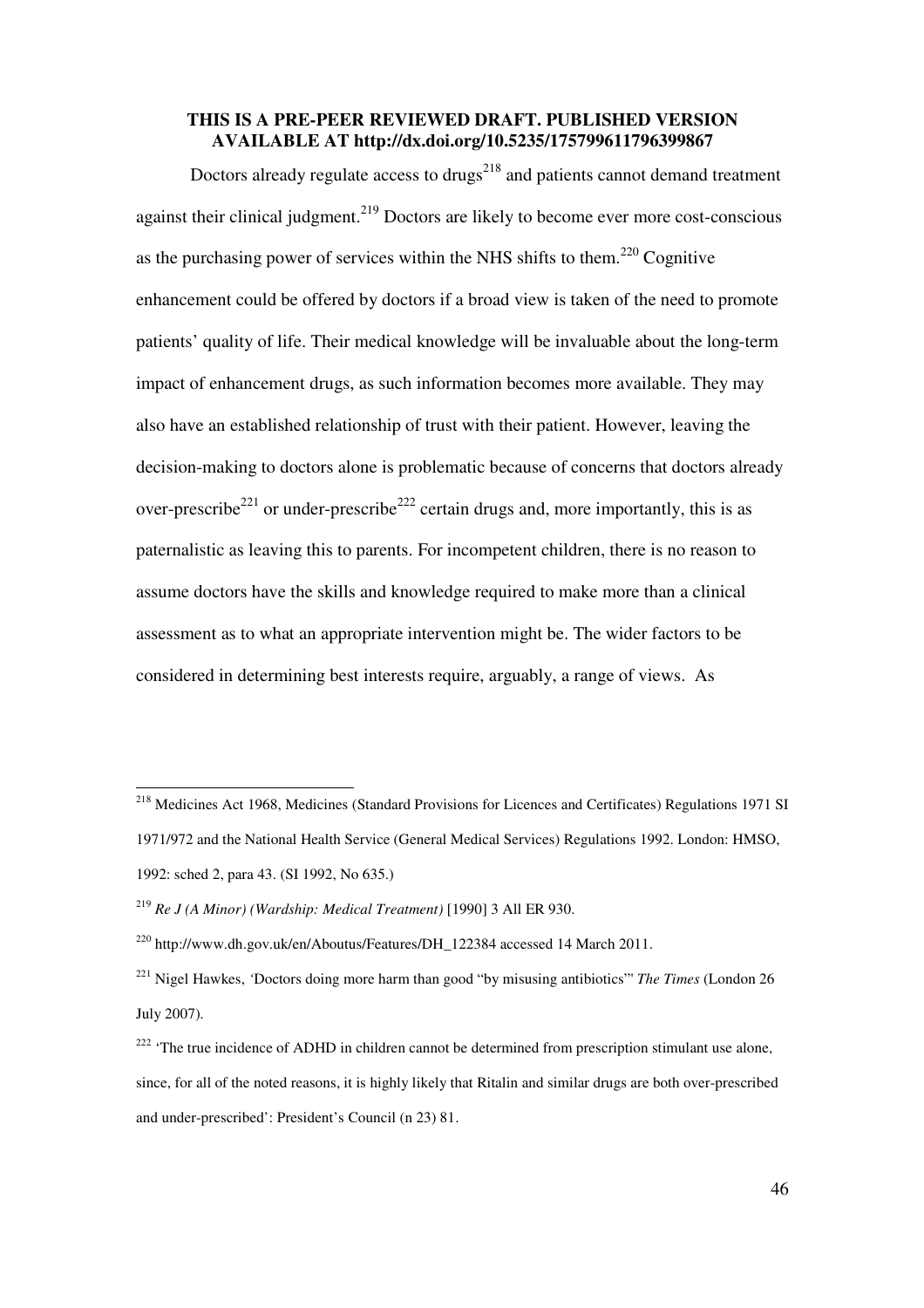**THIS IS A PRE-PEER REVIEWED DRAFT. PUBLISHED VERSION AVAILABLE AT http://dx.doi.org/10.5235/175799611796399867**

Doctors already regulate access to drugs[218] and patients cannot demand treatment against their clinical judgment.[219] Doctors are likely to become ever more cost-conscious as the purchasing power of services within the NHS shifts to them.[220] Cognitive enhancement could be offered by doctors if a broad view is taken of the need to promote patients' quality of life. Their medical knowledge will be invaluable about the long-term impact of enhancement drugs, as such information becomes more available. They may also have an established relationship of trust with their patient. However, leaving the decision-making to doctors alone is problematic because of concerns that doctors already over-prescribe[221] or under-prescribe[222] certain drugs and, more importantly, this is as paternalistic as leaving this to parents. For incompetent children, there is no reason to assume doctors have the skills and knowledge required to make more than a clinical assessment as to what an appropriate intervention might be. The wider factors to be considered in determining best interests require, arguably, a range of views. As

---

[218] Medicines Act 1968, Medicines (Standard Provisions for Licences and Certificates) Regulations 1971 SI 1971/972 and the National Health Service (General Medical Services) Regulations 1992. London: HMSO, 1992: sched 2, para 43. (SI 1992, No 635.)

[219] *Re J (A Minor) (Wardship: Medical Treatment)* [1990] 3 All ER 930.

[220] http://www.dh.gov.uk/en/Aboutus/Features/DH_122384 accessed 14 March 2011.

[221] Nigel Hawkes, 'Doctors doing more harm than good "by misusing antibiotics"' *The Times* (London 26 July 2007).

[222] 'The true incidence of ADHD in children cannot be determined from prescription stimulant use alone, since, for all of the noted reasons, it is highly likely that Ritalin and similar drugs are both over-prescribed and under-prescribed': President's Council (n 23) 81.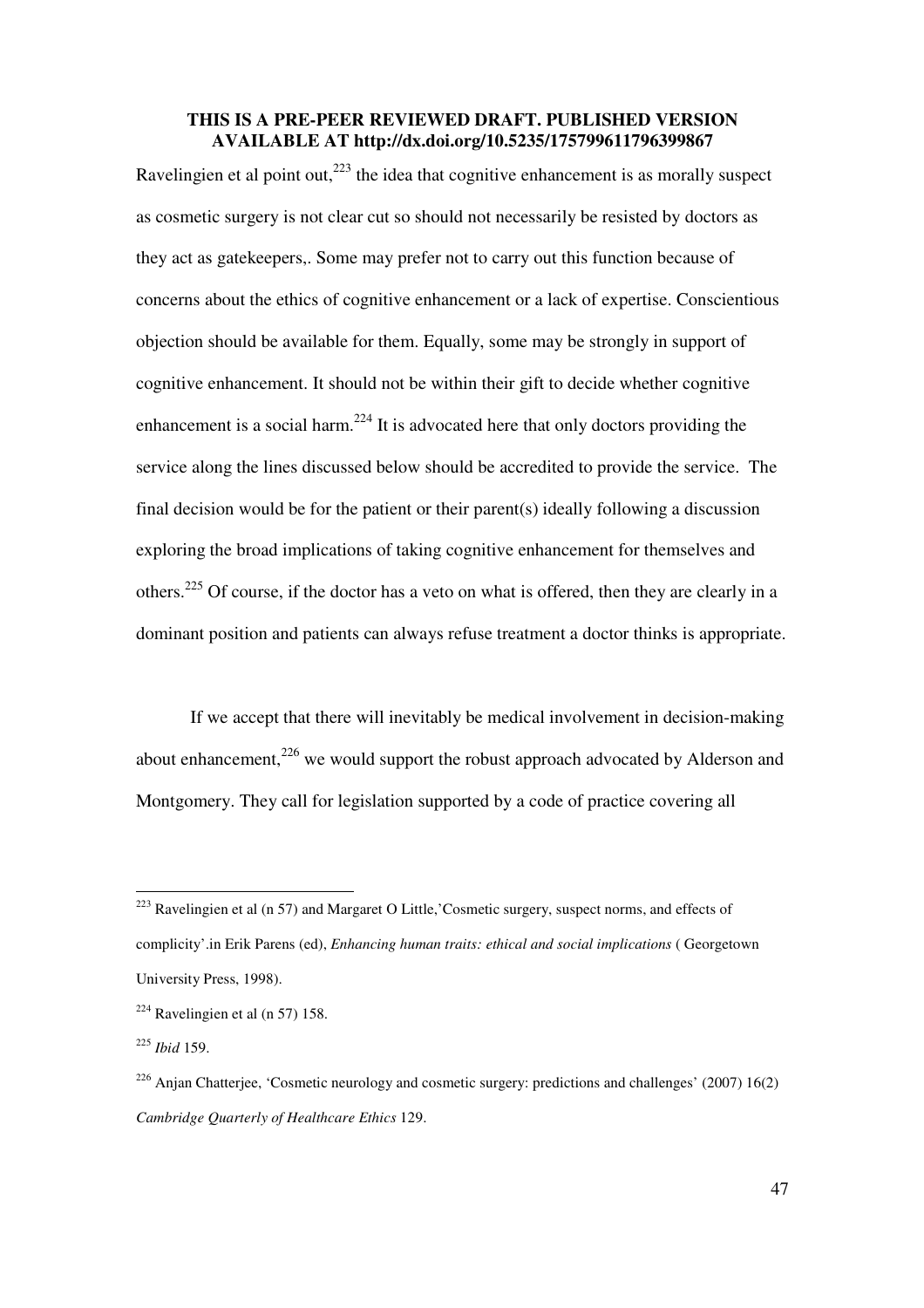**THIS IS A PRE-PEER REVIEWED DRAFT. PUBLISHED VERSION AVAILABLE AT http://dx.doi.org/10.5235/175799611796399867**

Ravelingien et al point out,[223] the idea that cognitive enhancement is as morally suspect as cosmetic surgery is not clear cut so should not necessarily be resisted by doctors as they act as gatekeepers,. Some may prefer not to carry out this function because of concerns about the ethics of cognitive enhancement or a lack of expertise. Conscientious objection should be available for them. Equally, some may be strongly in support of cognitive enhancement. It should not be within their gift to decide whether cognitive enhancement is a social harm.[224] It is advocated here that only doctors providing the service along the lines discussed below should be accredited to provide the service. The final decision would be for the patient or their parent(s) ideally following a discussion exploring the broad implications of taking cognitive enhancement for themselves and others.[225] Of course, if the doctor has a veto on what is offered, then they are clearly in a dominant position and patients can always refuse treatment a doctor thinks is appropriate.

If we accept that there will inevitably be medical involvement in decision-making about enhancement,[226] we would support the robust approach advocated by Alderson and Montgomery. They call for legislation supported by a code of practice covering all

---

[223] Ravelingien et al (n 57) and Margaret O Little,'Cosmetic surgery, suspect norms, and effects of complicity'.in Erik Parens (ed), *Enhancing human traits: ethical and social implications* ( Georgetown University Press, 1998).

[224] Ravelingien et al (n 57) 158.

[225] *Ibid* 159.

[226] Anjan Chatterjee, 'Cosmetic neurology and cosmetic surgery: predictions and challenges' (2007) 16(2) *Cambridge Quarterly of Healthcare Ethics* 129.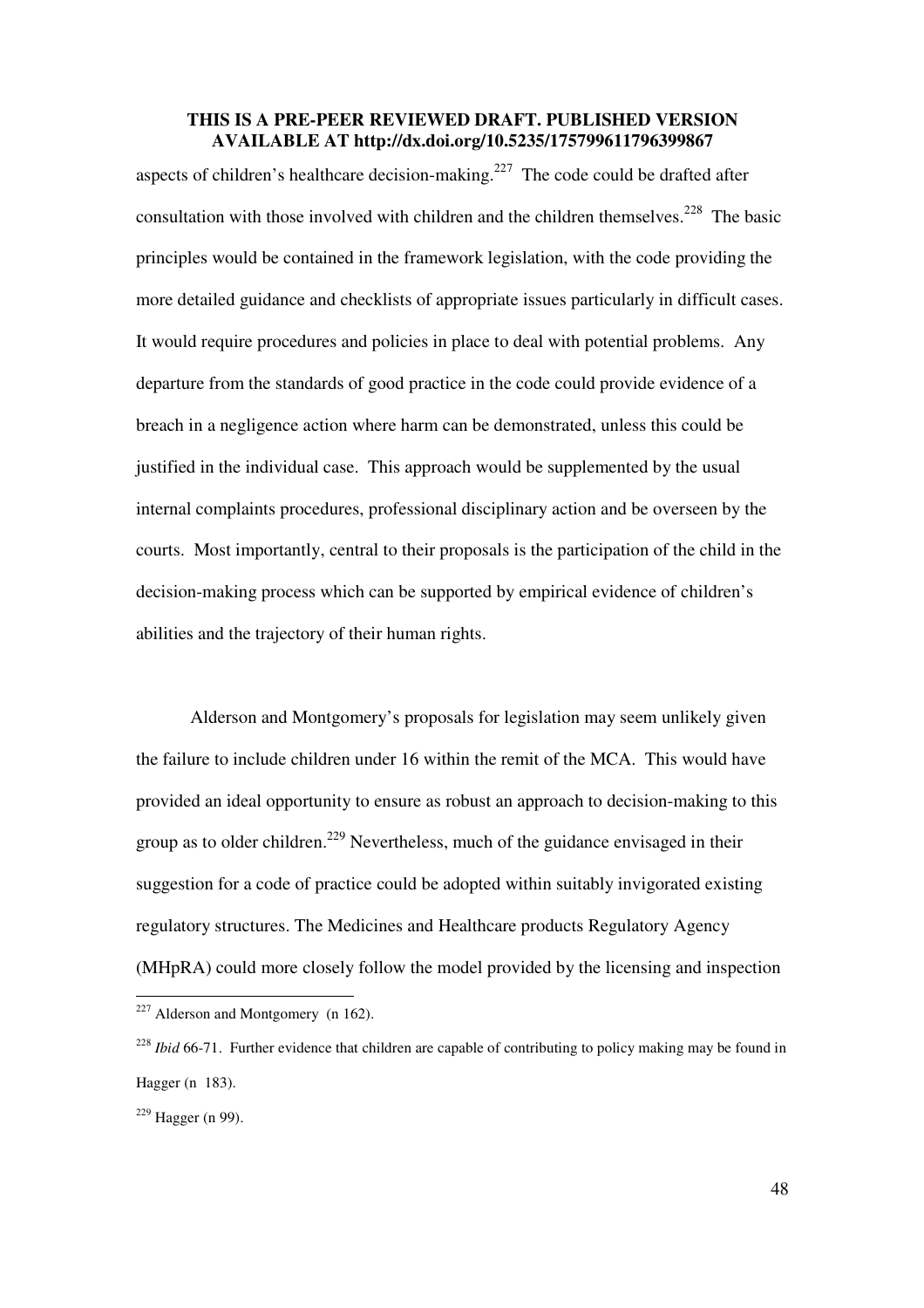aspects of children's healthcare decision-making.[227] The code could be drafted after consultation with those involved with children and the children themselves.[228] The basic principles would be contained in the framework legislation, with the code providing the more detailed guidance and checklists of appropriate issues particularly in difficult cases. It would require procedures and policies in place to deal with potential problems. Any departure from the standards of good practice in the code could provide evidence of a breach in a negligence action where harm can be demonstrated, unless this could be justified in the individual case. This approach would be supplemented by the usual internal complaints procedures, professional disciplinary action and be overseen by the courts. Most importantly, central to their proposals is the participation of the child in the decision-making process which can be supported by empirical evidence of children's abilities and the trajectory of their human rights.

Alderson and Montgomery's proposals for legislation may seem unlikely given the failure to include children under 16 within the remit of the MCA. This would have provided an ideal opportunity to ensure as robust an approach to decision-making to this group as to older children.[229] Nevertheless, much of the guidance envisaged in their suggestion for a code of practice could be adopted within suitably invigorated existing regulatory structures. The Medicines and Healthcare products Regulatory Agency (MHpRA) could more closely follow the model provided by the licensing and inspection

---

[227] Alderson and Montgomery (n 162).

[228] *Ibid* 66-71. Further evidence that children are capable of contributing to policy making may be found in Hagger (n 183).

[229] Hagger (n 99).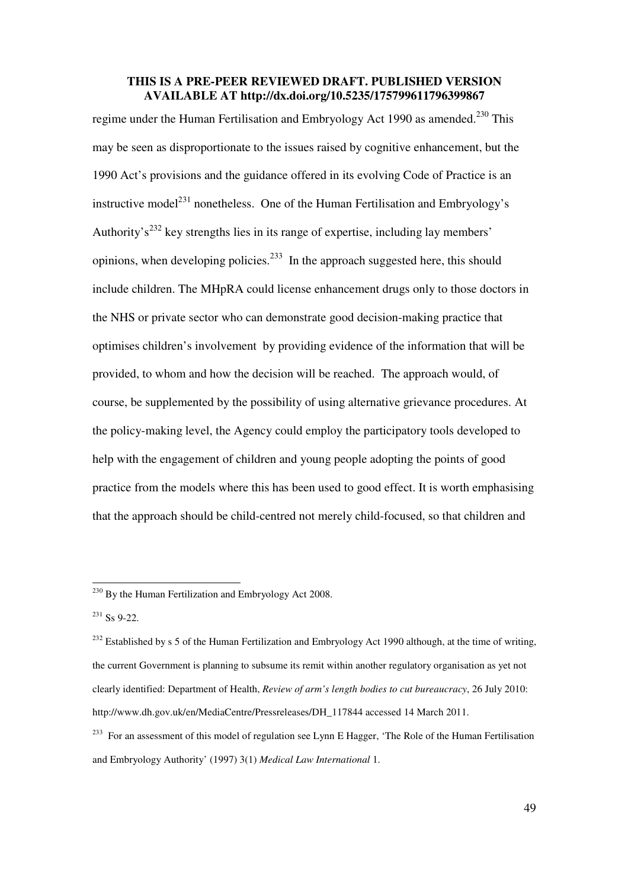regime under the Human Fertilisation and Embryology Act 1990 as amended.[230] This may be seen as disproportionate to the issues raised by cognitive enhancement, but the 1990 Act's provisions and the guidance offered in its evolving Code of Practice is an instructive model[231] nonetheless. One of the Human Fertilisation and Embryology's Authority's[232] key strengths lies in its range of expertise, including lay members' opinions, when developing policies.[233] In the approach suggested here, this should include children. The MHpRA could license enhancement drugs only to those doctors in the NHS or private sector who can demonstrate good decision-making practice that optimises children's involvement by providing evidence of the information that will be provided, to whom and how the decision will be reached. The approach would, of course, be supplemented by the possibility of using alternative grievance procedures. At the policy-making level, the Agency could employ the participatory tools developed to help with the engagement of children and young people adopting the points of good practice from the models where this has been used to good effect. It is worth emphasising that the approach should be child-centred not merely child-focused, so that children and

---

[230] By the Human Fertilization and Embryology Act 2008.

[231] Ss 9-22.

[232] Established by s 5 of the Human Fertilization and Embryology Act 1990 although, at the time of writing, the current Government is planning to subsume its remit within another regulatory organisation as yet not clearly identified: Department of Health, *Review of arm's length bodies to cut bureaucracy*, 26 July 2010: http://www.dh.gov.uk/en/MediaCentre/Pressreleases/DH_117844 accessed 14 March 2011.

[233] For an assessment of this model of regulation see Lynn E Hagger, 'The Role of the Human Fertilisation and Embryology Authority' (1997) 3(1) *Medical Law International* 1.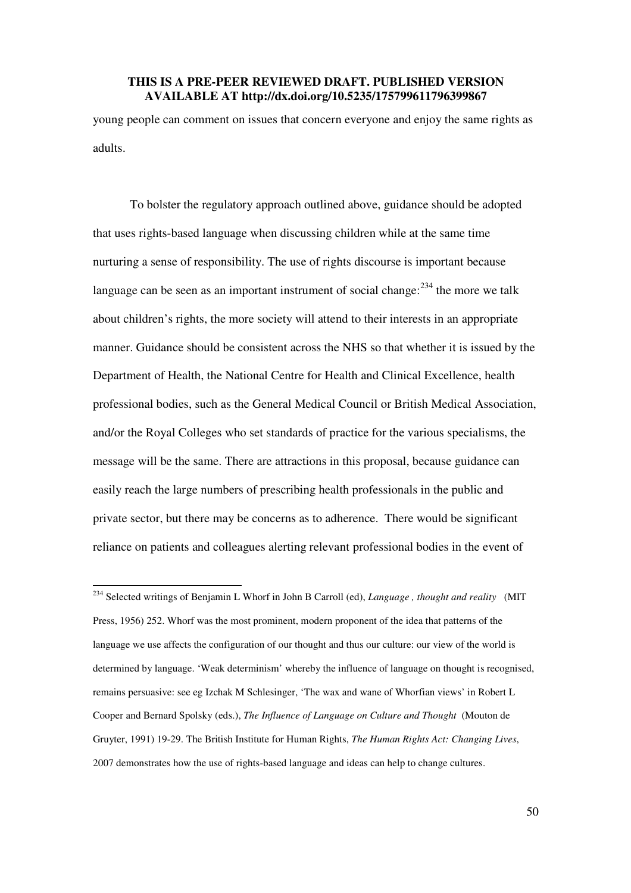young people can comment on issues that concern everyone and enjoy the same rights as adults.

To bolster the regulatory approach outlined above, guidance should be adopted that uses rights-based language when discussing children while at the same time nurturing a sense of responsibility. The use of rights discourse is important because language can be seen as an important instrument of social change:[234] the more we talk about children's rights, the more society will attend to their interests in an appropriate manner. Guidance should be consistent across the NHS so that whether it is issued by the Department of Health, the National Centre for Health and Clinical Excellence, health professional bodies, such as the General Medical Council or British Medical Association, and/or the Royal Colleges who set standards of practice for the various specialisms, the message will be the same. There are attractions in this proposal, because guidance can easily reach the large numbers of prescribing health professionals in the public and private sector, but there may be concerns as to adherence. There would be significant reliance on patients and colleagues alerting relevant professional bodies in the event of

---

[234] Selected writings of Benjamin L Whorf in John B Carroll (ed), *Language , thought and reality* (MIT Press, 1956) 252. Whorf was the most prominent, modern proponent of the idea that patterns of the language we use affects the configuration of our thought and thus our culture: our view of the world is determined by language. 'Weak determinism' whereby the influence of language on thought is recognised, remains persuasive: see eg Izchak M Schlesinger, 'The wax and wane of Whorfian views' in Robert L Cooper and Bernard Spolsky (eds.), *The Influence of Language on Culture and Thought* (Mouton de Gruyter, 1991) 19-29. The British Institute for Human Rights, *The Human Rights Act: Changing Lives*, 2007 demonstrates how the use of rights-based language and ideas can help to change cultures.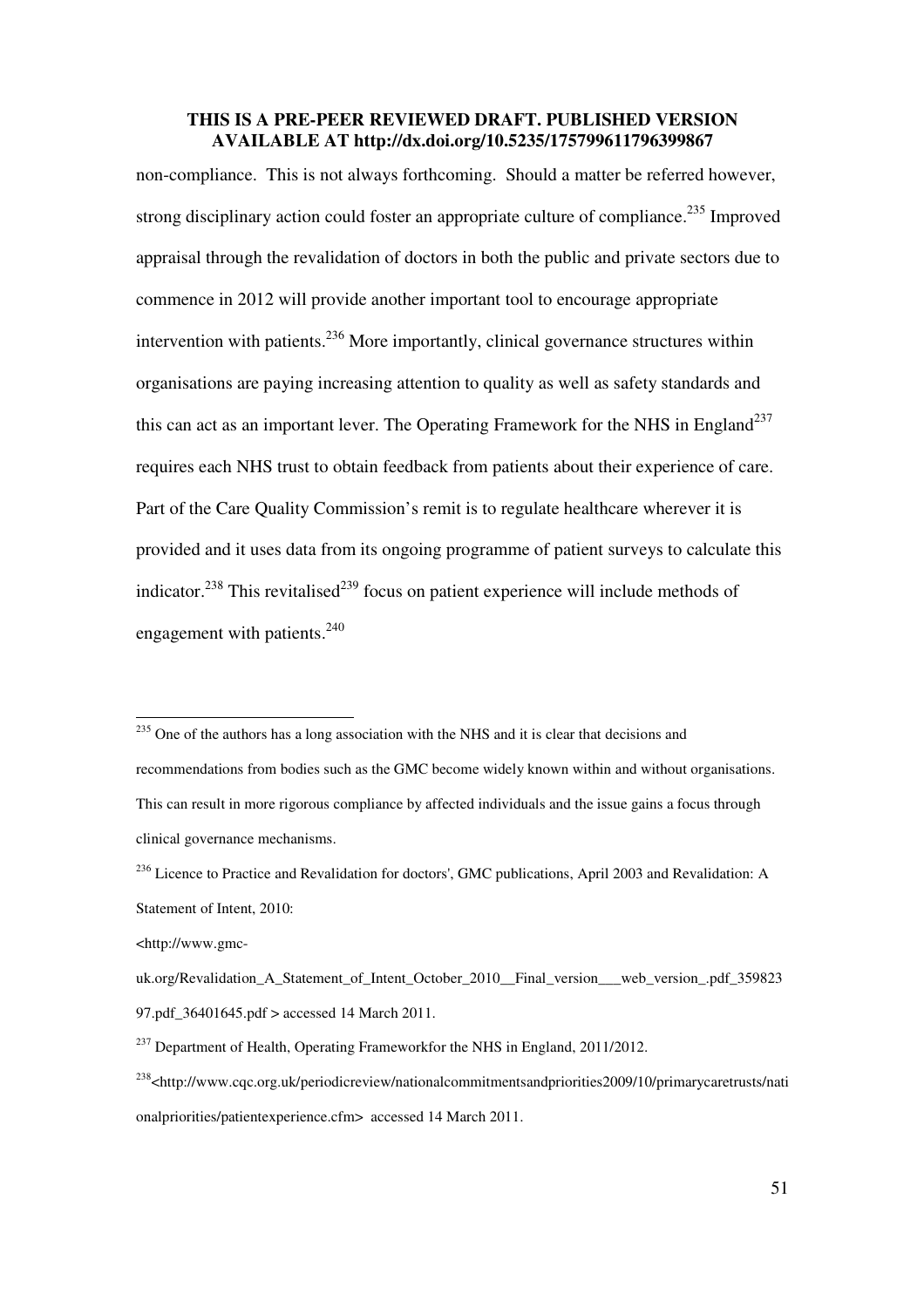non-compliance. This is not always forthcoming. Should a matter be referred however, strong disciplinary action could foster an appropriate culture of compliance.[235] Improved appraisal through the revalidation of doctors in both the public and private sectors due to commence in 2012 will provide another important tool to encourage appropriate intervention with patients.[236] More importantly, clinical governance structures within organisations are paying increasing attention to quality as well as safety standards and this can act as an important lever. The Operating Framework for the NHS in England[237] requires each NHS trust to obtain feedback from patients about their experience of care. Part of the Care Quality Commission's remit is to regulate healthcare wherever it is provided and it uses data from its ongoing programme of patient surveys to calculate this indicator.[238] This revitalised[239] focus on patient experience will include methods of engagement with patients.[240]

---

[235] One of the authors has a long association with the NHS and it is clear that decisions and recommendations from bodies such as the GMC become widely known within and without organisations. This can result in more rigorous compliance by affected individuals and the issue gains a focus through clinical governance mechanisms.

[236] Licence to Practice and Revalidation for doctors', GMC publications, April 2003 and Revalidation: A Statement of Intent, 2010:

<http://www.gmc-uk.org/Revalidation_A_Statement_of_Intent_October_2010__Final_version___web_version_.pdf_35982397.pdf_36401645.pdf > accessed 14 March 2011.

[237] Department of Health, Operating Frameworkfor the NHS in England, 2011/2012.

[238] <http://www.cqc.org.uk/periodicreview/nationalcommitmentsandpriorities2009/10/primarycaretrusts/nationalpriorities/patientexperience.cfm> accessed 14 March 2011.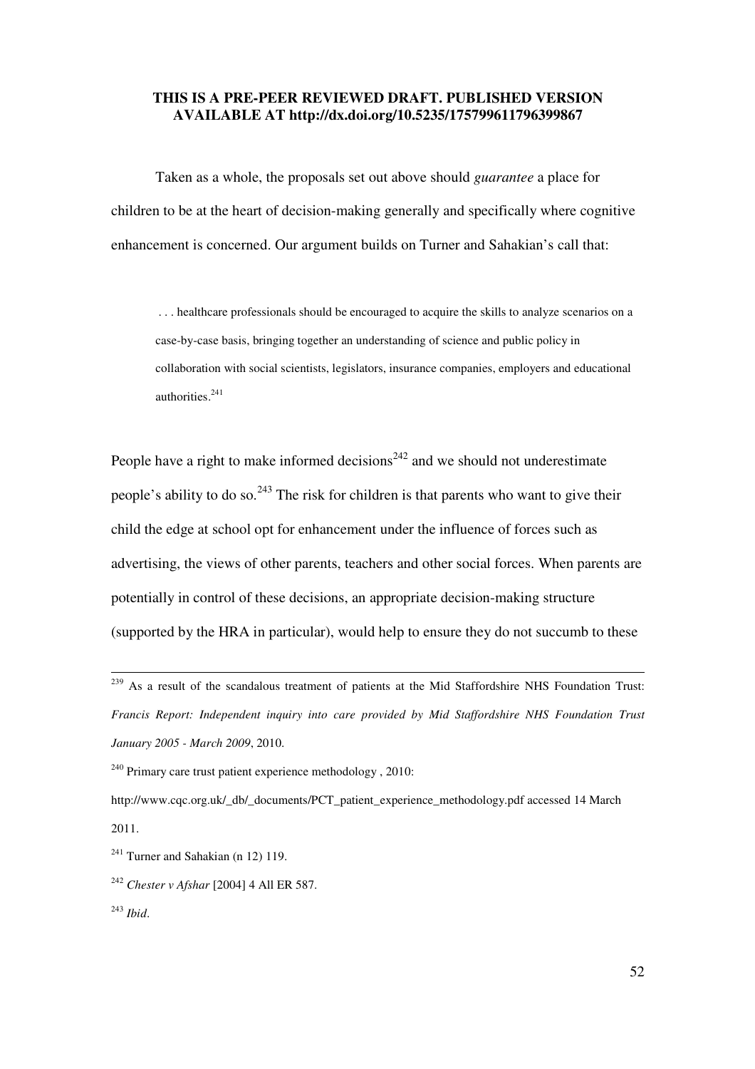**THIS IS A PRE-PEER REVIEWED DRAFT. PUBLISHED VERSION AVAILABLE AT http://dx.doi.org/10.5235/175799611796399867**

Taken as a whole, the proposals set out above should *guarantee* a place for children to be at the heart of decision-making generally and specifically where cognitive enhancement is concerned. Our argument builds on Turner and Sahakian's call that:

> . . . healthcare professionals should be encouraged to acquire the skills to analyze scenarios on a case-by-case basis, bringing together an understanding of science and public policy in collaboration with social scientists, legislators, insurance companies, employers and educational authorities.[241]

People have a right to make informed decisions[242] and we should not underestimate people's ability to do so.[243] The risk for children is that parents who want to give their child the edge at school opt for enhancement under the influence of forces such as advertising, the views of other parents, teachers and other social forces. When parents are potentially in control of these decisions, an appropriate decision-making structure (supported by the HRA in particular), would help to ensure they do not succumb to these

---

[239] As a result of the scandalous treatment of patients at the Mid Staffordshire NHS Foundation Trust: *Francis Report: Independent inquiry into care provided by Mid Staffordshire NHS Foundation Trust January 2005 - March 2009*, 2010.

[240] Primary care trust patient experience methodology , 2010: http://www.cqc.org.uk/_db/_documents/PCT_patient_experience_methodology.pdf accessed 14 March 2011.

[241] Turner and Sahakian (n 12) 119.

[242] *Chester v Afshar* [2004] 4 All ER 587.

[243] *Ibid*.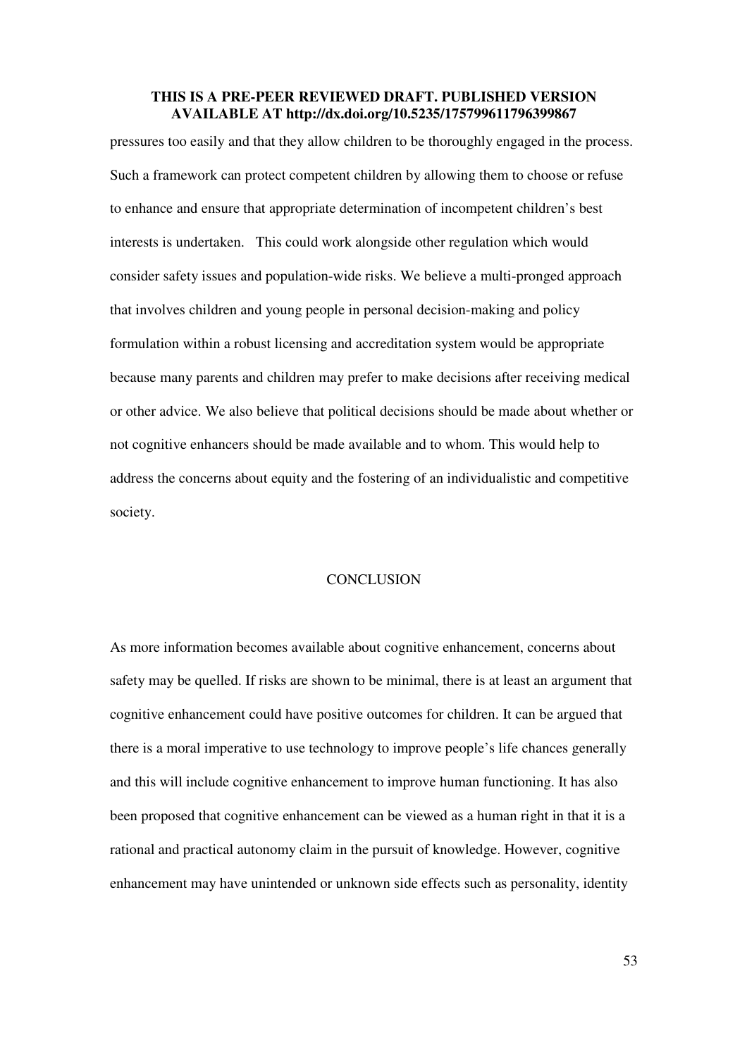pressures too easily and that they allow children to be thoroughly engaged in the process. Such a framework can protect competent children by allowing them to choose or refuse to enhance and ensure that appropriate determination of incompetent children's best interests is undertaken. This could work alongside other regulation which would consider safety issues and population-wide risks. We believe a multi-pronged approach that involves children and young people in personal decision-making and policy formulation within a robust licensing and accreditation system would be appropriate because many parents and children may prefer to make decisions after receiving medical or other advice. We also believe that political decisions should be made about whether or not cognitive enhancers should be made available and to whom. This would help to address the concerns about equity and the fostering of an individualistic and competitive society.

## CONCLUSION

As more information becomes available about cognitive enhancement, concerns about safety may be quelled. If risks are shown to be minimal, there is at least an argument that cognitive enhancement could have positive outcomes for children. It can be argued that there is a moral imperative to use technology to improve people's life chances generally and this will include cognitive enhancement to improve human functioning. It has also been proposed that cognitive enhancement can be viewed as a human right in that it is a rational and practical autonomy claim in the pursuit of knowledge. However, cognitive enhancement may have unintended or unknown side effects such as personality, identity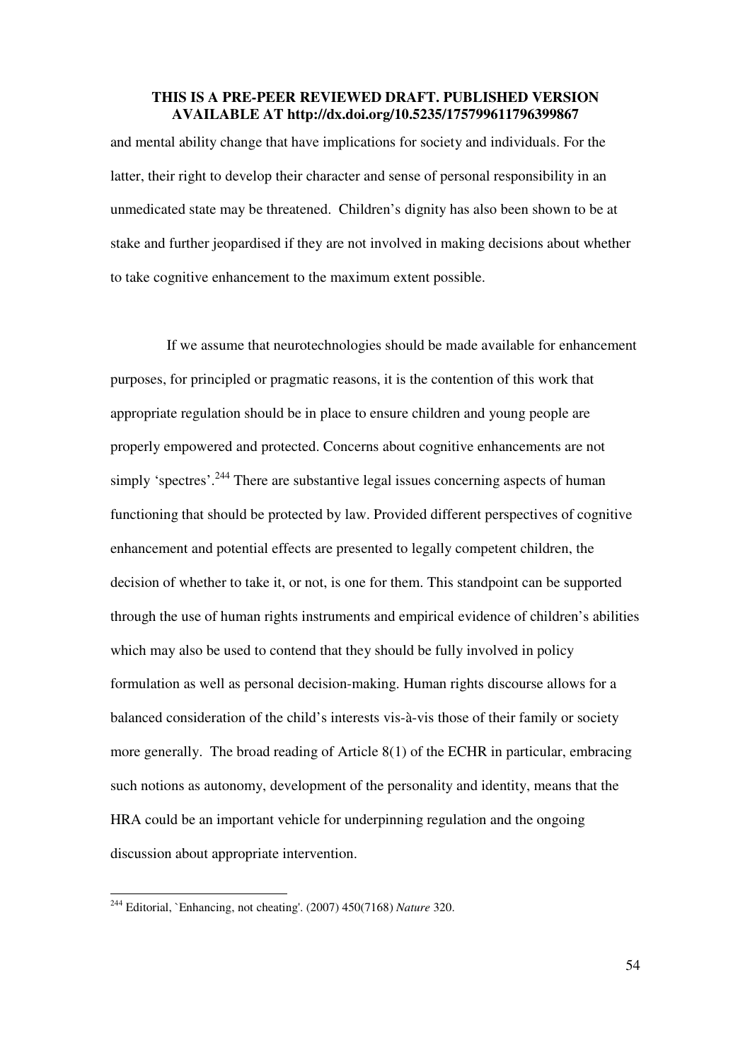and mental ability change that have implications for society and individuals. For the latter, their right to develop their character and sense of personal responsibility in an unmedicated state may be threatened. Children's dignity has also been shown to be at stake and further jeopardised if they are not involved in making decisions about whether to take cognitive enhancement to the maximum extent possible.

If we assume that neurotechnologies should be made available for enhancement purposes, for principled or pragmatic reasons, it is the contention of this work that appropriate regulation should be in place to ensure children and young people are properly empowered and protected. Concerns about cognitive enhancements are not simply 'spectres'.[244] There are substantive legal issues concerning aspects of human functioning that should be protected by law. Provided different perspectives of cognitive enhancement and potential effects are presented to legally competent children, the decision of whether to take it, or not, is one for them. This standpoint can be supported through the use of human rights instruments and empirical evidence of children's abilities which may also be used to contend that they should be fully involved in policy formulation as well as personal decision-making. Human rights discourse allows for a balanced consideration of the child's interests vis-à-vis those of their family or society more generally. The broad reading of Article 8(1) of the ECHR in particular, embracing such notions as autonomy, development of the personality and identity, means that the HRA could be an important vehicle for underpinning regulation and the ongoing discussion about appropriate intervention.

[244] Editorial, `Enhancing, not cheating'. (2007) 450(7168) *Nature* 320.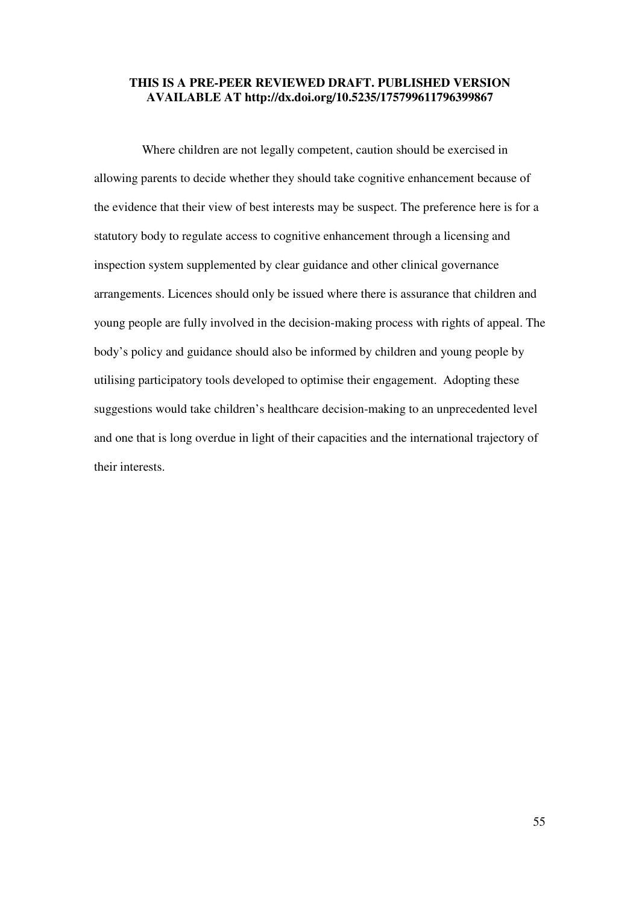**THIS IS A PRE-PEER REVIEWED DRAFT. PUBLISHED VERSION AVAILABLE AT http://dx.doi.org/10.5235/175799611796399867**

Where children are not legally competent, caution should be exercised in allowing parents to decide whether they should take cognitive enhancement because of the evidence that their view of best interests may be suspect. The preference here is for a statutory body to regulate access to cognitive enhancement through a licensing and inspection system supplemented by clear guidance and other clinical governance arrangements. Licences should only be issued where there is assurance that children and young people are fully involved in the decision-making process with rights of appeal. The body's policy and guidance should also be informed by children and young people by utilising participatory tools developed to optimise their engagement. Adopting these suggestions would take children's healthcare decision-making to an unprecedented level and one that is long overdue in light of their capacities and the international trajectory of their interests.